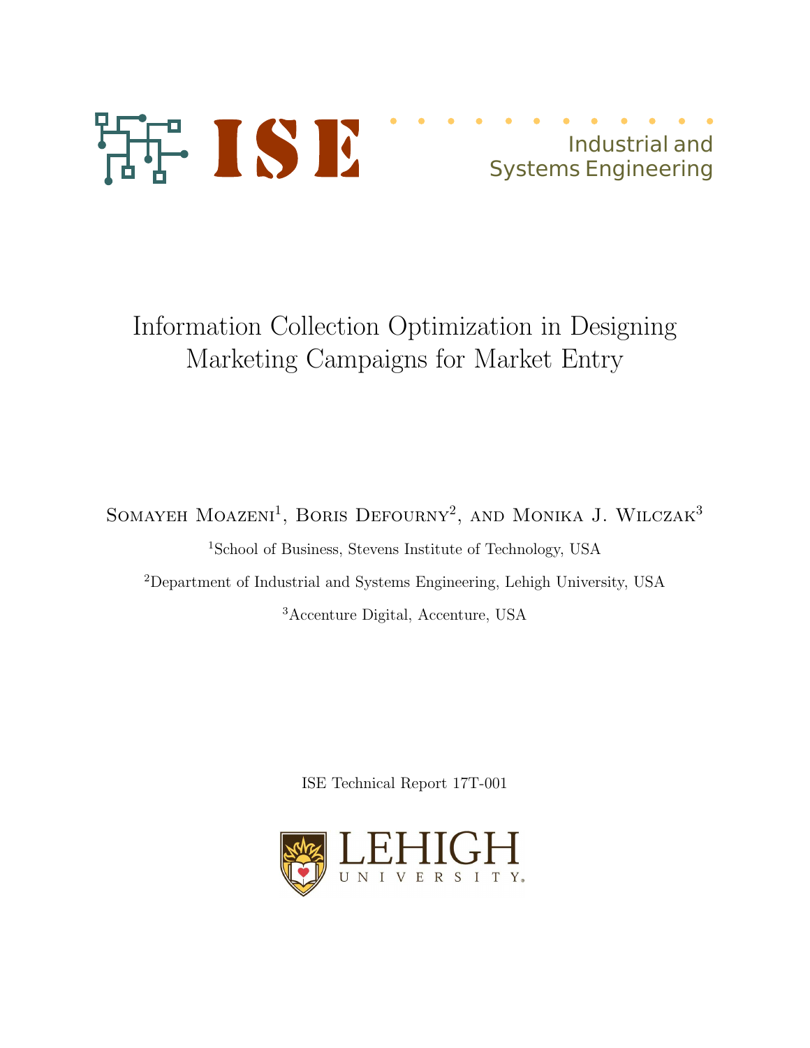ISE

Industrial and Systems Engineering

# Information Collection Optimization in Designing Marketing Campaigns for Market Entry

Somayeh Moazeni[1], Boris Defourny[2], and Monika J. Wilczak[3]

[1]School of Business, Stevens Institute of Technology, USA

[2]Department of Industrial and Systems Engineering, Lehigh University, USA

[3]Accenture Digital, Accenture, USA

ISE Technical Report 17T-001

LEHIGH UNIVERSITY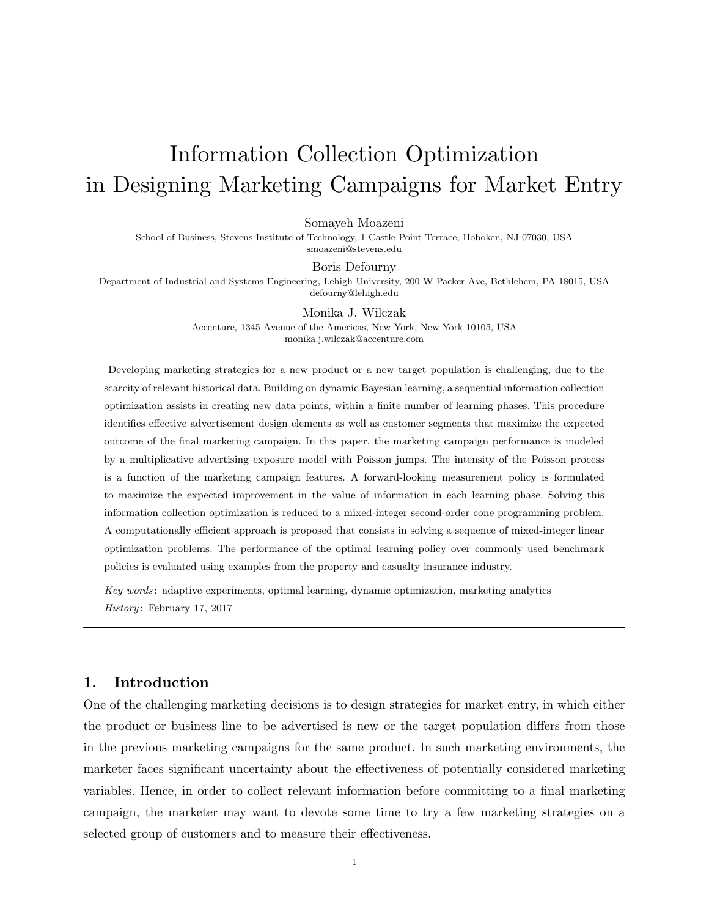# Information Collection Optimization in Designing Marketing Campaigns for Market Entry

Somayeh Moazeni
School of Business, Stevens Institute of Technology, 1 Castle Point Terrace, Hoboken, NJ 07030, USA
smoazeni@stevens.edu

Boris Defourny
Department of Industrial and Systems Engineering, Lehigh University, 200 W Packer Ave, Bethlehem, PA 18015, USA
defourny@lehigh.edu

Monika J. Wilczak
Accenture, 1345 Avenue of the Americas, New York, New York 10105, USA
monika.j.wilczak@accenture.com

Developing marketing strategies for a new product or a new target population is challenging, due to the scarcity of relevant historical data. Building on dynamic Bayesian learning, a sequential information collection optimization assists in creating new data points, within a finite number of learning phases. This procedure identifies effective advertisement design elements as well as customer segments that maximize the expected outcome of the final marketing campaign. In this paper, the marketing campaign performance is modeled by a multiplicative advertising exposure model with Poisson jumps. The intensity of the Poisson process is a function of the marketing campaign features. A forward-looking measurement policy is formulated to maximize the expected improvement in the value of information in each learning phase. Solving this information collection optimization is reduced to a mixed-integer second-order cone programming problem. A computationally efficient approach is proposed that consists in solving a sequence of mixed-integer linear optimization problems. The performance of the optimal learning policy over commonly used benchmark policies is evaluated using examples from the property and casualty insurance industry.

*Key words*: adaptive experiments, optimal learning, dynamic optimization, marketing analytics
*History*: February 17, 2017

## 1. Introduction

One of the challenging marketing decisions is to design strategies for market entry, in which either the product or business line to be advertised is new or the target population differs from those in the previous marketing campaigns for the same product. In such marketing environments, the marketer faces significant uncertainty about the effectiveness of potentially considered marketing variables. Hence, in order to collect relevant information before committing to a final marketing campaign, the marketer may want to devote some time to try a few marketing strategies on a selected group of customers and to measure their effectiveness.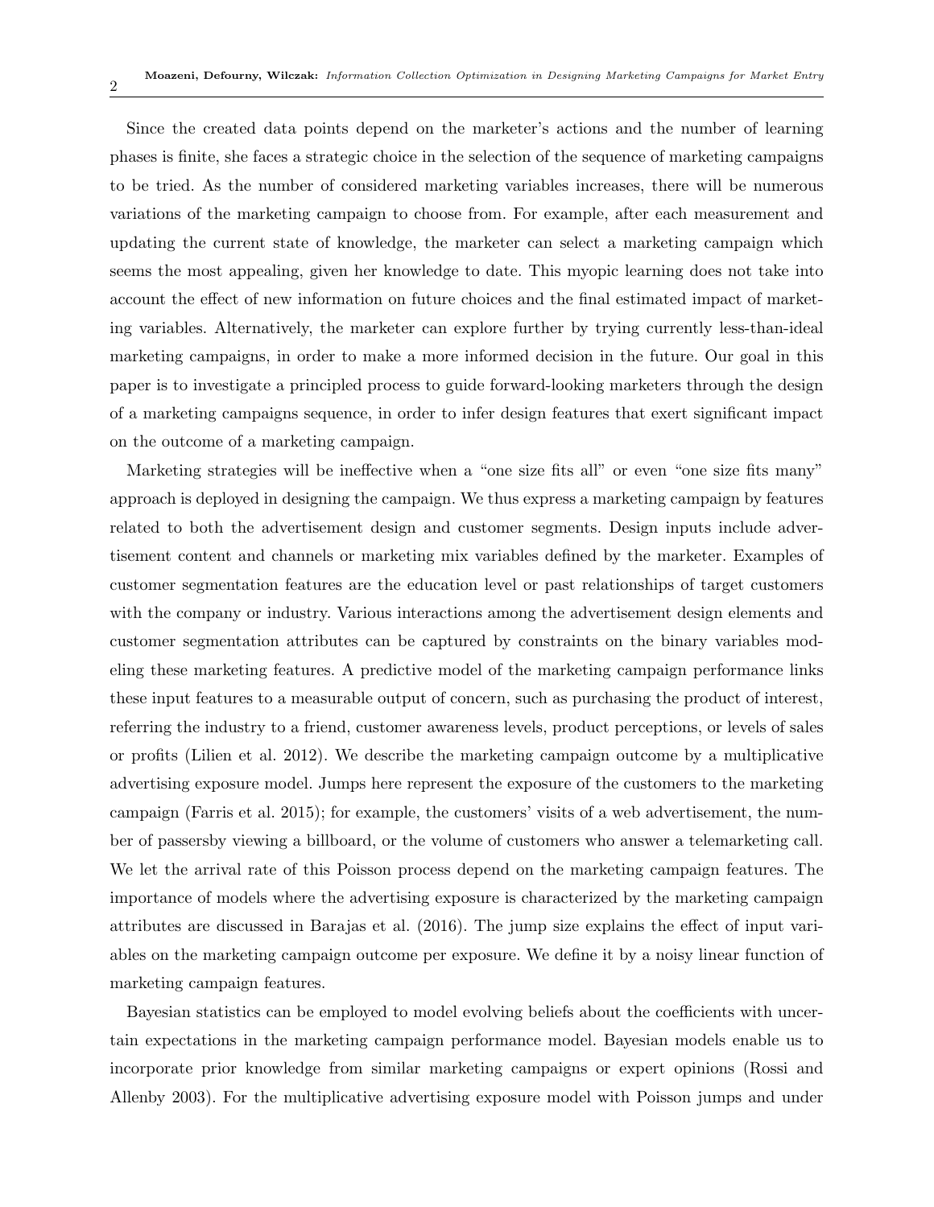Since the created data points depend on the marketer's actions and the number of learning phases is finite, she faces a strategic choice in the selection of the sequence of marketing campaigns to be tried. As the number of considered marketing variables increases, there will be numerous variations of the marketing campaign to choose from. For example, after each measurement and updating the current state of knowledge, the marketer can select a marketing campaign which seems the most appealing, given her knowledge to date. This myopic learning does not take into account the effect of new information on future choices and the final estimated impact of marketing variables. Alternatively, the marketer can explore further by trying currently less-than-ideal marketing campaigns, in order to make a more informed decision in the future. Our goal in this paper is to investigate a principled process to guide forward-looking marketers through the design of a marketing campaigns sequence, in order to infer design features that exert significant impact on the outcome of a marketing campaign.

Marketing strategies will be ineffective when a "one size fits all" or even "one size fits many" approach is deployed in designing the campaign. We thus express a marketing campaign by features related to both the advertisement design and customer segments. Design inputs include advertisement content and channels or marketing mix variables defined by the marketer. Examples of customer segmentation features are the education level or past relationships of target customers with the company or industry. Various interactions among the advertisement design elements and customer segmentation attributes can be captured by constraints on the binary variables modeling these marketing features. A predictive model of the marketing campaign performance links these input features to a measurable output of concern, such as purchasing the product of interest, referring the industry to a friend, customer awareness levels, product perceptions, or levels of sales or profits (Lilien et al. 2012). We describe the marketing campaign outcome by a multiplicative advertising exposure model. Jumps here represent the exposure of the customers to the marketing campaign (Farris et al. 2015); for example, the customers' visits of a web advertisement, the number of passersby viewing a billboard, or the volume of customers who answer a telemarketing call. We let the arrival rate of this Poisson process depend on the marketing campaign features. The importance of models where the advertising exposure is characterized by the marketing campaign attributes are discussed in Barajas et al. (2016). The jump size explains the effect of input variables on the marketing campaign outcome per exposure. We define it by a noisy linear function of marketing campaign features.

Bayesian statistics can be employed to model evolving beliefs about the coefficients with uncertain expectations in the marketing campaign performance model. Bayesian models enable us to incorporate prior knowledge from similar marketing campaigns or expert opinions (Rossi and Allenby 2003). For the multiplicative advertising exposure model with Poisson jumps and under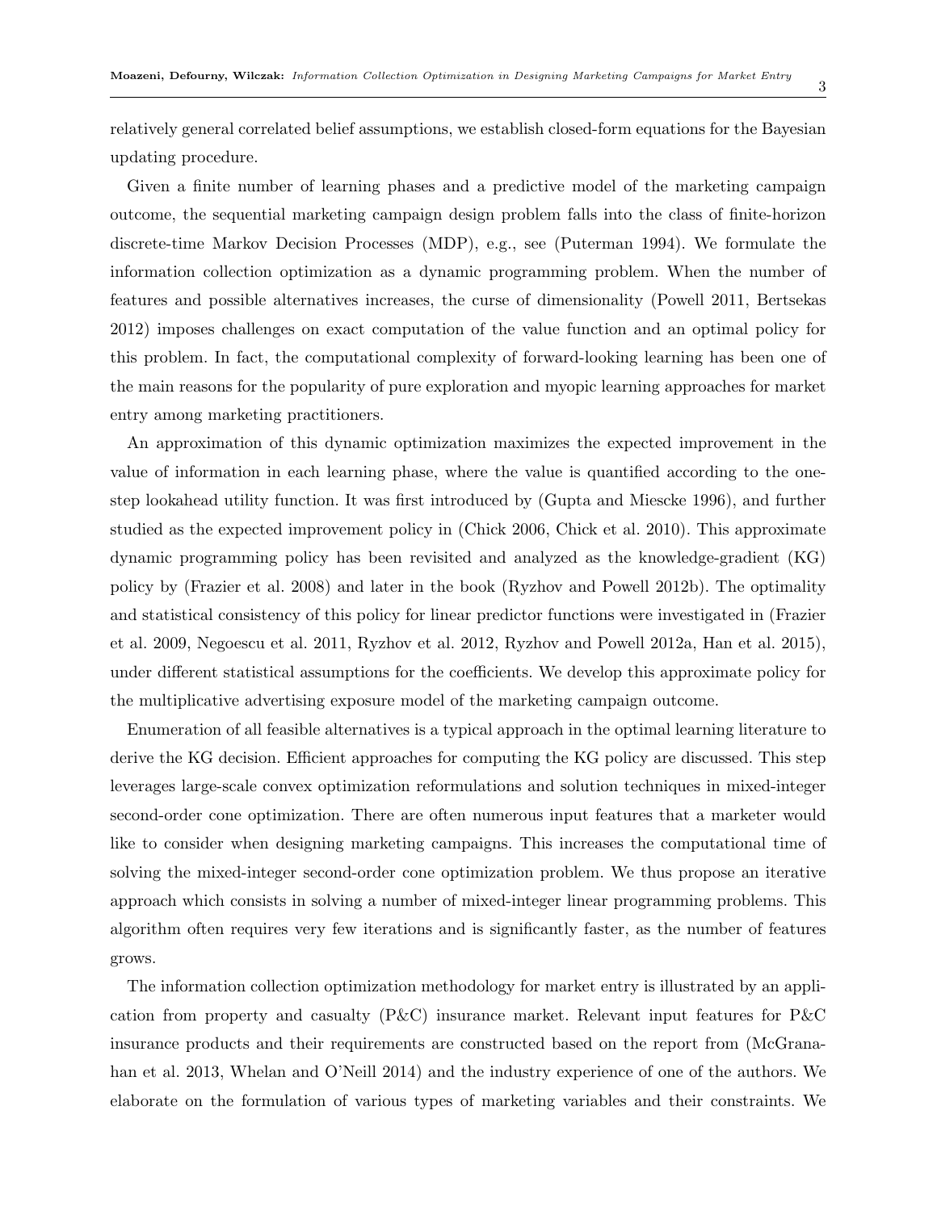relatively general correlated belief assumptions, we establish closed-form equations for the Bayesian updating procedure.

Given a finite number of learning phases and a predictive model of the marketing campaign outcome, the sequential marketing campaign design problem falls into the class of finite-horizon discrete-time Markov Decision Processes (MDP), e.g., see (Puterman 1994). We formulate the information collection optimization as a dynamic programming problem. When the number of features and possible alternatives increases, the curse of dimensionality (Powell 2011, Bertsekas 2012) imposes challenges on exact computation of the value function and an optimal policy for this problem. In fact, the computational complexity of forward-looking learning has been one of the main reasons for the popularity of pure exploration and myopic learning approaches for market entry among marketing practitioners.

An approximation of this dynamic optimization maximizes the expected improvement in the value of information in each learning phase, where the value is quantified according to the one-step lookahead utility function. It was first introduced by (Gupta and Miescke 1996), and further studied as the expected improvement policy in (Chick 2006, Chick et al. 2010). This approximate dynamic programming policy has been revisited and analyzed as the knowledge-gradient (KG) policy by (Frazier et al. 2008) and later in the book (Ryzhov and Powell 2012b). The optimality and statistical consistency of this policy for linear predictor functions were investigated in (Frazier et al. 2009, Negoescu et al. 2011, Ryzhov et al. 2012, Ryzhov and Powell 2012a, Han et al. 2015), under different statistical assumptions for the coefficients. We develop this approximate policy for the multiplicative advertising exposure model of the marketing campaign outcome.

Enumeration of all feasible alternatives is a typical approach in the optimal learning literature to derive the KG decision. Efficient approaches for computing the KG policy are discussed. This step leverages large-scale convex optimization reformulations and solution techniques in mixed-integer second-order cone optimization. There are often numerous input features that a marketer would like to consider when designing marketing campaigns. This increases the computational time of solving the mixed-integer second-order cone optimization problem. We thus propose an iterative approach which consists in solving a number of mixed-integer linear programming problems. This algorithm often requires very few iterations and is significantly faster, as the number of features grows.

The information collection optimization methodology for market entry is illustrated by an application from property and casualty (P&C) insurance market. Relevant input features for P&C insurance products and their requirements are constructed based on the report from (McGranahan et al. 2013, Whelan and O'Neill 2014) and the industry experience of one of the authors. We elaborate on the formulation of various types of marketing variables and their constraints. We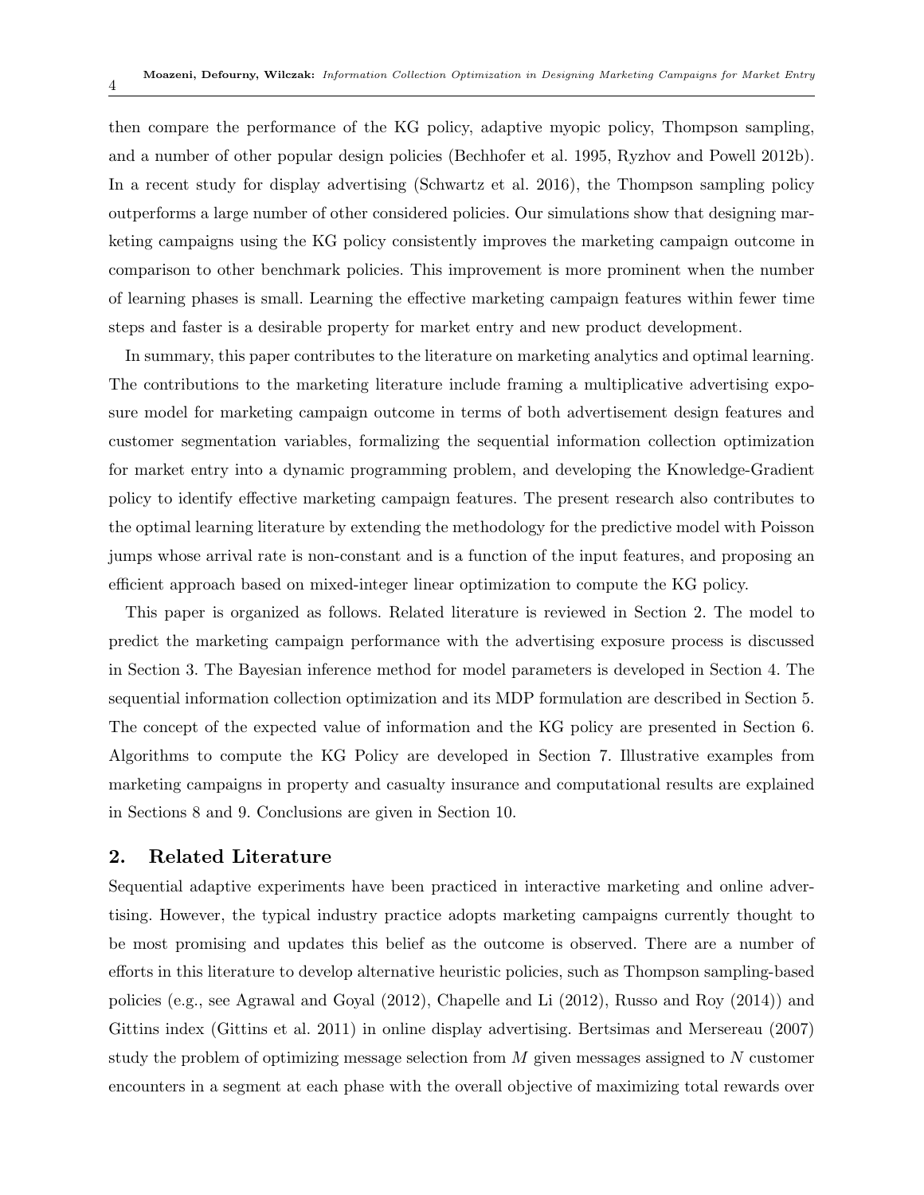then compare the performance of the KG policy, adaptive myopic policy, Thompson sampling, and a number of other popular design policies (Bechhofer et al. 1995, Ryzhov and Powell 2012b). In a recent study for display advertising (Schwartz et al. 2016), the Thompson sampling policy outperforms a large number of other considered policies. Our simulations show that designing marketing campaigns using the KG policy consistently improves the marketing campaign outcome in comparison to other benchmark policies. This improvement is more prominent when the number of learning phases is small. Learning the effective marketing campaign features within fewer time steps and faster is a desirable property for market entry and new product development.

In summary, this paper contributes to the literature on marketing analytics and optimal learning. The contributions to the marketing literature include framing a multiplicative advertising exposure model for marketing campaign outcome in terms of both advertisement design features and customer segmentation variables, formalizing the sequential information collection optimization for market entry into a dynamic programming problem, and developing the Knowledge-Gradient policy to identify effective marketing campaign features. The present research also contributes to the optimal learning literature by extending the methodology for the predictive model with Poisson jumps whose arrival rate is non-constant and is a function of the input features, and proposing an efficient approach based on mixed-integer linear optimization to compute the KG policy.

This paper is organized as follows. Related literature is reviewed in Section 2. The model to predict the marketing campaign performance with the advertising exposure process is discussed in Section 3. The Bayesian inference method for model parameters is developed in Section 4. The sequential information collection optimization and its MDP formulation are described in Section 5. The concept of the expected value of information and the KG policy are presented in Section 6. Algorithms to compute the KG Policy are developed in Section 7. Illustrative examples from marketing campaigns in property and casualty insurance and computational results are explained in Sections 8 and 9. Conclusions are given in Section 10.

## 2. Related Literature

Sequential adaptive experiments have been practiced in interactive marketing and online advertising. However, the typical industry practice adopts marketing campaigns currently thought to be most promising and updates this belief as the outcome is observed. There are a number of efforts in this literature to develop alternative heuristic policies, such as Thompson sampling-based policies (e.g., see Agrawal and Goyal (2012), Chapelle and Li (2012), Russo and Roy (2014)) and Gittins index (Gittins et al. 2011) in online display advertising. Bertsimas and Mersereau (2007) study the problem of optimizing message selection from $M$ given messages assigned to $N$ customer encounters in a segment at each phase with the overall objective of maximizing total rewards over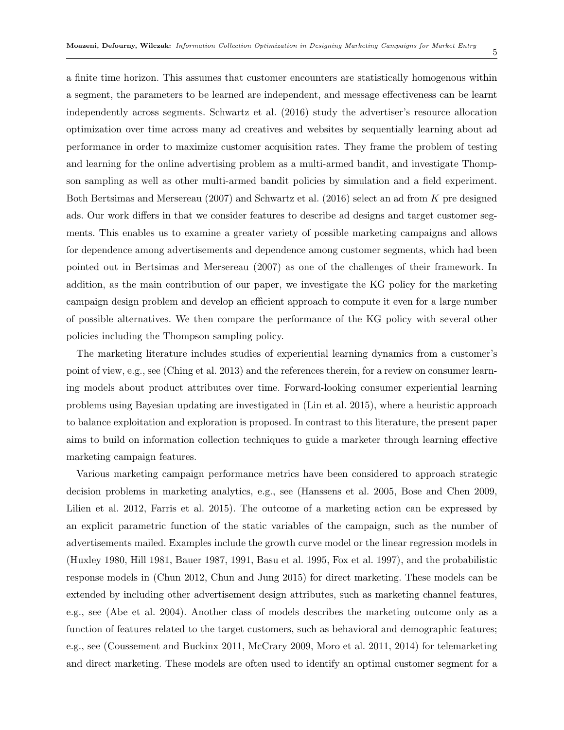a finite time horizon. This assumes that customer encounters are statistically homogenous within a segment, the parameters to be learned are independent, and message effectiveness can be learnt independently across segments. Schwartz et al. (2016) study the advertiser's resource allocation optimization over time across many ad creatives and websites by sequentially learning about ad performance in order to maximize customer acquisition rates. They frame the problem of testing and learning for the online advertising problem as a multi-armed bandit, and investigate Thompson sampling as well as other multi-armed bandit policies by simulation and a field experiment. Both Bertsimas and Mersereau (2007) and Schwartz et al. (2016) select an ad from $K$ pre designed ads. Our work differs in that we consider features to describe ad designs and target customer segments. This enables us to examine a greater variety of possible marketing campaigns and allows for dependence among advertisements and dependence among customer segments, which had been pointed out in Bertsimas and Mersereau (2007) as one of the challenges of their framework. In addition, as the main contribution of our paper, we investigate the KG policy for the marketing campaign design problem and develop an efficient approach to compute it even for a large number of possible alternatives. We then compare the performance of the KG policy with several other policies including the Thompson sampling policy.

The marketing literature includes studies of experiential learning dynamics from a customer's point of view, e.g., see (Ching et al. 2013) and the references therein, for a review on consumer learning models about product attributes over time. Forward-looking consumer experiential learning problems using Bayesian updating are investigated in (Lin et al. 2015), where a heuristic approach to balance exploitation and exploration is proposed. In contrast to this literature, the present paper aims to build on information collection techniques to guide a marketer through learning effective marketing campaign features.

Various marketing campaign performance metrics have been considered to approach strategic decision problems in marketing analytics, e.g., see (Hanssens et al. 2005, Bose and Chen 2009, Lilien et al. 2012, Farris et al. 2015). The outcome of a marketing action can be expressed by an explicit parametric function of the static variables of the campaign, such as the number of advertisements mailed. Examples include the growth curve model or the linear regression models in (Huxley 1980, Hill 1981, Bauer 1987, 1991, Basu et al. 1995, Fox et al. 1997), and the probabilistic response models in (Chun 2012, Chun and Jung 2015) for direct marketing. These models can be extended by including other advertisement design attributes, such as marketing channel features, e.g., see (Abe et al. 2004). Another class of models describes the marketing outcome only as a function of features related to the target customers, such as behavioral and demographic features; e.g., see (Coussement and Buckinx 2011, McCrary 2009, Moro et al. 2011, 2014) for telemarketing and direct marketing. These models are often used to identify an optimal customer segment for a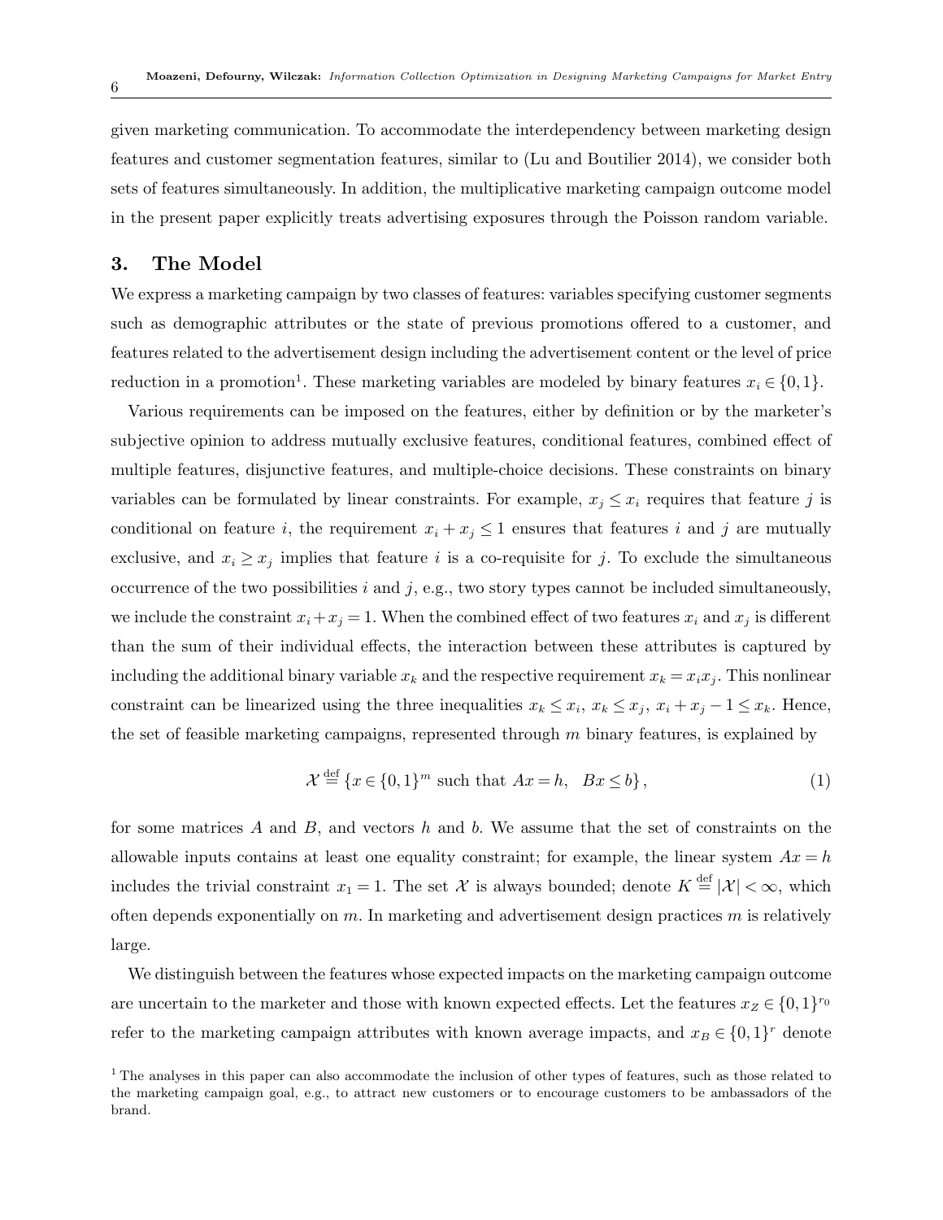given marketing communication. To accommodate the interdependency between marketing design features and customer segmentation features, similar to (Lu and Boutilier 2014), we consider both sets of features simultaneously. In addition, the multiplicative marketing campaign outcome model in the present paper explicitly treats advertising exposures through the Poisson random variable.

## 3. The Model

We express a marketing campaign by two classes of features: variables specifying customer segments such as demographic attributes or the state of previous promotions offered to a customer, and features related to the advertisement design including the advertisement content or the level of price reduction in a promotion[1]. These marketing variables are modeled by binary features $x_i \in \{0,1\}$.

Various requirements can be imposed on the features, either by definition or by the marketer's subjective opinion to address mutually exclusive features, conditional features, combined effect of multiple features, disjunctive features, and multiple-choice decisions. These constraints on binary variables can be formulated by linear constraints. For example, $x_j \leq x_i$ requires that feature $j$ is conditional on feature $i$, the requirement $x_i + x_j \leq 1$ ensures that features $i$ and $j$ are mutually exclusive, and $x_i \geq x_j$ implies that feature $i$ is a co-requisite for $j$. To exclude the simultaneous occurrence of the two possibilities $i$ and $j$, e.g., two story types cannot be included simultaneously, we include the constraint $x_i + x_j = 1$. When the combined effect of two features $x_i$ and $x_j$ is different than the sum of their individual effects, the interaction between these attributes is captured by including the additional binary variable $x_k$ and the respective requirement $x_k = x_i x_j$. This nonlinear constraint can be linearized using the three inequalities $x_k \leq x_i$, $x_k \leq x_j$, $x_i + x_j - 1 \leq x_k$. Hence, the set of feasible marketing campaigns, represented through $m$ binary features, is explained by

$$\mathcal{X} \stackrel{\text{def}}{=} \{x \in \{0,1\}^m \text{ such that } Ax = h, \quad Bx \leq b\}, \tag{1}$$

for some matrices $A$ and $B$, and vectors $h$ and $b$. We assume that the set of constraints on the allowable inputs contains at least one equality constraint; for example, the linear system $Ax = h$ includes the trivial constraint $x_1 = 1$. The set $\mathcal{X}$ is always bounded; denote $K \stackrel{\text{def}}{=} |\mathcal{X}| < \infty$, which often depends exponentially on $m$. In marketing and advertisement design practices $m$ is relatively large.

We distinguish between the features whose expected impacts on the marketing campaign outcome are uncertain to the marketer and those with known expected effects. Let the features $x_Z \in \{0,1\}^{r_0}$ refer to the marketing campaign attributes with known average impacts, and $x_B \in \{0,1\}^r$ denote

[1] The analyses in this paper can also accommodate the inclusion of other types of features, such as those related to the marketing campaign goal, e.g., to attract new customers or to encourage customers to be ambassadors of the brand.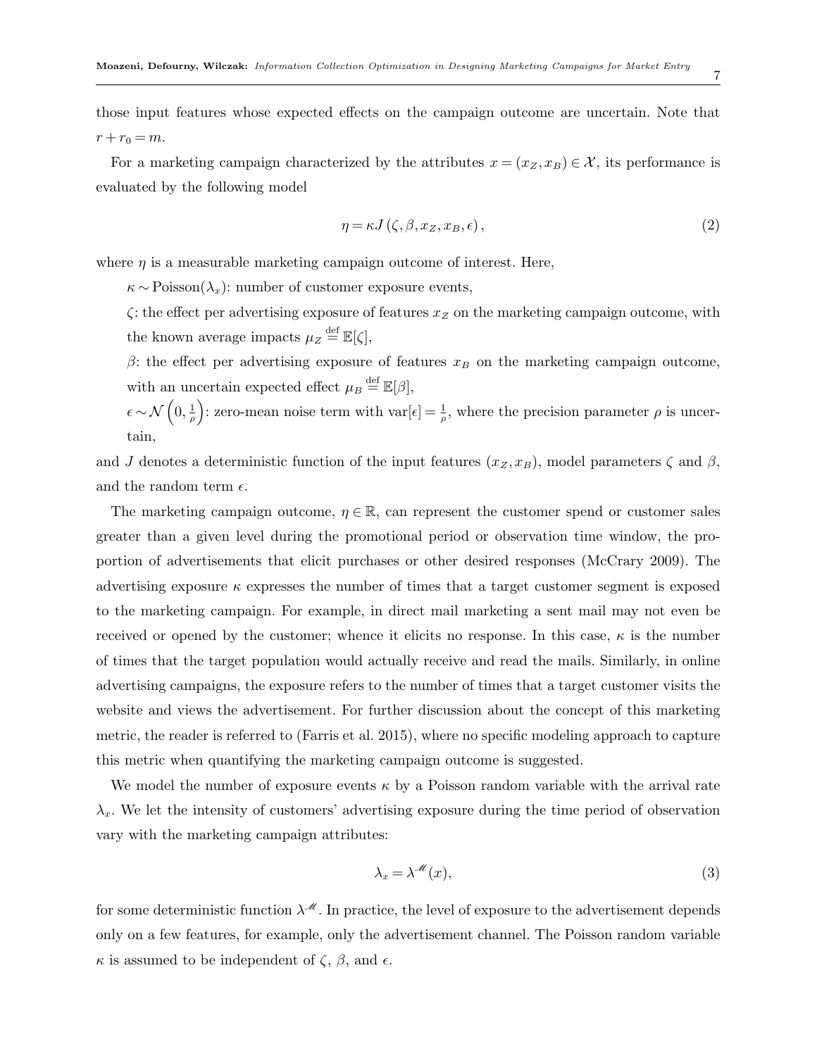those input features whose expected effects on the campaign outcome are uncertain. Note that $r + r_0 = m$.

For a marketing campaign characterized by the attributes $x = (x_Z, x_B) \in \mathcal{X}$, its performance is evaluated by the following model

$$\eta = \kappa J\left(\zeta, \beta, x_Z, x_B, \epsilon\right), \tag{2}$$

where $\eta$ is a measurable marketing campaign outcome of interest. Here,

$\kappa \sim \text{Poisson}(\lambda_x)$: number of customer exposure events,

$\zeta$: the effect per advertising exposure of features $x_Z$ on the marketing campaign outcome, with the known average impacts $\mu_Z \stackrel{\text{def}}{=} \mathbb{E}[\zeta]$,

$\beta$: the effect per advertising exposure of features $x_B$ on the marketing campaign outcome, with an uncertain expected effect $\mu_B \stackrel{\text{def}}{=} \mathbb{E}[\beta]$,

$\epsilon \sim \mathcal{N}\left(0, \frac{1}{\rho}\right)$: zero-mean noise term with $\text{var}[\epsilon] = \frac{1}{\rho}$, where the precision parameter $\rho$ is uncertain,

and $J$ denotes a deterministic function of the input features $(x_Z, x_B)$, model parameters $\zeta$ and $\beta$, and the random term $\epsilon$.

The marketing campaign outcome, $\eta \in \mathbb{R}$, can represent the customer spend or customer sales greater than a given level during the promotional period or observation time window, the proportion of advertisements that elicit purchases or other desired responses (McCrary 2009). The advertising exposure $\kappa$ expresses the number of times that a target customer segment is exposed to the marketing campaign. For example, in direct mail marketing a sent mail may not even be received or opened by the customer; whence it elicits no response. In this case, $\kappa$ is the number of times that the target population would actually receive and read the mails. Similarly, in online advertising campaigns, the exposure refers to the number of times that a target customer visits the website and views the advertisement. For further discussion about the concept of this marketing metric, the reader is referred to (Farris et al. 2015), where no specific modeling approach to capture this metric when quantifying the marketing campaign outcome is suggested.

We model the number of exposure events $\kappa$ by a Poisson random variable with the arrival rate $\lambda_x$. We let the intensity of customers' advertising exposure during the time period of observation vary with the marketing campaign attributes:

$$\lambda_x = \lambda^{\mathscr{M}}(x), \tag{3}$$

for some deterministic function $\lambda^{\mathscr{M}}$. In practice, the level of exposure to the advertisement depends only on a few features, for example, only the advertisement channel. The Poisson random variable $\kappa$ is assumed to be independent of $\zeta$, $\beta$, and $\epsilon$.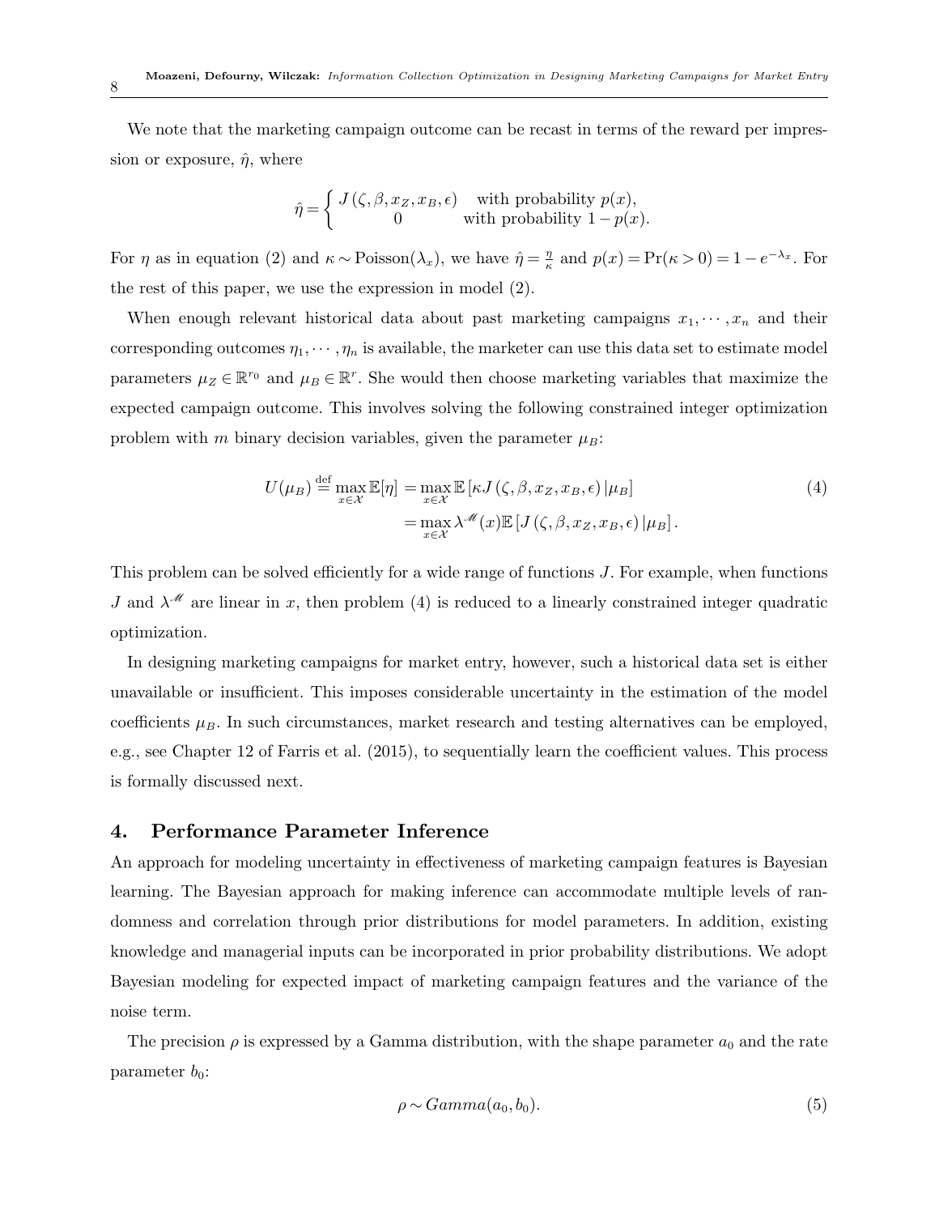We note that the marketing campaign outcome can be recast in terms of the reward per impression or exposure, $\hat{\eta}$, where

$$
\hat{\eta} = \begin{cases} J(\zeta, \beta, x_Z, x_B, \epsilon) & \text{with probability } p(x), \\ 0 & \text{with probability } 1 - p(x). \end{cases}
$$

For $\eta$ as in equation (2) and $\kappa \sim \text{Poisson}(\lambda_x)$, we have $\hat{\eta} = \frac{\eta}{\kappa}$ and $p(x) = \Pr(\kappa > 0) = 1 - e^{-\lambda_x}$. For the rest of this paper, we use the expression in model (2).

When enough relevant historical data about past marketing campaigns $x_1, \cdots, x_n$ and their corresponding outcomes $\eta_1, \cdots, \eta_n$ is available, the marketer can use this data set to estimate model parameters $\mu_Z \in \mathbb{R}^{r_0}$ and $\mu_B \in \mathbb{R}^r$. She would then choose marketing variables that maximize the expected campaign outcome. This involves solving the following constrained integer optimization problem with $m$ binary decision variables, given the parameter $\mu_B$:

$$
\begin{aligned}
U(\mu_B) \overset{\text{def}}{=} \max_{x \in \mathcal{X}} \mathbb{E}[\eta] &= \max_{x \in \mathcal{X}} \mathbb{E}\left[\kappa J(\zeta, \beta, x_Z, x_B, \epsilon) \,|\mu_B\right] \\
&= \max_{x \in \mathcal{X}} \lambda^{\mathscr{M}}(x) \mathbb{E}\left[J(\zeta, \beta, x_Z, x_B, \epsilon) \,|\mu_B\right].
\end{aligned} \tag{4}
$$

This problem can be solved efficiently for a wide range of functions $J$. For example, when functions $J$ and $\lambda^{\mathscr{M}}$ are linear in $x$, then problem (4) is reduced to a linearly constrained integer quadratic optimization.

In designing marketing campaigns for market entry, however, such a historical data set is either unavailable or insufficient. This imposes considerable uncertainty in the estimation of the model coefficients $\mu_B$. In such circumstances, market research and testing alternatives can be employed, e.g., see Chapter 12 of Farris et al. (2015), to sequentially learn the coefficient values. This process is formally discussed next.

## 4. Performance Parameter Inference

An approach for modeling uncertainty in effectiveness of marketing campaign features is Bayesian learning. The Bayesian approach for making inference can accommodate multiple levels of randomness and correlation through prior distributions for model parameters. In addition, existing knowledge and managerial inputs can be incorporated in prior probability distributions. We adopt Bayesian modeling for expected impact of marketing campaign features and the variance of the noise term.

The precision $\rho$ is expressed by a Gamma distribution, with the shape parameter $a_0$ and the rate parameter $b_0$:

$$
\rho \sim Gamma(a_0, b_0). \tag{5}
$$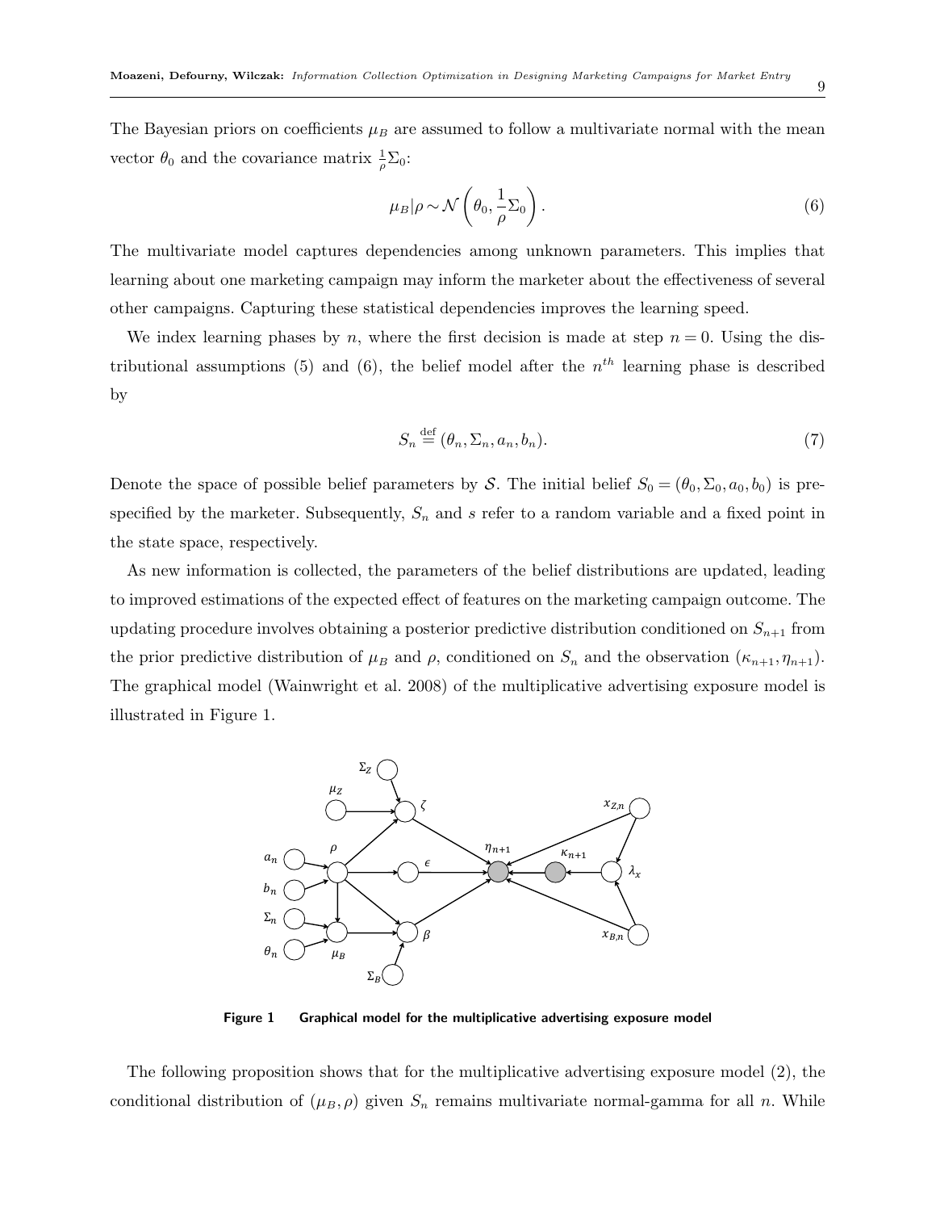The Bayesian priors on coefficients $\mu_B$ are assumed to follow a multivariate normal with the mean vector $\theta_0$ and the covariance matrix $\frac{1}{\rho}\Sigma_0$:

$$\mu_B|\rho \sim \mathcal{N}\left(\theta_0, \frac{1}{\rho}\Sigma_0\right). \tag{6}$$

The multivariate model captures dependencies among unknown parameters. This implies that learning about one marketing campaign may inform the marketer about the effectiveness of several other campaigns. Capturing these statistical dependencies improves the learning speed.

We index learning phases by $n$, where the first decision is made at step $n = 0$. Using the distributional assumptions (5) and (6), the belief model after the $n^{th}$ learning phase is described by

$$S_n \stackrel{\text{def}}{=} (\theta_n, \Sigma_n, a_n, b_n). \tag{7}$$

Denote the space of possible belief parameters by $\mathcal{S}$. The initial belief $S_0 = (\theta_0, \Sigma_0, a_0, b_0)$ is pre-specified by the marketer. Subsequently, $S_n$ and $s$ refer to a random variable and a fixed point in the state space, respectively.

As new information is collected, the parameters of the belief distributions are updated, leading to improved estimations of the expected effect of features on the marketing campaign outcome. The updating procedure involves obtaining a posterior predictive distribution conditioned on $S_{n+1}$ from the prior predictive distribution of $\mu_B$ and $\rho$, conditioned on $S_n$ and the observation $(\kappa_{n+1}, \eta_{n+1})$. The graphical model (Wainwright et al. 2008) of the multiplicative advertising exposure model is illustrated in Figure 1.

**Figure 1** Graphical model for the multiplicative advertising exposure model

The following proposition shows that for the multiplicative advertising exposure model (2), the conditional distribution of $(\mu_B, \rho)$ given $S_n$ remains multivariate normal-gamma for all $n$. While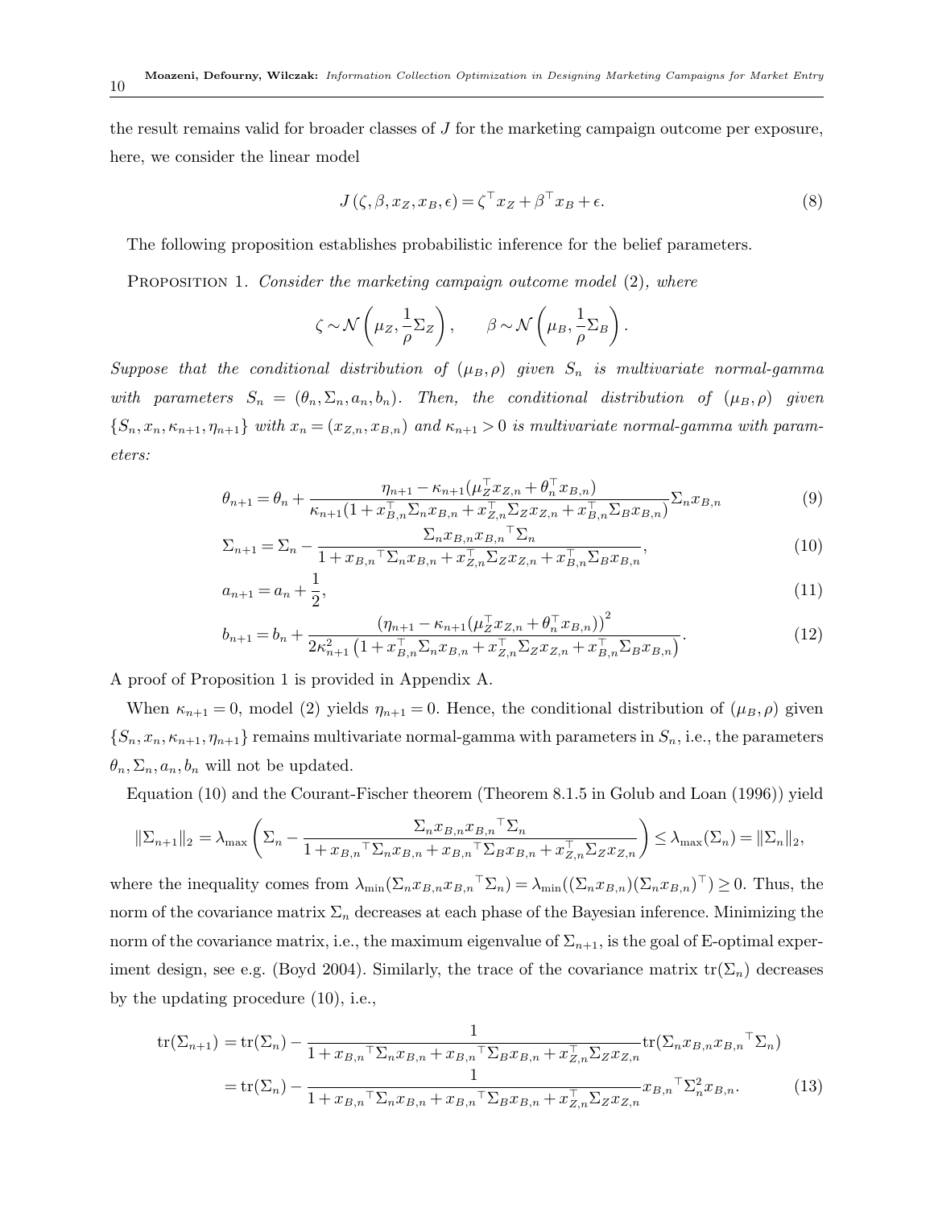the result remains valid for broader classes of $J$ for the marketing campaign outcome per exposure, here, we consider the linear model

$$J(\zeta, \beta, x_Z, x_B, \epsilon) = \zeta^\top x_Z + \beta^\top x_B + \epsilon. \tag{8}$$

The following proposition establishes probabilistic inference for the belief parameters.

PROPOSITION 1. *Consider the marketing campaign outcome model (2), where*

$$\zeta \sim \mathcal{N}\left(\mu_Z, \frac{1}{\rho}\Sigma_Z\right), \qquad \beta \sim \mathcal{N}\left(\mu_B, \frac{1}{\rho}\Sigma_B\right).$$

*Suppose that the conditional distribution of $(\mu_B, \rho)$ given $S_n$ is multivariate normal-gamma with parameters $S_n = (\theta_n, \Sigma_n, a_n, b_n)$. Then, the conditional distribution of $(\mu_B, \rho)$ given $\{S_n, x_n, \kappa_{n+1}, \eta_{n+1}\}$ with $x_n = (x_{Z,n}, x_{B,n})$ and $\kappa_{n+1} > 0$ is multivariate normal-gamma with parameters:*

$$\theta_{n+1} = \theta_n + \frac{\eta_{n+1} - \kappa_{n+1}(\mu_Z^\top x_{Z,n} + \theta_n^\top x_{B,n})}{\kappa_{n+1}(1 + x_{B,n}^\top \Sigma_n x_{B,n} + x_{Z,n}^\top \Sigma_Z x_{Z,n} + x_{B,n}^\top \Sigma_B x_{B,n})}\Sigma_n x_{B,n} \tag{9}$$

$$\Sigma_{n+1} = \Sigma_n - \frac{\Sigma_n x_{B,n} {x_{B,n}}^\top \Sigma_n}{1 + {x_{B,n}}^\top \Sigma_n x_{B,n} + x_{Z,n}^\top \Sigma_Z x_{Z,n} + x_{B,n}^\top \Sigma_B x_{B,n}}, \tag{10}$$

$$a_{n+1} = a_n + \frac{1}{2}, \tag{11}$$

$$b_{n+1} = b_n + \frac{\left(\eta_{n+1} - \kappa_{n+1}(\mu_Z^\top x_{Z,n} + \theta_n^\top x_{B,n})\right)^2}{2\kappa_{n+1}^2 \left(1 + x_{B,n}^\top \Sigma_n x_{B,n} + x_{Z,n}^\top \Sigma_Z x_{Z,n} + x_{B,n}^\top \Sigma_B x_{B,n}\right)}. \tag{12}$$

A proof of Proposition 1 is provided in Appendix A.

When $\kappa_{n+1} = 0$, model (2) yields $\eta_{n+1} = 0$. Hence, the conditional distribution of $(\mu_B, \rho)$ given $\{S_n, x_n, \kappa_{n+1}, \eta_{n+1}\}$ remains multivariate normal-gamma with parameters in $S_n$, i.e., the parameters $\theta_n, \Sigma_n, a_n, b_n$ will not be updated.

Equation (10) and the Courant-Fischer theorem (Theorem 8.1.5 in Golub and Loan (1996)) yield

$$\|\Sigma_{n+1}\|_2 = \lambda_{\max}\left(\Sigma_n - \frac{\Sigma_n x_{B,n} {x_{B,n}}^\top \Sigma_n}{1 + {x_{B,n}}^\top \Sigma_n x_{B,n} + {x_{B,n}}^\top \Sigma_B x_{B,n} + x_{Z,n}^\top \Sigma_Z x_{Z,n}}\right) \leq \lambda_{\max}(\Sigma_n) = \|\Sigma_n\|_2,$$

where the inequality comes from $\lambda_{\min}(\Sigma_n x_{B,n} {x_{B,n}}^\top \Sigma_n) = \lambda_{\min}((\Sigma_n x_{B,n})(\Sigma_n x_{B,n})^\top) \geq 0$. Thus, the norm of the covariance matrix $\Sigma_n$ decreases at each phase of the Bayesian inference. Minimizing the norm of the covariance matrix, i.e., the maximum eigenvalue of $\Sigma_{n+1}$, is the goal of E-optimal experiment design, see e.g. (Boyd 2004). Similarly, the trace of the covariance matrix $\operatorname{tr}(\Sigma_n)$ decreases by the updating procedure (10), i.e.,

$$\begin{aligned}
\operatorname{tr}(\Sigma_{n+1}) &= \operatorname{tr}(\Sigma_n) - \frac{1}{1 + {x_{B,n}}^\top \Sigma_n x_{B,n} + {x_{B,n}}^\top \Sigma_B x_{B,n} + x_{Z,n}^\top \Sigma_Z x_{Z,n}} \operatorname{tr}(\Sigma_n x_{B,n} {x_{B,n}}^\top \Sigma_n) \\
&= \operatorname{tr}(\Sigma_n) - \frac{1}{1 + {x_{B,n}}^\top \Sigma_n x_{B,n} + {x_{B,n}}^\top \Sigma_B x_{B,n} + x_{Z,n}^\top \Sigma_Z x_{Z,n}} {x_{B,n}}^\top \Sigma_n^2 x_{B,n}.
\end{aligned} \tag{13}$$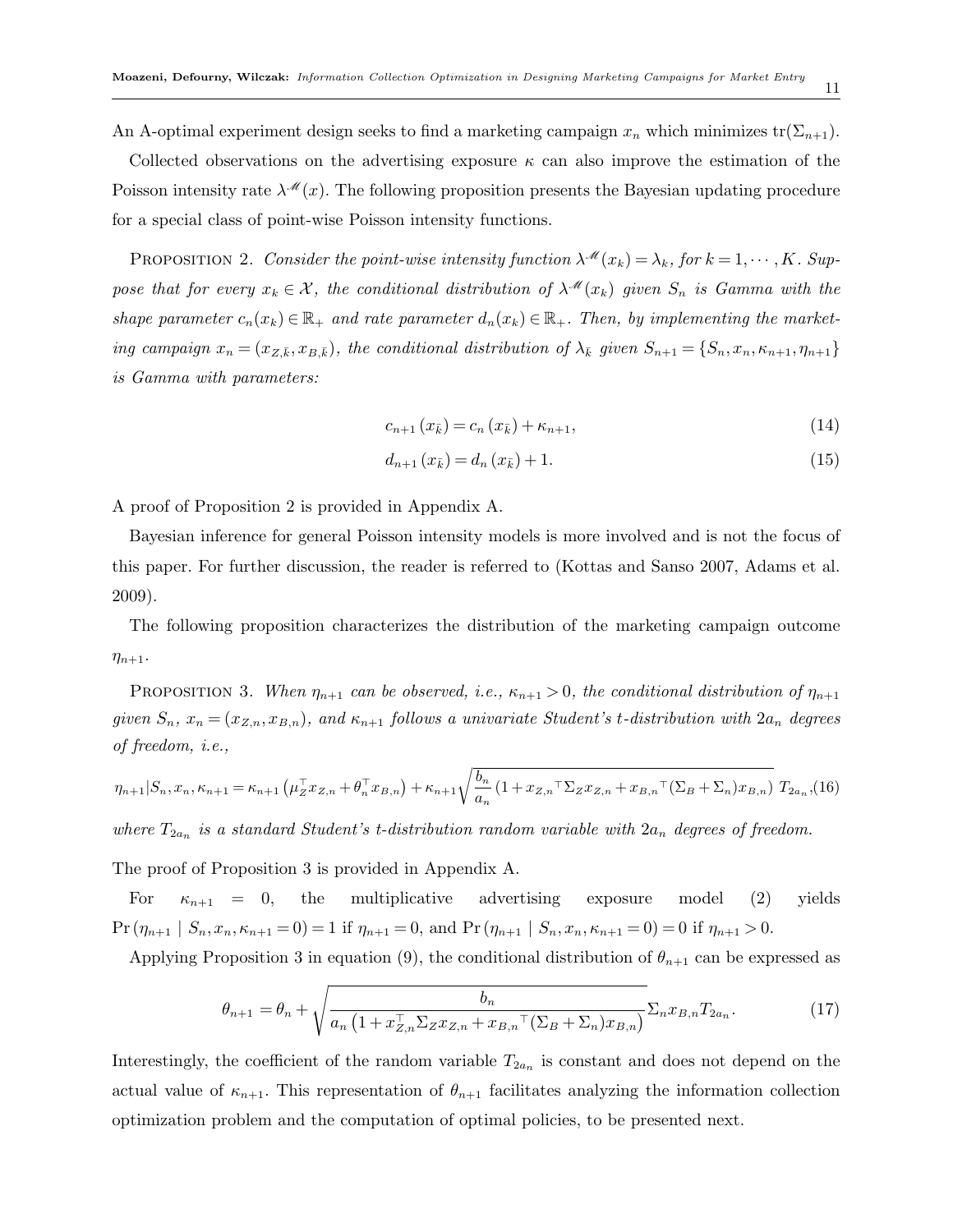An A-optimal experiment design seeks to find a marketing campaign $x_n$ which minimizes $\text{tr}(\Sigma_{n+1})$.

Collected observations on the advertising exposure $\kappa$ can also improve the estimation of the Poisson intensity rate $\lambda^{\mathscr{M}}(x)$. The following proposition presents the Bayesian updating procedure for a special class of point-wise Poisson intensity functions.

Proposition 2. *Consider the point-wise intensity function $\lambda^{\mathscr{M}}(x_k) = \lambda_k$, for $k = 1, \cdots, K$. Suppose that for every $x_k \in \mathcal{X}$, the conditional distribution of $\lambda^{\mathscr{M}}(x_k)$ given $S_n$ is Gamma with the shape parameter $c_n(x_k) \in \mathbb{R}_+$ and rate parameter $d_n(x_k) \in \mathbb{R}_+$. Then, by implementing the marketing campaign $x_n = (x_{Z,\bar{k}}, x_{B,\bar{k}})$, the conditional distribution of $\lambda_{\bar{k}}$ given $S_{n+1} = \{S_n, x_n, \kappa_{n+1}, \eta_{n+1}\}$ is Gamma with parameters:*

$$c_{n+1}(x_{\bar{k}}) = c_n(x_{\bar{k}}) + \kappa_{n+1}, \tag{14}$$

$$d_{n+1}(x_{\bar{k}}) = d_n(x_{\bar{k}}) + 1. \tag{15}$$

A proof of Proposition 2 is provided in Appendix A.

Bayesian inference for general Poisson intensity models is more involved and is not the focus of this paper. For further discussion, the reader is referred to (Kottas and Sanso 2007, Adams et al. 2009).

The following proposition characterizes the distribution of the marketing campaign outcome $\eta_{n+1}$.

Proposition 3. *When $\eta_{n+1}$ can be observed, i.e., $\kappa_{n+1} > 0$, the conditional distribution of $\eta_{n+1}$ given $S_n$, $x_n = (x_{Z,n}, x_{B,n})$, and $\kappa_{n+1}$ follows a univariate Student's t-distribution with $2a_n$ degrees of freedom, i.e.,*

$$\eta_{n+1}|S_n, x_n, \kappa_{n+1} = \kappa_{n+1}\left(\mu_Z^\top x_{Z,n} + \theta_n^\top x_{B,n}\right) + \kappa_{n+1}\sqrt{\frac{b_n}{a_n}\left(1 + {x_{Z,n}}^\top \Sigma_Z x_{Z,n} + {x_{B,n}}^\top(\Sigma_B + \Sigma_n)x_{B,n}\right)}\; T_{2a_n}, \tag{16}$$

*where $T_{2a_n}$ is a standard Student's t-distribution random variable with $2a_n$ degrees of freedom.*

The proof of Proposition 3 is provided in Appendix A.

For $\kappa_{n+1} = 0$, the multiplicative advertising exposure model (2) yields $\Pr(\eta_{n+1} \mid S_n, x_n, \kappa_{n+1} = 0) = 1$ if $\eta_{n+1} = 0$, and $\Pr(\eta_{n+1} \mid S_n, x_n, \kappa_{n+1} = 0) = 0$ if $\eta_{n+1} > 0$.

Applying Proposition 3 in equation (9), the conditional distribution of $\theta_{n+1}$ can be expressed as

$$\theta_{n+1} = \theta_n + \sqrt{\frac{b_n}{a_n\left(1 + x_{Z,n}^\top \Sigma_Z x_{Z,n} + {x_{B,n}}^\top(\Sigma_B + \Sigma_n)x_{B,n}\right)}}\Sigma_n x_{B,n} T_{2a_n}. \tag{17}$$

Interestingly, the coefficient of the random variable $T_{2a_n}$ is constant and does not depend on the actual value of $\kappa_{n+1}$. This representation of $\theta_{n+1}$ facilitates analyzing the information collection optimization problem and the computation of optimal policies, to be presented next.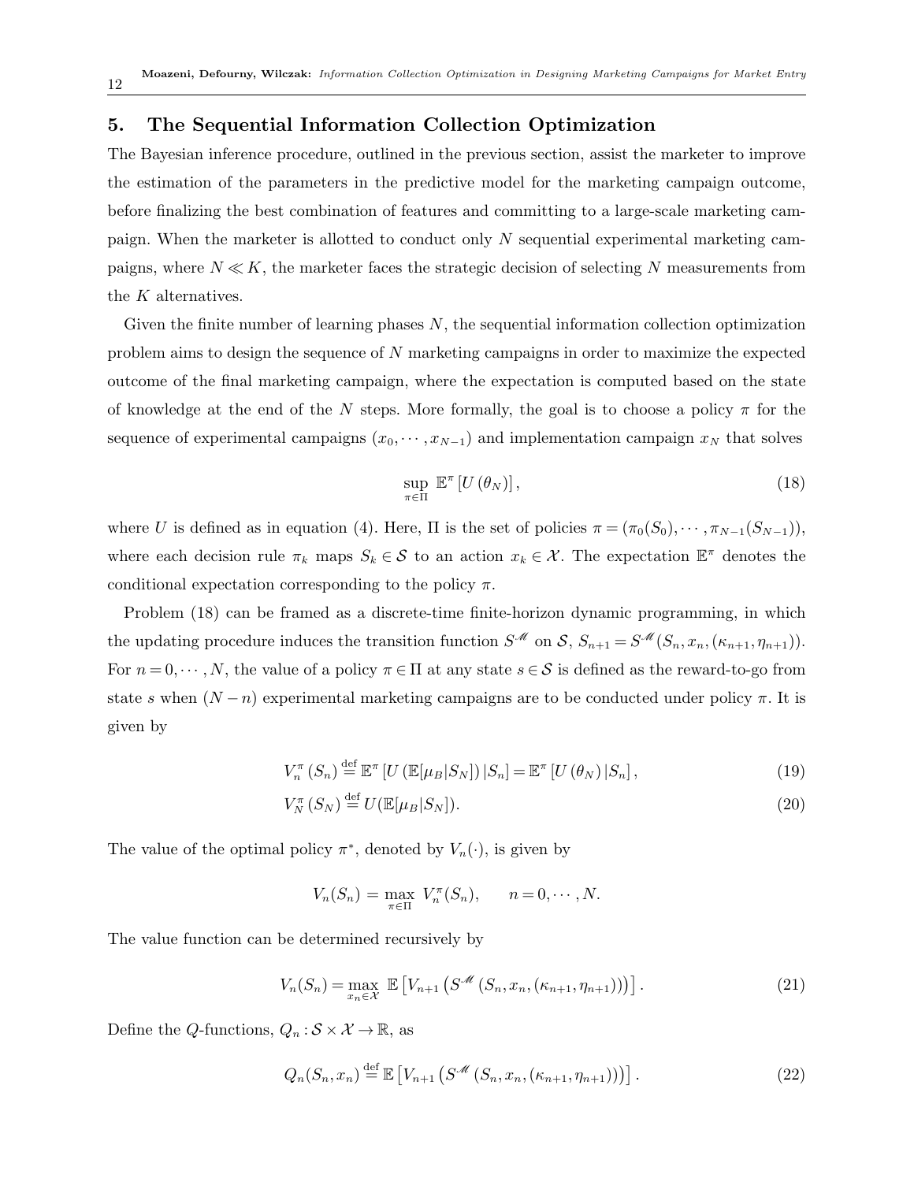## 5. The Sequential Information Collection Optimization

The Bayesian inference procedure, outlined in the previous section, assist the marketer to improve the estimation of the parameters in the predictive model for the marketing campaign outcome, before finalizing the best combination of features and committing to a large-scale marketing campaign. When the marketer is allotted to conduct only $N$ sequential experimental marketing campaigns, where $N \ll K$, the marketer faces the strategic decision of selecting $N$ measurements from the $K$ alternatives.

Given the finite number of learning phases $N$, the sequential information collection optimization problem aims to design the sequence of $N$ marketing campaigns in order to maximize the expected outcome of the final marketing campaign, where the expectation is computed based on the state of knowledge at the end of the $N$ steps. More formally, the goal is to choose a policy $\pi$ for the sequence of experimental campaigns $(x_0, \cdots, x_{N-1})$ and implementation campaign $x_N$ that solves

$$\sup_{\pi \in \Pi} \mathbb{E}^{\pi}\left[U\left(\theta_N\right)\right], \tag{18}$$

where $U$ is defined as in equation (4). Here, $\Pi$ is the set of policies $\pi = (\pi_0(S_0), \cdots, \pi_{N-1}(S_{N-1}))$, where each decision rule $\pi_k$ maps $S_k \in \mathcal{S}$ to an action $x_k \in \mathcal{X}$. The expectation $\mathbb{E}^{\pi}$ denotes the conditional expectation corresponding to the policy $\pi$.

Problem (18) can be framed as a discrete-time finite-horizon dynamic programming, in which the updating procedure induces the transition function $S^{\mathscr{M}}$ on $\mathcal{S}$, $S_{n+1} = S^{\mathscr{M}}(S_n, x_n, (\kappa_{n+1}, \eta_{n+1}))$. For $n = 0, \cdots, N$, the value of a policy $\pi \in \Pi$ at any state $s \in \mathcal{S}$ is defined as the reward-to-go from state $s$ when $(N-n)$ experimental marketing campaigns are to be conducted under policy $\pi$. It is given by

$$V_n^{\pi}\left(S_n\right) \stackrel{\text{def}}{=} \mathbb{E}^{\pi}\left[U\left(\mathbb{E}[\mu_B|S_N]\right)|S_n\right] = \mathbb{E}^{\pi}\left[U\left(\theta_N\right)|S_n\right], \tag{19}$$

$$V_N^{\pi}\left(S_N\right) \stackrel{\text{def}}{=} U(\mathbb{E}[\mu_B|S_N]). \tag{20}$$

The value of the optimal policy $\pi^*$, denoted by $V_n(\cdot)$, is given by

$$V_n(S_n) = \max_{\pi \in \Pi} V_n^{\pi}(S_n), \qquad n = 0, \cdots, N.$$

The value function can be determined recursively by

$$V_n(S_n) = \max_{x_n \in \mathcal{X}} \mathbb{E}\left[V_{n+1}\left(S^{\mathscr{M}}\left(S_n, x_n, (\kappa_{n+1}, \eta_{n+1})\right)\right)\right]. \tag{21}$$

Define the $Q$-functions, $Q_n : \mathcal{S} \times \mathcal{X} \to \mathbb{R}$, as

$$Q_n(S_n, x_n) \stackrel{\text{def}}{=} \mathbb{E}\left[V_{n+1}\left(S^{\mathscr{M}}\left(S_n, x_n, (\kappa_{n+1}, \eta_{n+1})\right)\right)\right]. \tag{22}$$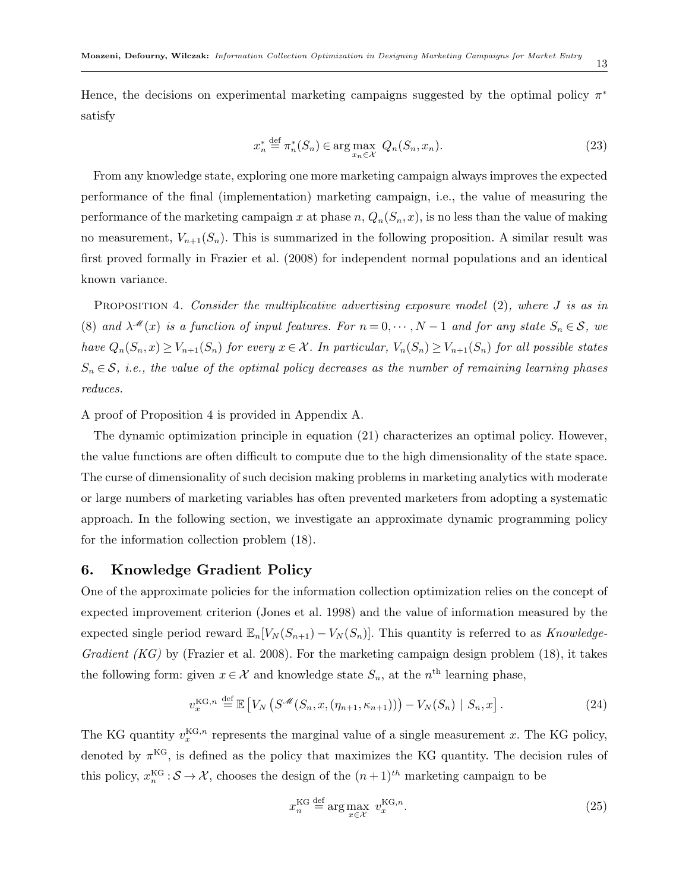Hence, the decisions on experimental marketing campaigns suggested by the optimal policy $\pi^*$ satisfy

$$x_n^* \stackrel{\text{def}}{=} \pi_n^*(S_n) \in \arg\max_{x_n \in \mathcal{X}} \; Q_n(S_n, x_n). \tag{23}$$

From any knowledge state, exploring one more marketing campaign always improves the expected performance of the final (implementation) marketing campaign, i.e., the value of measuring the performance of the marketing campaign $x$ at phase $n$, $Q_n(S_n, x)$, is no less than the value of making no measurement, $V_{n+1}(S_n)$. This is summarized in the following proposition. A similar result was first proved formally in Frazier et al. (2008) for independent normal populations and an identical known variance.

Proposition 4. *Consider the multiplicative advertising exposure model* (2)*, where $J$ is as in* (8) *and $\lambda^{\mathscr{M}}(x)$ is a function of input features. For $n = 0, \cdots, N-1$ and for any state $S_n \in \mathcal{S}$, we have $Q_n(S_n, x) \geq V_{n+1}(S_n)$ for every $x \in \mathcal{X}$. In particular, $V_n(S_n) \geq V_{n+1}(S_n)$ for all possible states $S_n \in \mathcal{S}$, i.e., the value of the optimal policy decreases as the number of remaining learning phases reduces.*

A proof of Proposition 4 is provided in Appendix A.

The dynamic optimization principle in equation (21) characterizes an optimal policy. However, the value functions are often difficult to compute due to the high dimensionality of the state space. The curse of dimensionality of such decision making problems in marketing analytics with moderate or large numbers of marketing variables has often prevented marketers from adopting a systematic approach. In the following section, we investigate an approximate dynamic programming policy for the information collection problem (18).

## 6. Knowledge Gradient Policy

One of the approximate policies for the information collection optimization relies on the concept of expected improvement criterion (Jones et al. 1998) and the value of information measured by the expected single period reward $\mathbb{E}_n[V_N(S_{n+1}) - V_N(S_n)]$. This quantity is referred to as *Knowledge-Gradient (KG)* by (Frazier et al. 2008). For the marketing campaign design problem (18), it takes the following form: given $x \in \mathcal{X}$ and knowledge state $S_n$, at the $n^{\text{th}}$ learning phase,

$$v_x^{\text{KG},n} \stackrel{\text{def}}{=} \mathbb{E}\left[V_N\left(S^{\mathscr{M}}(S_n, x, (\eta_{n+1}, \kappa_{n+1}))\right) - V_N(S_n) \mid S_n, x\right]. \tag{24}$$

The KG quantity $v_x^{\text{KG},n}$ represents the marginal value of a single measurement $x$. The KG policy, denoted by $\pi^{\text{KG}}$, is defined as the policy that maximizes the KG quantity. The decision rules of this policy, $x_n^{\text{KG}} : \mathcal{S} \to \mathcal{X}$, chooses the design of the $(n+1)^{th}$ marketing campaign to be

$$x_n^{\text{KG}} \stackrel{\text{def}}{=} \arg\max_{x \in \mathcal{X}} \; v_x^{\text{KG},n}. \tag{25}$$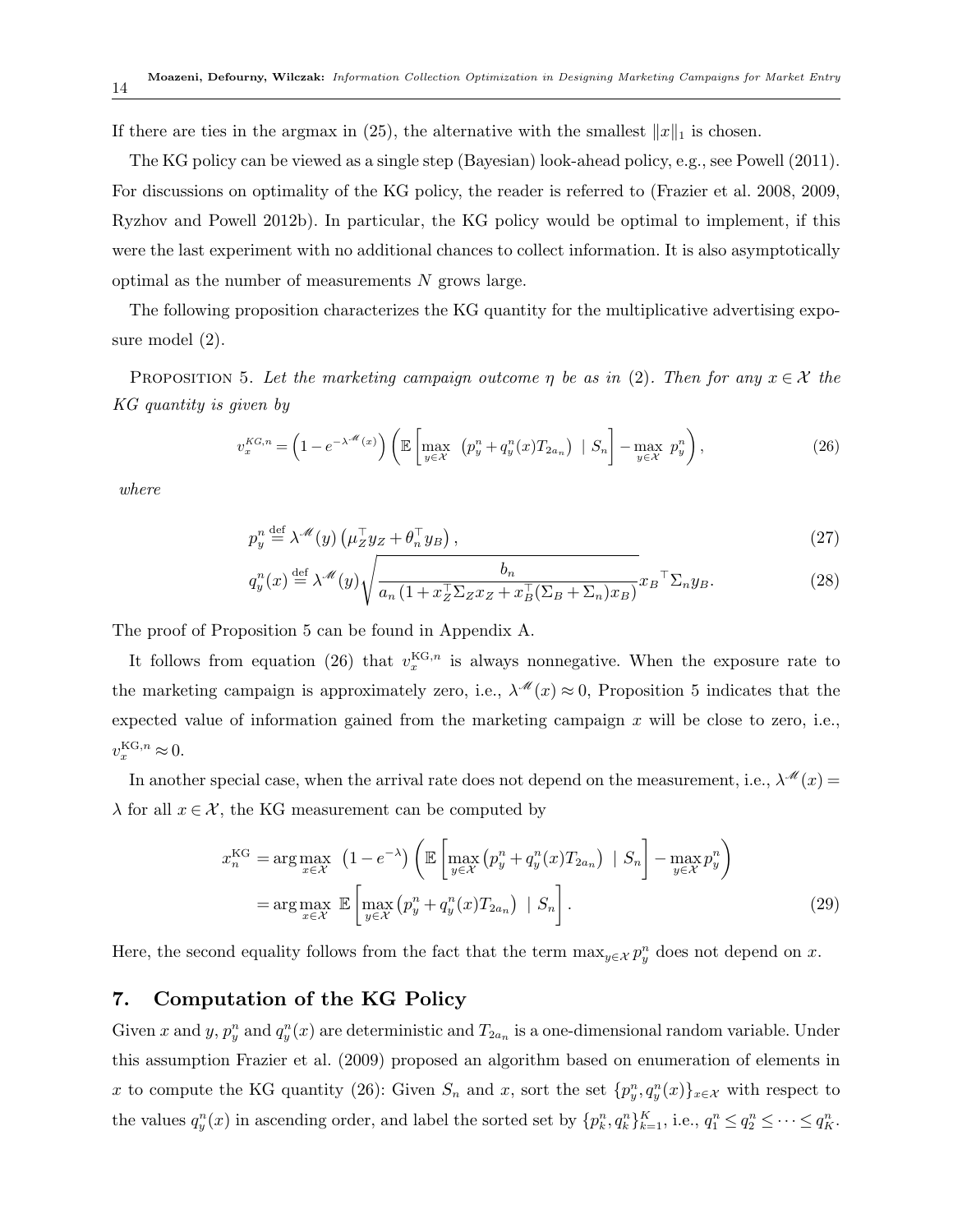If there are ties in the argmax in (25), the alternative with the smallest $\|x\|_1$ is chosen.

The KG policy can be viewed as a single step (Bayesian) look-ahead policy, e.g., see Powell (2011). For discussions on optimality of the KG policy, the reader is referred to (Frazier et al. 2008, 2009, Ryzhov and Powell 2012b). In particular, the KG policy would be optimal to implement, if this were the last experiment with no additional chances to collect information. It is also asymptotically optimal as the number of measurements $N$ grows large.

The following proposition characterizes the KG quantity for the multiplicative advertising exposure model (2).

PROPOSITION 5. *Let the marketing campaign outcome $\eta$ be as in* (2)*. Then for any $x \in \mathcal{X}$ the KG quantity is given by*

$$v_x^{KG,n} = \left(1 - e^{-\lambda^{\mathscr{M}}(x)}\right)\left(\mathbb{E}\left[\max_{y\in\mathcal{X}} \ \left(p_y^n + q_y^n(x)T_{2a_n}\right) \ | \ S_n\right] - \max_{y\in\mathcal{X}} \ p_y^n\right), \tag{26}$$

*where*

$$p_y^n \stackrel{\text{def}}{=} \lambda^{\mathscr{M}}(y)\left(\mu_Z^\top y_Z + \theta_n^\top y_B\right), \tag{27}$$

$$q_y^n(x) \stackrel{\text{def}}{=} \lambda^{\mathscr{M}}(y)\sqrt{\frac{b_n}{a_n\left(1 + x_Z^\top \Sigma_Z x_Z + x_B^\top(\Sigma_B + \Sigma_n)x_B\right)}}{x_B}^\top \Sigma_n y_B. \tag{28}$$

The proof of Proposition 5 can be found in Appendix A.

It follows from equation (26) that $v_x^{\text{KG},n}$ is always nonnegative. When the exposure rate to the marketing campaign is approximately zero, i.e., $\lambda^{\mathscr{M}}(x) \approx 0$, Proposition 5 indicates that the expected value of information gained from the marketing campaign $x$ will be close to zero, i.e., $v_x^{\text{KG},n} \approx 0$.

In another special case, when the arrival rate does not depend on the measurement, i.e., $\lambda^{\mathscr{M}}(x) = \lambda$ for all $x \in \mathcal{X}$, the KG measurement can be computed by

$$\begin{aligned}
x_n^{\text{KG}} &= \arg\max_{x\in\mathcal{X}} \ \left(1 - e^{-\lambda}\right)\left(\mathbb{E}\left[\max_{y\in\mathcal{X}}\left(p_y^n + q_y^n(x)T_{2a_n}\right) \ | \ S_n\right] - \max_{y\in\mathcal{X}} p_y^n\right) \\
&= \arg\max_{x\in\mathcal{X}} \ \mathbb{E}\left[\max_{y\in\mathcal{X}}\left(p_y^n + q_y^n(x)T_{2a_n}\right) \ | \ S_n\right].
\end{aligned} \tag{29}$$

Here, the second equality follows from the fact that the term $\max_{y\in\mathcal{X}} p_y^n$ does not depend on $x$.

## 7. Computation of the KG Policy

Given $x$ and $y$, $p_y^n$ and $q_y^n(x)$ are deterministic and $T_{2a_n}$ is a one-dimensional random variable. Under this assumption Frazier et al. (2009) proposed an algorithm based on enumeration of elements in $x$ to compute the KG quantity (26): Given $S_n$ and $x$, sort the set $\{p_y^n, q_y^n(x)\}_{x\in\mathcal{X}}$ with respect to the values $q_y^n(x)$ in ascending order, and label the sorted set by $\{p_k^n, q_k^n\}_{k=1}^K$, i.e., $q_1^n \leq q_2^n \leq \cdots \leq q_K^n$.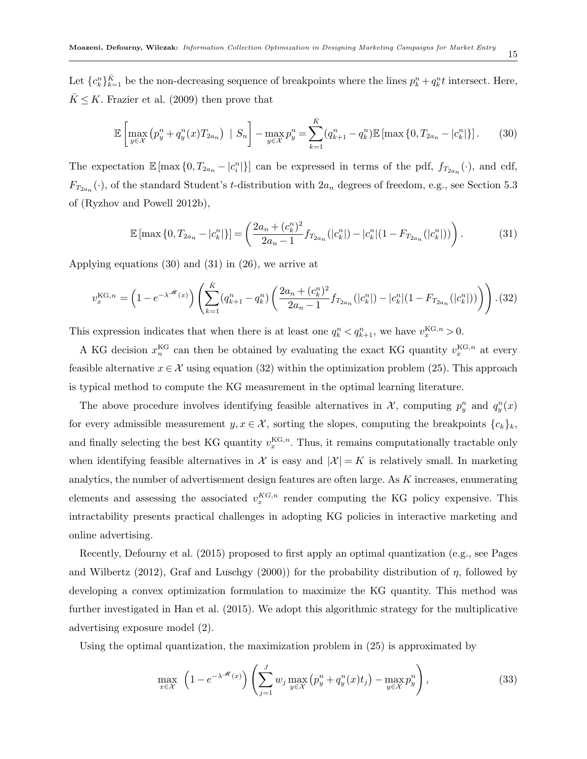Let $\{c_k^n\}_{k=1}^{\bar{K}}$ be the non-decreasing sequence of breakpoints where the lines $p_k^n + q_k^n t$ intersect. Here, $\bar{K} \leq K$. Frazier et al. (2009) then prove that

$$\mathbb{E}\left[\max_{y\in\mathcal{X}} \left(p_y^n + q_y^n(x) T_{2a_n}\right) \mid S_n\right] - \max_{y\in\mathcal{X}} p_y^n = \sum_{k=1}^{\bar{K}} (q_{k+1}^n - q_k^n) \mathbb{E}\left[\max\{0, T_{2a_n} - |c_k^n|\}\right]. \tag{30}$$

The expectation $\mathbb{E}\left[\max\{0, T_{2a_n} - |c_i^n|\}\right]$ can be expressed in terms of the pdf, $f_{T_{2a_n}}(\cdot)$, and cdf, $F_{T_{2a_n}}(\cdot)$, of the standard Student's $t$-distribution with $2a_n$ degrees of freedom, e.g., see Section 5.3 of (Ryzhov and Powell 2012b),

$$\mathbb{E}\left[\max\{0, T_{2a_n} - |c_k^n|\}\right] = \left(\frac{2a_n + (c_k^n)^2}{2a_n - 1} f_{T_{2a_n}}(|c_k^n|) - |c_k^n|(1 - F_{T_{2a_n}}(|c_k^n|))\right). \tag{31}$$

Applying equations (30) and (31) in (26), we arrive at

$$v_x^{\mathrm{KG},n} = \left(1 - e^{-\lambda^{\mathscr{M}}(x)}\right)\left(\sum_{k=1}^{\bar{K}} (q_{k+1}^n - q_k^n)\left(\frac{2a_n + (c_k^n)^2}{2a_n - 1} f_{T_{2a_n}}(|c_k^n|) - |c_k^n|(1 - F_{T_{2a_n}}(|c_k^n|))\right)\right). \tag{32}$$

This expression indicates that when there is at least one $q_k^n < q_{k+1}^n$, we have $v_x^{\mathrm{KG},n} > 0$.

A KG decision $x_n^{\mathrm{KG}}$ can then be obtained by evaluating the exact KG quantity $v_x^{\mathrm{KG},n}$ at every feasible alternative $x \in \mathcal{X}$ using equation (32) within the optimization problem (25). This approach is typical method to compute the KG measurement in the optimal learning literature.

The above procedure involves identifying feasible alternatives in $\mathcal{X}$, computing $p_y^n$ and $q_y^n(x)$ for every admissible measurement $y, x \in \mathcal{X}$, sorting the slopes, computing the breakpoints $\{c_k\}_k$, and finally selecting the best KG quantity $v_x^{\mathrm{KG},n}$. Thus, it remains computationally tractable only when identifying feasible alternatives in $\mathcal{X}$ is easy and $|\mathcal{X}| = K$ is relatively small. In marketing analytics, the number of advertisement design features are often large. As $K$ increases, enumerating elements and assessing the associated $v_x^{KG,n}$ render computing the KG policy expensive. This intractability presents practical challenges in adopting KG policies in interactive marketing and online advertising.

Recently, Defourny et al. (2015) proposed to first apply an optimal quantization (e.g., see Pages and Wilbertz (2012), Graf and Luschgy (2000)) for the probability distribution of $\eta$, followed by developing a convex optimization formulation to maximize the KG quantity. This method was further investigated in Han et al. (2015). We adopt this algorithmic strategy for the multiplicative advertising exposure model (2).

Using the optimal quantization, the maximization problem in (25) is approximated by

$$\max_{x\in\mathcal{X}} \; \left(1 - e^{-\lambda^{\mathscr{M}}(x)}\right)\left(\sum_{j=1}^{J} w_j \max_{y\in\mathcal{X}} \left(p_y^n + q_y^n(x) t_j\right) - \max_{y\in\mathcal{X}} p_y^n\right), \tag{33}$$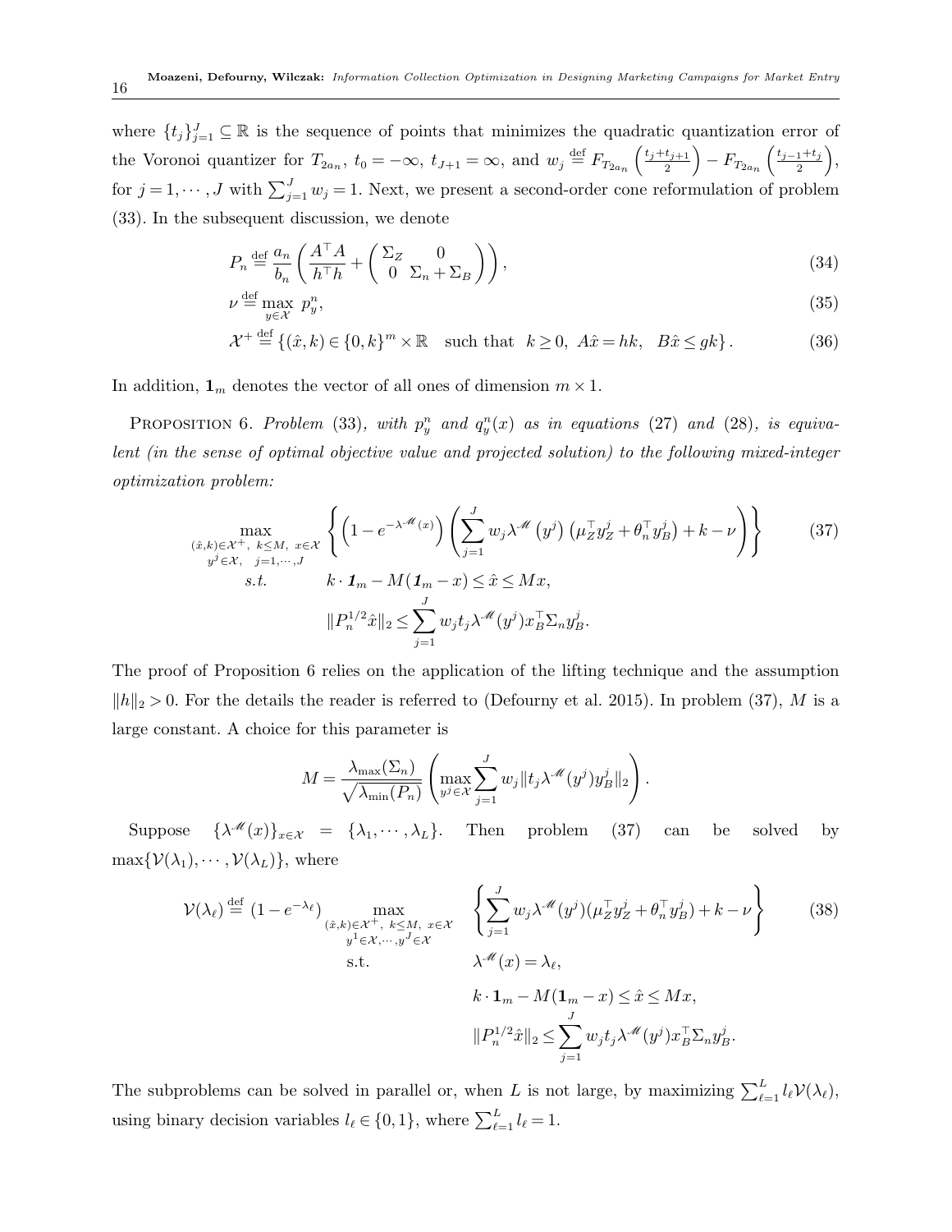where $\{t_j\}_{j=1}^J \subseteq \mathbb{R}$ is the sequence of points that minimizes the quadratic quantization error of the Voronoi quantizer for $T_{2a_n}$, $t_0 = -\infty$, $t_{J+1} = \infty$, and $w_j \stackrel{\text{def}}{=} F_{T_{2a_n}}\left(\frac{t_j+t_{j+1}}{2}\right) - F_{T_{2a_n}}\left(\frac{t_{j-1}+t_j}{2}\right)$, for $j = 1, \cdots, J$ with $\sum_{j=1}^J w_j = 1$. Next, we present a second-order cone reformulation of problem (33). In the subsequent discussion, we denote

$$P_n \stackrel{\text{def}}{=} \frac{a_n}{b_n}\left(\frac{A^\top A}{h^\top h} + \begin{pmatrix} \Sigma_Z & 0 \\ 0 & \Sigma_n + \Sigma_B \end{pmatrix}\right), \tag{34}$$

$$\nu \stackrel{\text{def}}{=} \max_{y \in \mathcal{X}} \ p_y^n, \tag{35}$$

$$\mathcal{X}^+ \stackrel{\text{def}}{=} \{(\hat{x}, k) \in \{0, k\}^m \times \mathbb{R} \quad \text{such that} \quad k \geq 0,\ A\hat{x} = hk,\ \ B\hat{x} \leq gk\}. \tag{36}$$

In addition, $\mathbf{1}_m$ denotes the vector of all ones of dimension $m \times 1$.

Proposition 6. *Problem (33), with $p_y^n$ and $q_y^n(x)$ as in equations (27) and (28), is equivalent (in the sense of optimal objective value and projected solution) to the following mixed-integer optimization problem:*

$$\begin{aligned} \max_{\substack{(\hat{x},k)\in\mathcal{X}^+,\ k\leq M,\ x\in\mathcal{X} \\ y^j\in\mathcal{X},\ \ j=1,\cdots,J}} \ & \left\{\left(1 - e^{-\lambda^{\mathscr{M}}(x)}\right)\left(\sum_{j=1}^J w_j \lambda^{\mathscr{M}}\left(y^j\right)\left(\mu_Z^\top y_Z^j + \theta_n^\top y_B^j\right) + k - \nu\right)\right\} \\ \text{s.t.} \qquad & k \cdot \mathbf{1}_m - M(\mathbf{1}_m - x) \leq \hat{x} \leq Mx, \\ & \|P_n^{1/2}\hat{x}\|_2 \leq \sum_{j=1}^J w_j t_j \lambda^{\mathscr{M}}(y^j) x_B^\top \Sigma_n y_B^j. \end{aligned} \tag{37}$$

The proof of Proposition 6 relies on the application of the lifting technique and the assumption $\|h\|_2 > 0$. For the details the reader is referred to (Defourny et al. 2015). In problem (37), $M$ is a large constant. A choice for this parameter is

$$M = \frac{\lambda_{\max}(\Sigma_n)}{\sqrt{\lambda_{\min}(P_n)}}\left(\max_{y^j\in\mathcal{X}} \sum_{j=1}^J w_j \|t_j \lambda^{\mathscr{M}}(y^j) y_B^j\|_2\right).$$

Suppose $\{\lambda^{\mathscr{M}}(x)\}_{x\in\mathcal{X}} = \{\lambda_1, \cdots, \lambda_L\}$. Then problem (37) can be solved by $\max\{\mathcal{V}(\lambda_1), \cdots, \mathcal{V}(\lambda_L)\}$, where

$$\begin{aligned} \mathcal{V}(\lambda_\ell) \stackrel{\text{def}}{=} (1 - e^{-\lambda_\ell}) \max_{\substack{(\hat{x},k)\in\mathcal{X}^+,\ k\leq M,\ x\in\mathcal{X} \\ y^1\in\mathcal{X},\cdots,y^J\in\mathcal{X}}} \ & \left\{\sum_{j=1}^J w_j \lambda^{\mathscr{M}}(y^j)(\mu_Z^\top y_Z^j + \theta_n^\top y_B^j) + k - \nu\right\} \\ \text{s.t.} \qquad & \lambda^{\mathscr{M}}(x) = \lambda_\ell, \\ & k \cdot \mathbf{1}_m - M(\mathbf{1}_m - x) \leq \hat{x} \leq Mx, \\ & \|P_n^{1/2}\hat{x}\|_2 \leq \sum_{j=1}^J w_j t_j \lambda^{\mathscr{M}}(y^j) x_B^\top \Sigma_n y_B^j. \end{aligned} \tag{38}$$

The subproblems can be solved in parallel or, when $L$ is not large, by maximizing $\sum_{\ell=1}^L l_\ell \mathcal{V}(\lambda_\ell)$, using binary decision variables $l_\ell \in \{0, 1\}$, where $\sum_{\ell=1}^L l_\ell = 1$.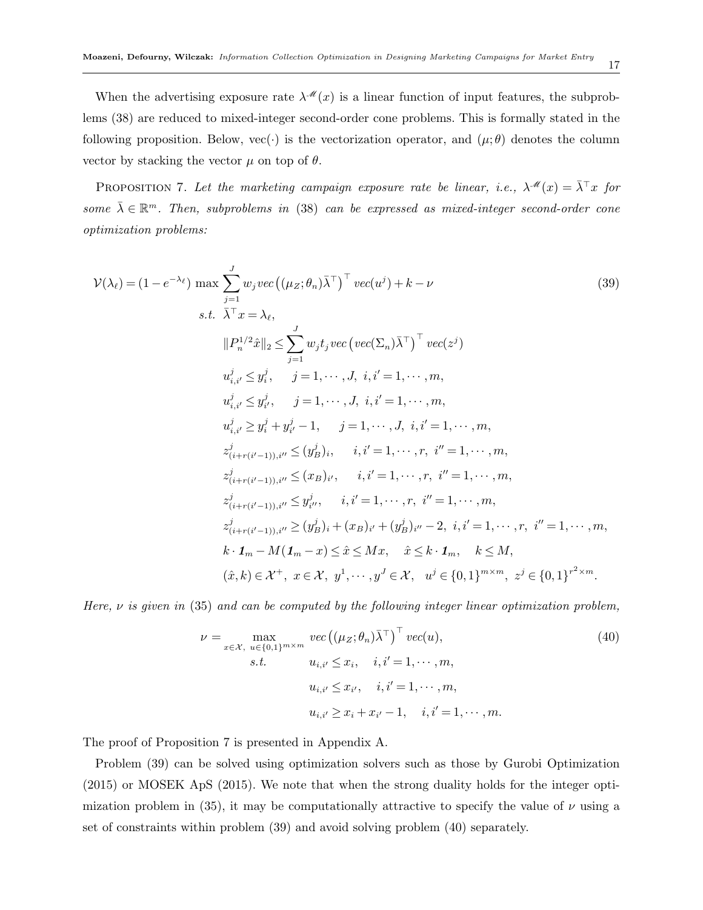When the advertising exposure rate $\lambda^{\mathscr{M}}(x)$ is a linear function of input features, the subproblems (38) are reduced to mixed-integer second-order cone problems. This is formally stated in the following proposition. Below, $\text{vec}(\cdot)$ is the vectorization operator, and $(\mu;\theta)$ denotes the column vector by stacking the vector $\mu$ on top of $\theta$.

PROPOSITION 7. *Let the marketing campaign exposure rate be linear, i.e., $\lambda^{\mathscr{M}}(x) = \bar{\lambda}^\top x$ for some $\bar{\lambda} \in \mathbb{R}^m$. Then, subproblems in (38) can be expressed as mixed-integer second-order cone optimization problems:*

$$
\begin{aligned}
\mathcal{V}(\lambda_\ell) = (1 - e^{-\lambda_\ell}) \ \max \ & \sum_{j=1}^{J} w_j vec\left((\mu_Z;\theta_n)\bar{\lambda}^\top\right)^\top vec(u^j) + k - \nu \qquad (39)\\
s.t. \ & \bar{\lambda}^\top x = \lambda_\ell, \\
& \|P_n^{1/2}\hat{x}\|_2 \leq \sum_{j=1}^{J} w_j t_j vec\left(vec(\Sigma_n)\bar{\lambda}^\top\right)^\top vec(z^j) \\
& u^j_{i,i'} \leq y^j_i, \quad j = 1,\cdots,J, \ i,i' = 1,\cdots,m, \\
& u^j_{i,i'} \leq y^j_{i'}, \quad j = 1,\cdots,J, \ i,i' = 1,\cdots,m, \\
& u^j_{i,i'} \geq y^j_i + y^j_{i'} - 1, \quad j = 1,\cdots,J, \ i,i' = 1,\cdots,m, \\
& z^j_{(i+r(i'-1)),i''} \leq (y^j_B)_i, \quad i,i' = 1,\cdots,r, \ i'' = 1,\cdots,m, \\
& z^j_{(i+r(i'-1)),i''} \leq (x_B)_{i'}, \quad i,i' = 1,\cdots,r, \ i'' = 1,\cdots,m, \\
& z^j_{(i+r(i'-1)),i''} \leq y^j_{i''}, \quad i,i' = 1,\cdots,r, \ i'' = 1,\cdots,m, \\
& z^j_{(i+r(i'-1)),i''} \geq (y^j_B)_i + (x_B)_{i'} + (y^j_B)_{i''} - 2, \ i,i' = 1,\cdots,r, \ i'' = 1,\cdots,m, \\
& k \cdot \boldsymbol{1}_m - M(\boldsymbol{1}_m - x) \leq \hat{x} \leq Mx, \quad \hat{x} \leq k \cdot \boldsymbol{1}_m, \quad k \leq M, \\
& (\hat{x}, k) \in \mathcal{X}^+, \ x \in \mathcal{X}, \ y^1,\cdots,y^J \in \mathcal{X}, \quad u^j \in \{0,1\}^{m\times m}, \ z^j \in \{0,1\}^{r^2\times m}.
\end{aligned}
$$

*Here, $\nu$ is given in* (35) *and can be computed by the following integer linear optimization problem,*

$$
\begin{aligned}
\nu = \max_{x\in\mathcal{X}, \ u\in\{0,1\}^{m\times m}} \ & vec\left((\mu_Z;\theta_n)\bar{\lambda}^\top\right)^\top vec(u), \qquad (40)\\
s.t. \ & u_{i,i'} \leq x_i, \quad i,i' = 1,\cdots,m, \\
& u_{i,i'} \leq x_{i'}, \quad i,i' = 1,\cdots,m, \\
& u_{i,i'} \geq x_i + x_{i'} - 1, \quad i,i' = 1,\cdots,m.
\end{aligned}
$$

The proof of Proposition 7 is presented in Appendix A.

Problem (39) can be solved using optimization solvers such as those by Gurobi Optimization (2015) or MOSEK ApS (2015). We note that when the strong duality holds for the integer optimization problem in (35), it may be computationally attractive to specify the value of $\nu$ using a set of constraints within problem (39) and avoid solving problem (40) separately.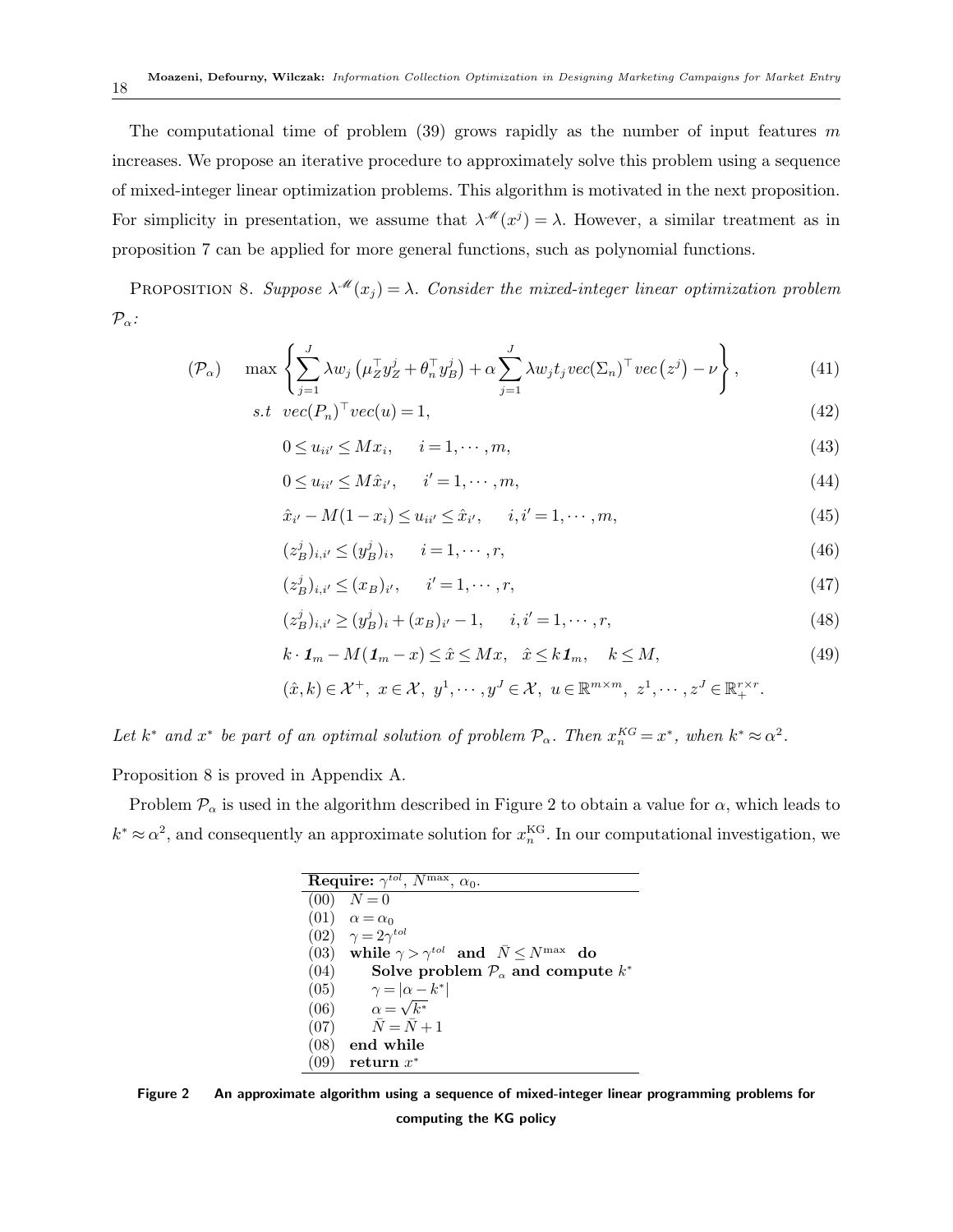The computational time of problem (39) grows rapidly as the number of input features $m$ increases. We propose an iterative procedure to approximately solve this problem using a sequence of mixed-integer linear optimization problems. This algorithm is motivated in the next proposition. For simplicity in presentation, we assume that $\lambda^{\mathscr{M}}(x^j) = \lambda$. However, a similar treatment as in proposition 7 can be applied for more general functions, such as polynomial functions.

PROPOSITION 8. *Suppose $\lambda^{\mathscr{M}}(x_j) = \lambda$. Consider the mixed-integer linear optimization problem $\mathcal{P}_\alpha$:*

$$
(\mathcal{P}_\alpha) \quad \max \left\{ \sum_{j=1}^{J} \lambda w_j \left( \mu_Z^\top y_Z^j + \theta_n^\top y_B^j \right) + \alpha \sum_{j=1}^{J} \lambda w_j t_j vec(\Sigma_n)^\top vec\left(z^j\right) - \nu \right\}, \tag{41}
$$

$$
s.t \;\; vec(P_n)^\top vec(u) = 1, \tag{42}
$$

$$
0 \le u_{ii'} \le M x_i, \quad i = 1, \cdots, m, \tag{43}
$$

$$
0 \le u_{ii'} \le M \hat{x}_{i'}, \quad i' = 1, \cdots, m, \tag{44}
$$

$$
\hat{x}_{i'} - M(1 - x_i) \le u_{ii'} \le \hat{x}_{i'}, \quad i, i' = 1, \cdots, m, \tag{45}
$$

$$
(z_B^j)_{i,i'} \le (y_B^j)_i, \quad i = 1, \cdots, r, \tag{46}
$$

$$
(z_B^j)_{i,i'} \le (x_B)_{i'}, \quad i' = 1, \cdots, r, \tag{47}
$$

$$
(z_B^j)_{i,i'} \ge (y_B^j)_i + (x_B)_{i'} - 1, \quad i, i' = 1, \cdots, r, \tag{48}
$$

$$
k \cdot \boldsymbol{1}_m - M(\boldsymbol{1}_m - x) \le \hat{x} \le M x, \quad \hat{x} \le k \boldsymbol{1}_m, \quad k \le M, \tag{49}
$$

$$
(\hat{x}, k) \in \mathcal{X}^+, \; x \in \mathcal{X}, \; y^1, \cdots, y^J \in \mathcal{X}, \; u \in \mathbb{R}^{m \times m}, \; z^1, \cdots, z^J \in \mathbb{R}_+^{r \times r}.
$$

*Let $k^*$ and $x^*$ be part of an optimal solution of problem $\mathcal{P}_\alpha$. Then $x_n^{KG} = x^*$, when $k^* \approx \alpha^2$.*

Proposition 8 is proved in Appendix A.

Problem $\mathcal{P}_\alpha$ is used in the algorithm described in Figure 2 to obtain a value for $\alpha$, which leads to $k^* \approx \alpha^2$, and consequently an approximate solution for $x_n^{\text{KG}}$. In our computational investigation, we

```
Require: γ^tol, N^max, α_0.
(00)  N = 0
(01)  α = α_0
(02)  γ = 2γ^tol
(03)  while γ > γ^tol and N̄ ≤ N^max do
(04)      Solve problem P_α and compute k*
(05)      γ = |α − k*|
(06)      α = √k*
(07)      N̄ = N̄ + 1
(08)  end while
(09)  return x*
```

**Figure 2 An approximate algorithm using a sequence of mixed-integer linear programming problems for computing the KG policy**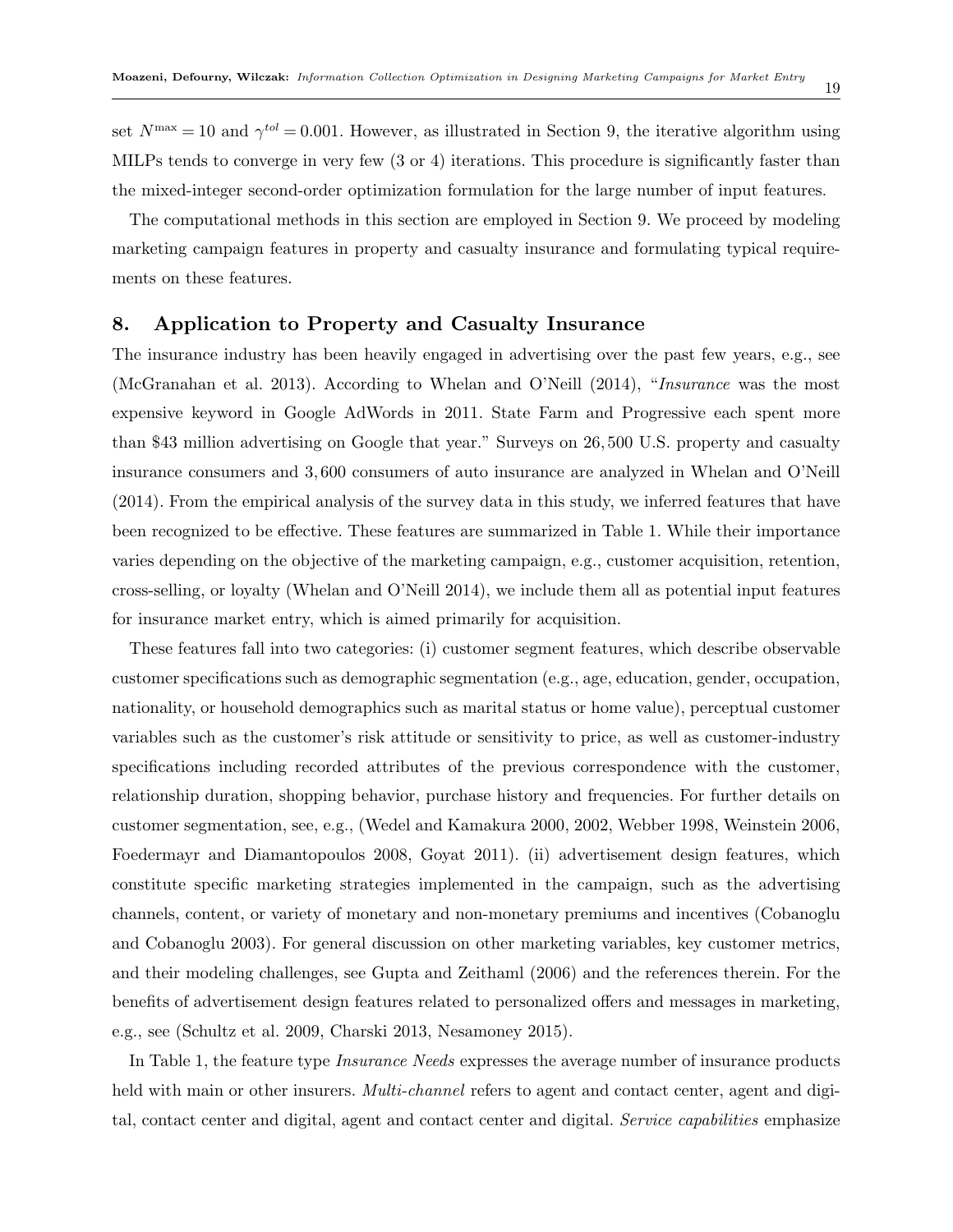set $N^{\max} = 10$ and $\gamma^{tol} = 0.001$. However, as illustrated in Section 9, the iterative algorithm using MILPs tends to converge in very few (3 or 4) iterations. This procedure is significantly faster than the mixed-integer second-order optimization formulation for the large number of input features.

The computational methods in this section are employed in Section 9. We proceed by modeling marketing campaign features in property and casualty insurance and formulating typical requirements on these features.

## 8. Application to Property and Casualty Insurance

The insurance industry has been heavily engaged in advertising over the past few years, e.g., see (McGranahan et al. 2013). According to Whelan and O'Neill (2014), "*Insurance* was the most expensive keyword in Google AdWords in 2011. State Farm and Progressive each spent more than \$43 million advertising on Google that year." Surveys on 26,500 U.S. property and casualty insurance consumers and 3,600 consumers of auto insurance are analyzed in Whelan and O'Neill (2014). From the empirical analysis of the survey data in this study, we inferred features that have been recognized to be effective. These features are summarized in Table 1. While their importance varies depending on the objective of the marketing campaign, e.g., customer acquisition, retention, cross-selling, or loyalty (Whelan and O'Neill 2014), we include them all as potential input features for insurance market entry, which is aimed primarily for acquisition.

These features fall into two categories: (i) customer segment features, which describe observable customer specifications such as demographic segmentation (e.g., age, education, gender, occupation, nationality, or household demographics such as marital status or home value), perceptual customer variables such as the customer's risk attitude or sensitivity to price, as well as customer-industry specifications including recorded attributes of the previous correspondence with the customer, relationship duration, shopping behavior, purchase history and frequencies. For further details on customer segmentation, see, e.g., (Wedel and Kamakura 2000, 2002, Webber 1998, Weinstein 2006, Foedermayr and Diamantopoulos 2008, Goyat 2011). (ii) advertisement design features, which constitute specific marketing strategies implemented in the campaign, such as the advertising channels, content, or variety of monetary and non-monetary premiums and incentives (Cobanoglu and Cobanoglu 2003). For general discussion on other marketing variables, key customer metrics, and their modeling challenges, see Gupta and Zeithaml (2006) and the references therein. For the benefits of advertisement design features related to personalized offers and messages in marketing, e.g., see (Schultz et al. 2009, Charski 2013, Nesamoney 2015).

In Table 1, the feature type *Insurance Needs* expresses the average number of insurance products held with main or other insurers. *Multi-channel* refers to agent and contact center, agent and digital, contact center and digital, agent and contact center and digital. *Service capabilities* emphasize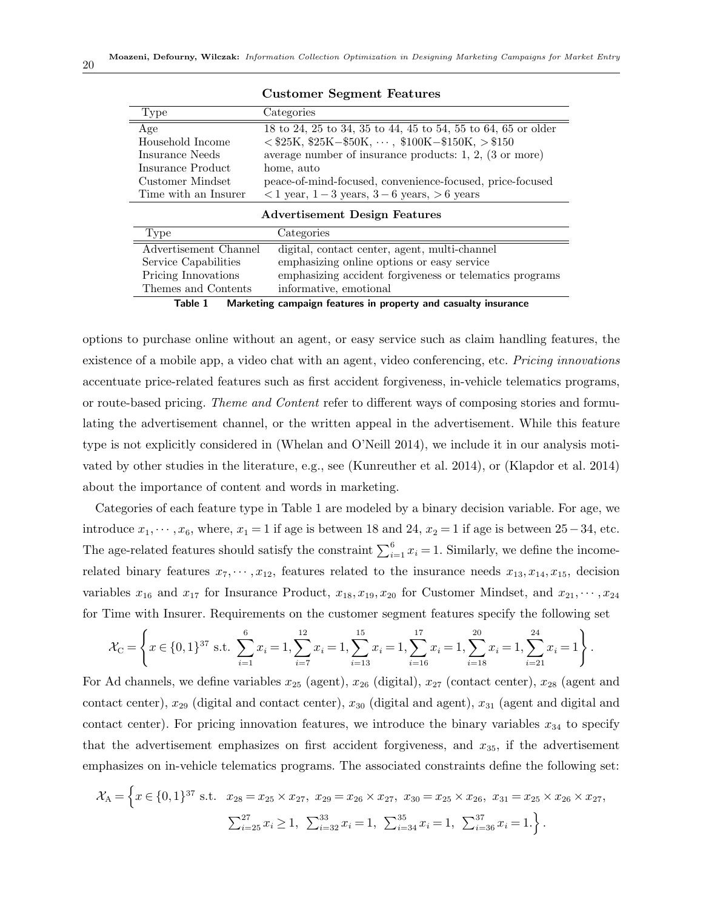**Customer Segment Features**

| Type | Categories |
| --- | --- |
| Age | 18 to 24, 25 to 34, 35 to 44, 45 to 54, 55 to 64, 65 or older |
| Household Income | $<$ \$25K, \$25K$-$\$50K, $\cdots$, \$100K$-$\$150K, $>$ \$150 |
| Insurance Needs | average number of insurance products: 1, 2, (3 or more) |
| Insurance Product | home, auto |
| Customer Mindset | peace-of-mind-focused, convenience-focused, price-focused |
| Time with an Insurer | $<1$ year, $1-3$ years, $3-6$ years, $>6$ years |

**Advertisement Design Features**

| Type | Categories |
| --- | --- |
| Advertisement Channel | digital, contact center, agent, multi-channel |
| Service Capabilities | emphasizing online options or easy service |
| Pricing Innovations | emphasizing accident forgiveness or telematics programs |
| Themes and Contents | informative, emotional |

**Table 1** Marketing campaign features in property and casualty insurance

options to purchase online without an agent, or easy service such as claim handling features, the existence of a mobile app, a video chat with an agent, video conferencing, etc. *Pricing innovations* accentuate price-related features such as first accident forgiveness, in-vehicle telematics programs, or route-based pricing. *Theme and Content* refer to different ways of composing stories and formulating the advertisement channel, or the written appeal in the advertisement. While this feature type is not explicitly considered in (Whelan and O'Neill 2014), we include it in our analysis motivated by other studies in the literature, e.g., see (Kunreuther et al. 2014), or (Klapdor et al. 2014) about the importance of content and words in marketing.

Categories of each feature type in Table 1 are modeled by a binary decision variable. For age, we introduce $x_1, \cdots, x_6$, where, $x_1 = 1$ if age is between 18 and 24, $x_2 = 1$ if age is between $25-34$, etc. The age-related features should satisfy the constraint $\sum_{i=1}^{6} x_i = 1$. Similarly, we define the income-related binary features $x_7, \cdots, x_{12}$, features related to the insurance needs $x_{13}, x_{14}, x_{15}$, decision variables $x_{16}$ and $x_{17}$ for Insurance Product, $x_{18}, x_{19}, x_{20}$ for Customer Mindset, and $x_{21}, \cdots, x_{24}$ for Time with Insurer. Requirements on the customer segment features specify the following set

$$\mathcal{X}_{\text{C}} = \left\{ x \in \{0,1\}^{37} \text{ s.t. } \sum_{i=1}^{6} x_i = 1, \sum_{i=7}^{12} x_i = 1, \sum_{i=13}^{15} x_i = 1, \sum_{i=16}^{17} x_i = 1, \sum_{i=18}^{20} x_i = 1, \sum_{i=21}^{24} x_i = 1 \right\}.$$

For Ad channels, we define variables $x_{25}$ (agent), $x_{26}$ (digital), $x_{27}$ (contact center), $x_{28}$ (agent and contact center), $x_{29}$ (digital and contact center), $x_{30}$ (digital and agent), $x_{31}$ (agent and digital and contact center). For pricing innovation features, we introduce the binary variables $x_{34}$ to specify that the advertisement emphasizes on first accident forgiveness, and $x_{35}$, if the advertisement emphasizes on in-vehicle telematics programs. The associated constraints define the following set:

$$\mathcal{X}_{\text{A}} = \Big\{ x \in \{0,1\}^{37} \text{ s.t. } \; x_{28} = x_{25} \times x_{27},\; x_{29} = x_{26} \times x_{27},\; x_{30} = x_{25} \times x_{26},\; x_{31} = x_{25} \times x_{26} \times x_{27},$$
$$\textstyle\sum_{i=25}^{27} x_i \geq 1,\; \sum_{i=32}^{33} x_i = 1,\; \sum_{i=34}^{35} x_i = 1,\; \sum_{i=36}^{37} x_i = 1. \Big\}.$$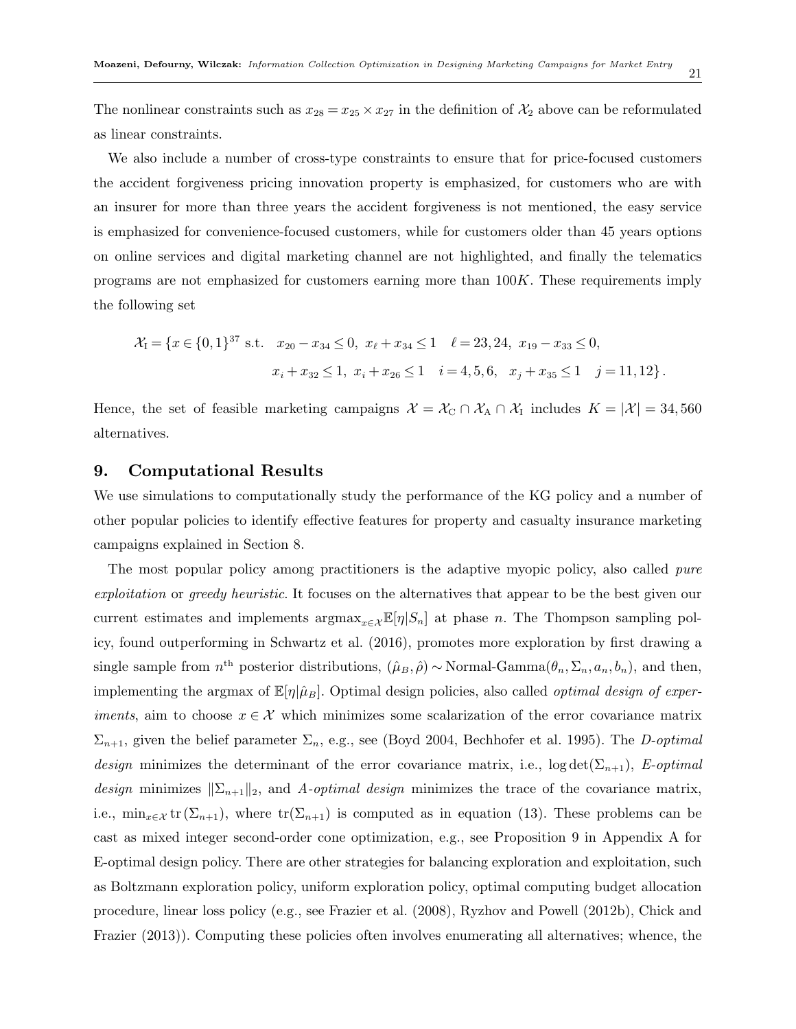The nonlinear constraints such as $x_{28} = x_{25} \times x_{27}$ in the definition of $\mathcal{X}_2$ above can be reformulated as linear constraints.

We also include a number of cross-type constraints to ensure that for price-focused customers the accident forgiveness pricing innovation property is emphasized, for customers who are with an insurer for more than three years the accident forgiveness is not mentioned, the easy service is emphasized for convenience-focused customers, while for customers older than 45 years options on online services and digital marketing channel are not highlighted, and finally the telematics programs are not emphasized for customers earning more than $100K$. These requirements imply the following set

$$
\begin{aligned}
\mathcal{X}_{\mathrm{I}} = \{x \in \{0,1\}^{37} \text{ s.t. } \quad & x_{20} - x_{34} \leq 0,\ x_\ell + x_{34} \leq 1 \quad \ell = 23, 24,\ x_{19} - x_{33} \leq 0, \\
& x_i + x_{32} \leq 1,\ x_i + x_{26} \leq 1 \quad i = 4, 5, 6, \quad x_j + x_{35} \leq 1 \quad j = 11, 12\}.
\end{aligned}
$$

Hence, the set of feasible marketing campaigns $\mathcal{X} = \mathcal{X}_{\mathrm{C}} \cap \mathcal{X}_{\mathrm{A}} \cap \mathcal{X}_{\mathrm{I}}$ includes $K = |\mathcal{X}| = 34,560$ alternatives.

## 9. Computational Results

We use simulations to computationally study the performance of the KG policy and a number of other popular policies to identify effective features for property and casualty insurance marketing campaigns explained in Section 8.

The most popular policy among practitioners is the adaptive myopic policy, also called *pure exploitation* or *greedy heuristic*. It focuses on the alternatives that appear to be the best given our current estimates and implements $\operatorname{argmax}_{x\in\mathcal{X}} \mathbb{E}[\eta|S_n]$ at phase $n$. The Thompson sampling policy, found outperforming in Schwartz et al. (2016), promotes more exploration by first drawing a single sample from $n^{\text{th}}$ posterior distributions, $(\hat{\mu}_B, \hat{\rho}) \sim \text{Normal-Gamma}(\theta_n, \Sigma_n, a_n, b_n)$, and then, implementing the argmax of $\mathbb{E}[\eta|\hat{\mu}_B]$. Optimal design policies, also called *optimal design of experiments*, aim to choose $x \in \mathcal{X}$ which minimizes some scalarization of the error covariance matrix $\Sigma_{n+1}$, given the belief parameter $\Sigma_n$, e.g., see (Boyd 2004, Bechhofer et al. 1995). The *D-optimal design* minimizes the determinant of the error covariance matrix, i.e., $\log\det(\Sigma_{n+1})$, *E-optimal design* minimizes $\|\Sigma_{n+1}\|_2$, and *A-optimal design* minimizes the trace of the covariance matrix, i.e., $\min_{x\in\mathcal{X}} \operatorname{tr}(\Sigma_{n+1})$, where $\operatorname{tr}(\Sigma_{n+1})$ is computed as in equation (13). These problems can be cast as mixed integer second-order cone optimization, e.g., see Proposition 9 in Appendix A for E-optimal design policy. There are other strategies for balancing exploration and exploitation, such as Boltzmann exploration policy, uniform exploration policy, optimal computing budget allocation procedure, linear loss policy (e.g., see Frazier et al. (2008), Ryzhov and Powell (2012b), Chick and Frazier (2013)). Computing these policies often involves enumerating all alternatives; whence, the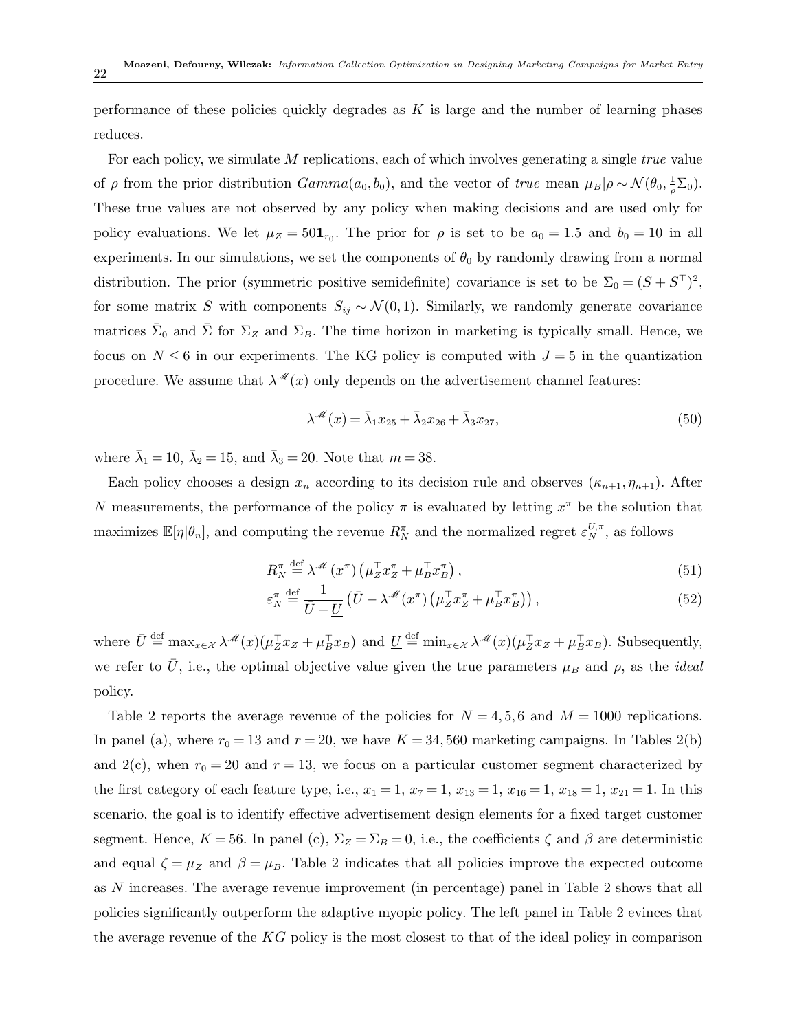performance of these policies quickly degrades as $K$ is large and the number of learning phases reduces.

For each policy, we simulate $M$ replications, each of which involves generating a single *true* value of $\rho$ from the prior distribution $Gamma(a_0, b_0)$, and the vector of *true* mean $\mu_B|\rho \sim \mathcal{N}(\theta_0, \frac{1}{\rho}\Sigma_0)$. These true values are not observed by any policy when making decisions and are used only for policy evaluations. We let $\mu_Z = 50\mathbf{1}_{r_0}$. The prior for $\rho$ is set to be $a_0 = 1.5$ and $b_0 = 10$ in all experiments. In our simulations, we set the components of $\theta_0$ by randomly drawing from a normal distribution. The prior (symmetric positive semidefinite) covariance is set to be $\Sigma_0 = (S + S^\top)^2$, for some matrix $S$ with components $S_{ij} \sim \mathcal{N}(0, 1)$. Similarly, we randomly generate covariance matrices $\bar{\Sigma}_0$ and $\bar{\Sigma}$ for $\Sigma_Z$ and $\Sigma_B$. The time horizon in marketing is typically small. Hence, we focus on $N \leq 6$ in our experiments. The KG policy is computed with $J = 5$ in the quantization procedure. We assume that $\lambda^{\mathscr{M}}(x)$ only depends on the advertisement channel features:

$$\lambda^{\mathscr{M}}(x) = \bar{\lambda}_1 x_{25} + \bar{\lambda}_2 x_{26} + \bar{\lambda}_3 x_{27}, \tag{50}$$

where $\bar{\lambda}_1 = 10$, $\bar{\lambda}_2 = 15$, and $\bar{\lambda}_3 = 20$. Note that $m = 38$.

Each policy chooses a design $x_n$ according to its decision rule and observes $(\kappa_{n+1}, \eta_{n+1})$. After $N$ measurements, the performance of the policy $\pi$ is evaluated by letting $x^\pi$ be the solution that maximizes $\mathbb{E}[\eta|\theta_n]$, and computing the revenue $R_N^\pi$ and the normalized regret $\varepsilon_N^{U,\pi}$, as follows

$$R_N^\pi \stackrel{\text{def}}{=} \lambda^{\mathscr{M}}(x^\pi)\left(\mu_Z^\top x_Z^\pi + \mu_B^\top x_B^\pi\right), \tag{51}$$

$$\varepsilon_N^\pi \stackrel{\text{def}}{=} \frac{1}{\bar{U} - \underline{U}}\left(\bar{U} - \lambda^{\mathscr{M}}(x^\pi)\left(\mu_Z^\top x_Z^\pi + \mu_B^\top x_B^\pi\right)\right), \tag{52}$$

where $\bar{U} \stackrel{\text{def}}{=} \max_{x\in\mathcal{X}} \lambda^{\mathscr{M}}(x)(\mu_Z^\top x_Z + \mu_B^\top x_B)$ and $\underline{U} \stackrel{\text{def}}{=} \min_{x\in\mathcal{X}} \lambda^{\mathscr{M}}(x)(\mu_Z^\top x_Z + \mu_B^\top x_B)$. Subsequently, we refer to $\bar{U}$, i.e., the optimal objective value given the true parameters $\mu_B$ and $\rho$, as the *ideal* policy.

Table 2 reports the average revenue of the policies for $N = 4, 5, 6$ and $M = 1000$ replications. In panel (a), where $r_0 = 13$ and $r = 20$, we have $K = 34,560$ marketing campaigns. In Tables 2(b) and 2(c), when $r_0 = 20$ and $r = 13$, we focus on a particular customer segment characterized by the first category of each feature type, i.e., $x_1 = 1$, $x_7 = 1$, $x_{13} = 1$, $x_{16} = 1$, $x_{18} = 1$, $x_{21} = 1$. In this scenario, the goal is to identify effective advertisement design elements for a fixed target customer segment. Hence, $K = 56$. In panel (c), $\Sigma_Z = \Sigma_B = 0$, i.e., the coefficients $\zeta$ and $\beta$ are deterministic and equal $\zeta = \mu_Z$ and $\beta = \mu_B$. Table 2 indicates that all policies improve the expected outcome as $N$ increases. The average revenue improvement (in percentage) panel in Table 2 shows that all policies significantly outperform the adaptive myopic policy. The left panel in Table 2 evinces that the average revenue of the $KG$ policy is the most closest to that of the ideal policy in comparison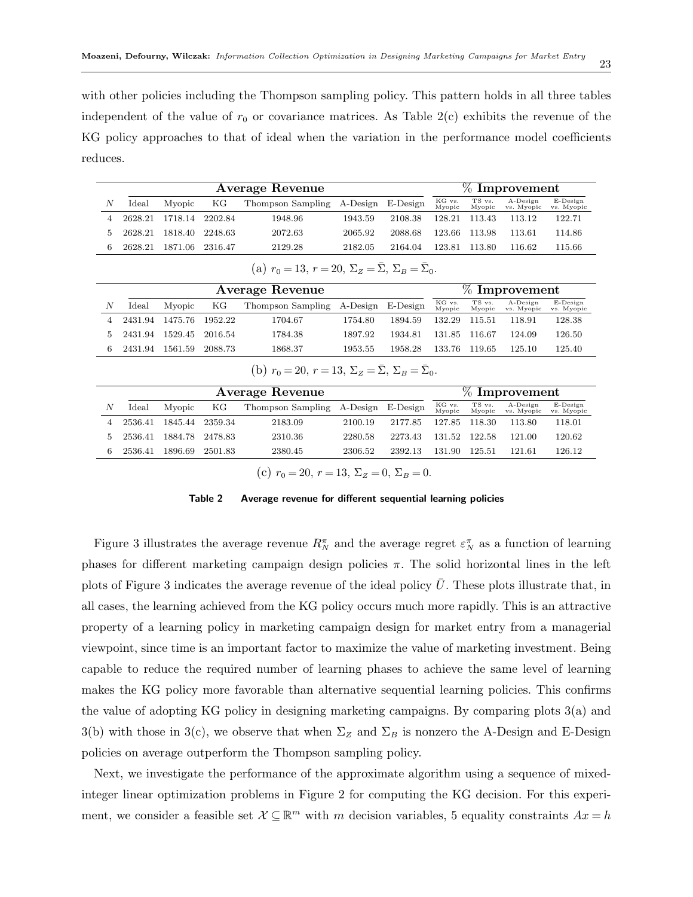with other policies including the Thompson sampling policy. This pattern holds in all three tables independent of the value of $r_0$ or covariance matrices. As Table 2(c) exhibits the revenue of the KG policy approaches to that of ideal when the variation in the performance model coefficients reduces.

| | **Average Revenue** | | | | | | **% Improvement** | | | |
|---|---|---|---|---|---|---|---|---|---|---|
| $N$ | Ideal | Myopic | KG | Thompson Sampling | A-Design | E-Design | KG vs. Myopic | TS vs. Myopic | A-Design vs. Myopic | E-Design vs. Myopic |
| 4 | 2628.21 | 1718.14 | 2202.84 | 1948.96 | 1943.59 | 2108.38 | 128.21 | 113.43 | 113.12 | 122.71 |
| 5 | 2628.21 | 1818.40 | 2248.63 | 2072.63 | 2065.92 | 2088.68 | 123.66 | 113.98 | 113.61 | 114.86 |
| 6 | 2628.21 | 1871.06 | 2316.47 | 2129.28 | 2182.05 | 2164.04 | 123.81 | 113.80 | 116.62 | 115.66 |

(a) $r_0 = 13,\ r = 20,\ \Sigma_Z = \bar{\Sigma},\ \Sigma_B = \bar{\Sigma}_0$.

| | **Average Revenue** | | | | | | **% Improvement** | | | |
|---|---|---|---|---|---|---|---|---|---|---|
| $N$ | Ideal | Myopic | KG | Thompson Sampling | A-Design | E-Design | KG vs. Myopic | TS vs. Myopic | A-Design vs. Myopic | E-Design vs. Myopic |
| 4 | 2431.94 | 1475.76 | 1952.22 | 1704.67 | 1754.80 | 1894.59 | 132.29 | 115.51 | 118.91 | 128.38 |
| 5 | 2431.94 | 1529.45 | 2016.54 | 1784.38 | 1897.92 | 1934.81 | 131.85 | 116.67 | 124.09 | 126.50 |
| 6 | 2431.94 | 1561.59 | 2088.73 | 1868.37 | 1953.55 | 1958.28 | 133.76 | 119.65 | 125.10 | 125.40 |

(b) $r_0 = 20,\ r = 13,\ \Sigma_Z = \bar{\Sigma},\ \Sigma_B = \bar{\Sigma}_0$.

| | **Average Revenue** | | | | | | **% Improvement** | | | |
|---|---|---|---|---|---|---|---|---|---|---|
| $N$ | Ideal | Myopic | KG | Thompson Sampling | A-Design | E-Design | KG vs. Myopic | TS vs. Myopic | A-Design vs. Myopic | E-Design vs. Myopic |
| 4 | 2536.41 | 1845.44 | 2359.34 | 2183.09 | 2100.19 | 2177.85 | 127.85 | 118.30 | 113.80 | 118.01 |
| 5 | 2536.41 | 1884.78 | 2478.83 | 2310.36 | 2280.58 | 2273.43 | 131.52 | 122.58 | 121.00 | 120.62 |
| 6 | 2536.41 | 1896.69 | 2501.83 | 2380.45 | 2306.52 | 2392.13 | 131.90 | 125.51 | 121.61 | 126.12 |

(c) $r_0 = 20,\ r = 13,\ \Sigma_Z = 0,\ \Sigma_B = 0$.

**Table 2** **Average revenue for different sequential learning policies**

Figure 3 illustrates the average revenue $R_N^\pi$ and the average regret $\varepsilon_N^\pi$ as a function of learning phases for different marketing campaign design policies $\pi$. The solid horizontal lines in the left plots of Figure 3 indicates the average revenue of the ideal policy $\bar{U}$. These plots illustrate that, in all cases, the learning achieved from the KG policy occurs much more rapidly. This is an attractive property of a learning policy in marketing campaign design for market entry from a managerial viewpoint, since time is an important factor to maximize the value of marketing investment. Being capable to reduce the required number of learning phases to achieve the same level of learning makes the KG policy more favorable than alternative sequential learning policies. This confirms the value of adopting KG policy in designing marketing campaigns. By comparing plots 3(a) and 3(b) with those in 3(c), we observe that when $\Sigma_Z$ and $\Sigma_B$ is nonzero the A-Design and E-Design policies on average outperform the Thompson sampling policy.

Next, we investigate the performance of the approximate algorithm using a sequence of mixed-integer linear optimization problems in Figure 2 for computing the KG decision. For this experiment, we consider a feasible set $\mathcal{X} \subseteq \mathbb{R}^m$ with $m$ decision variables, 5 equality constraints $Ax = h$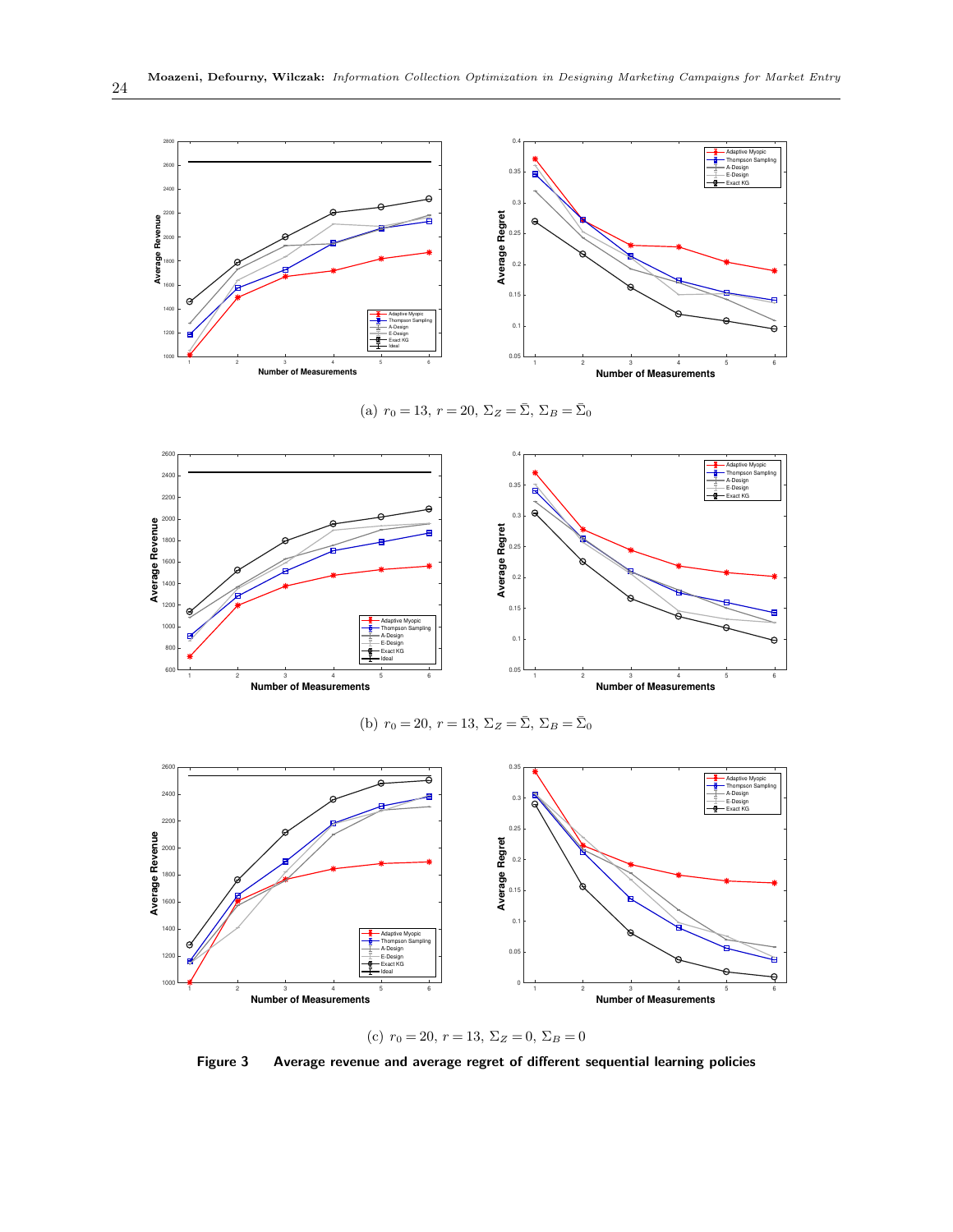(a) $r_0 = 13$, $r = 20$, $\Sigma_Z = \bar{\Sigma}$, $\Sigma_B = \bar{\Sigma}_0$

(b) $r_0 = 20$, $r = 13$, $\Sigma_Z = \bar{\Sigma}$, $\Sigma_B = \bar{\Sigma}_0$

(c) $r_0 = 20$, $r = 13$, $\Sigma_Z = 0$, $\Sigma_B = 0$

**Figure 3** **Average revenue and average regret of different sequential learning policies**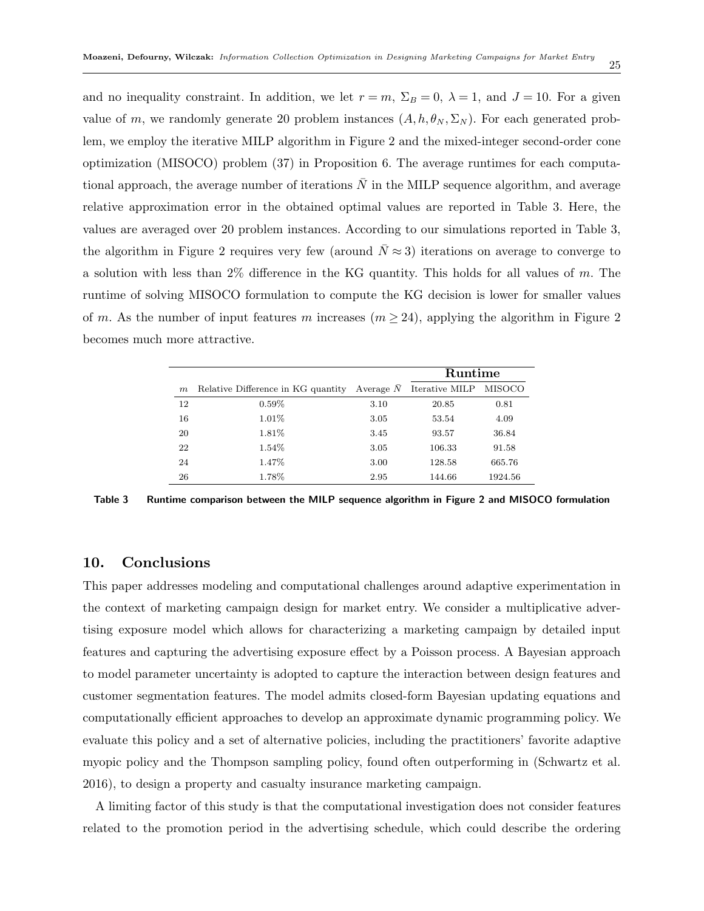and no inequality constraint. In addition, we let $r = m$, $\Sigma_B = 0$, $\lambda = 1$, and $J = 10$. For a given value of $m$, we randomly generate 20 problem instances $(A, h, \theta_N, \Sigma_N)$. For each generated problem, we employ the iterative MILP algorithm in Figure 2 and the mixed-integer second-order cone optimization (MISOCO) problem (37) in Proposition 6. The average runtimes for each computational approach, the average number of iterations $\bar{N}$ in the MILP sequence algorithm, and average relative approximation error in the obtained optimal values are reported in Table 3. Here, the values are averaged over 20 problem instances. According to our simulations reported in Table 3, the algorithm in Figure 2 requires very few (around $\bar{N} \approx 3$) iterations on average to converge to a solution with less than 2% difference in the KG quantity. This holds for all values of $m$. The runtime of solving MISOCO formulation to compute the KG decision is lower for smaller values of $m$. As the number of input features $m$ increases ($m \geq 24$), applying the algorithm in Figure 2 becomes much more attractive.

| | | | **Runtime** | |
|---|---|---|---|---|
| $m$ | Relative Difference in KG quantity | Average $\bar{N}$ | Iterative MILP | MISOCO |
| 12 | 0.59% | 3.10 | 20.85 | 0.81 |
| 16 | 1.01% | 3.05 | 53.54 | 4.09 |
| 20 | 1.81% | 3.45 | 93.57 | 36.84 |
| 22 | 1.54% | 3.05 | 106.33 | 91.58 |
| 24 | 1.47% | 3.00 | 128.58 | 665.76 |
| 26 | 1.78% | 2.95 | 144.66 | 1924.56 |

**Table 3 Runtime comparison between the MILP sequence algorithm in Figure 2 and MISOCO formulation**

## 10. Conclusions

This paper addresses modeling and computational challenges around adaptive experimentation in the context of marketing campaign design for market entry. We consider a multiplicative advertising exposure model which allows for characterizing a marketing campaign by detailed input features and capturing the advertising exposure effect by a Poisson process. A Bayesian approach to model parameter uncertainty is adopted to capture the interaction between design features and customer segmentation features. The model admits closed-form Bayesian updating equations and computationally efficient approaches to develop an approximate dynamic programming policy. We evaluate this policy and a set of alternative policies, including the practitioners' favorite adaptive myopic policy and the Thompson sampling policy, found often outperforming in (Schwartz et al. 2016), to design a property and casualty insurance marketing campaign.

A limiting factor of this study is that the computational investigation does not consider features related to the promotion period in the advertising schedule, which could describe the ordering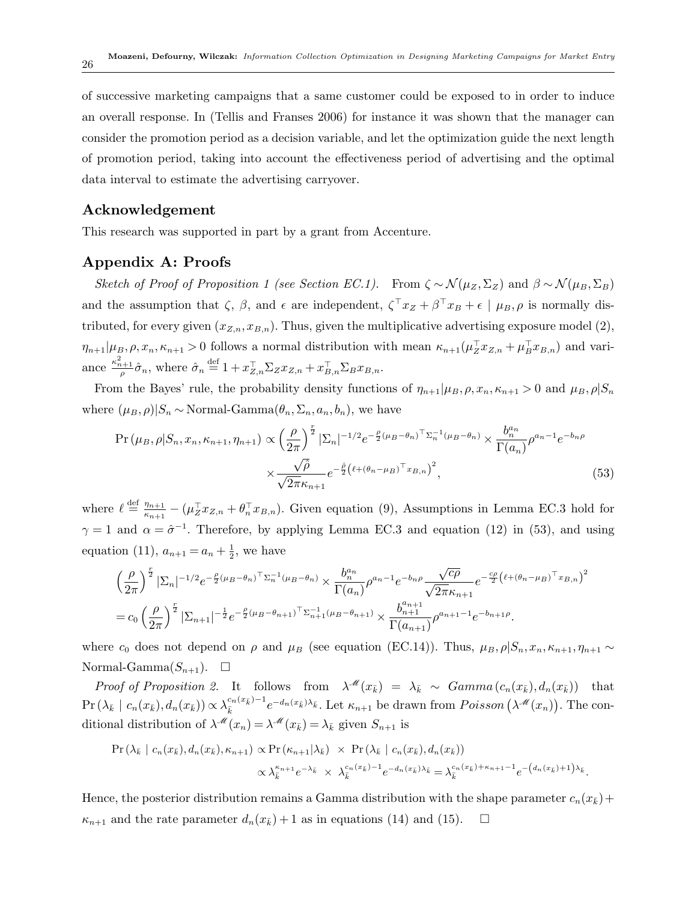of successive marketing campaigns that a same customer could be exposed to in order to induce an overall response. In (Tellis and Franses 2006) for instance it was shown that the manager can consider the promotion period as a decision variable, and let the optimization guide the next length of promotion period, taking into account the effectiveness period of advertising and the optimal data interval to estimate the advertising carryover.

## Acknowledgement

This research was supported in part by a grant from Accenture.

## Appendix A: Proofs

*Sketch of Proof of Proposition 1 (see Section EC.1).* From $\zeta \sim \mathcal{N}(\mu_Z, \Sigma_Z)$ and $\beta \sim \mathcal{N}(\mu_B, \Sigma_B)$ and the assumption that $\zeta$, $\beta$, and $\epsilon$ are independent, $\zeta^\top x_Z + \beta^\top x_B + \epsilon \mid \mu_B, \rho$ is normally distributed, for every given $(x_{Z,n}, x_{B,n})$. Thus, given the multiplicative advertising exposure model (2), $\eta_{n+1}|\mu_B, \rho, x_n, \kappa_{n+1} > 0$ follows a normal distribution with mean $\kappa_{n+1}(\mu_Z^\top x_{Z,n} + \mu_B^\top x_{B,n})$ and variance $\frac{\kappa_{n+1}^2}{\rho}\hat{\sigma}_n$, where $\hat{\sigma}_n \stackrel{\text{def}}{=} 1 + x_{Z,n}^\top \Sigma_Z x_{Z,n} + x_{B,n}^\top \Sigma_B x_{B,n}$.

From the Bayes' rule, the probability density functions of $\eta_{n+1}|\mu_B, \rho, x_n, \kappa_{n+1} > 0$ and $\mu_B, \rho|S_n$ where $(\mu_B, \rho)|S_n \sim \text{Normal-Gamma}(\theta_n, \Sigma_n, a_n, b_n)$, we have

$$
\begin{aligned}
\Pr(\mu_B, \rho | S_n, x_n, \kappa_{n+1}, \eta_{n+1}) \propto \left(\frac{\rho}{2\pi}\right)^{\frac{r}{2}} |\Sigma_n|^{-1/2} e^{-\frac{\rho}{2}(\mu_B - \theta_n)^\top \Sigma_n^{-1}(\mu_B - \theta_n)} \times \frac{b_n^{a_n}}{\Gamma(a_n)} \rho^{a_n - 1} e^{-b_n \rho} \\
\times \frac{\sqrt{\hat{\rho}}}{\sqrt{2\pi}\kappa_{n+1}} e^{-\frac{\hat{\rho}}{2}\left(\ell + (\theta_n - \mu_B)^\top x_{B,n}\right)^2}, \qquad (53)
\end{aligned}
$$

where $\ell \stackrel{\text{def}}{=} \frac{\eta_{n+1}}{\kappa_{n+1}} - (\mu_Z^\top x_{Z,n} + \theta_n^\top x_{B,n})$. Given equation (9), Assumptions in Lemma EC.3 hold for $\gamma = 1$ and $\alpha = \hat{\sigma}^{-1}$. Therefore, by applying Lemma EC.3 and equation (12) in (53), and using equation (11), $a_{n+1} = a_n + \frac{1}{2}$, we have

$$
\begin{aligned}
&\left(\frac{\rho}{2\pi}\right)^{\frac{r}{2}} |\Sigma_n|^{-1/2} e^{-\frac{\rho}{2}(\mu_B - \theta_n)^\top \Sigma_n^{-1}(\mu_B - \theta_n)} \times \frac{b_n^{a_n}}{\Gamma(a_n)} \rho^{a_n - 1} e^{-b_n \rho} \frac{\sqrt{c\rho}}{\sqrt{2\pi}\kappa_{n+1}} e^{-\frac{c\rho}{2}\left(\ell + (\theta_n - \mu_B)^\top x_{B,n}\right)^2} \\
&= c_0 \left(\frac{\rho}{2\pi}\right)^{\frac{r}{2}} |\Sigma_{n+1}|^{-\frac{1}{2}} e^{-\frac{\rho}{2}(\mu_B - \theta_{n+1})^\top \Sigma_{n+1}^{-1}(\mu_B - \theta_{n+1})} \times \frac{b_{n+1}^{a_{n+1}}}{\Gamma(a_{n+1})} \rho^{a_{n+1} - 1} e^{-b_{n+1}\rho}.
\end{aligned}
$$

where $c_0$ does not depend on $\rho$ and $\mu_B$ (see equation (EC.14)). Thus, $\mu_B, \rho|S_n, x_n, \kappa_{n+1}, \eta_{n+1} \sim \text{Normal-Gamma}(S_{n+1})$. $\square$

*Proof of Proposition 2.* It follows from $\lambda^{\mathscr{M}}(x_{\bar{k}}) = \lambda_{\bar{k}} \sim \textit{Gamma}\left(c_n(x_{\bar{k}}), d_n(x_{\bar{k}})\right)$ that $\Pr\left(\lambda_{\bar{k}} \mid c_n(x_{\bar{k}}), d_n(x_{\bar{k}})\right) \propto \lambda_{\bar{k}}^{c_n(x_{\bar{k}})-1} e^{-d_n(x_{\bar{k}})\lambda_{\bar{k}}}$. Let $\kappa_{n+1}$ be drawn from $\textit{Poisson}\left(\lambda^{\mathscr{M}}(x_n)\right)$. The conditional distribution of $\lambda^{\mathscr{M}}(x_n) = \lambda^{\mathscr{M}}(x_{\bar{k}}) = \lambda_{\bar{k}}$ given $S_{n+1}$ is

$$
\begin{aligned}
\Pr\left(\lambda_{\bar{k}} \mid c_n(x_{\bar{k}}), d_n(x_{\bar{k}}), \kappa_{n+1}\right) &\propto \Pr\left(\kappa_{n+1} | \lambda_{\bar{k}}\right) \times \Pr\left(\lambda_{\bar{k}} \mid c_n(x_{\bar{k}}), d_n(x_{\bar{k}})\right) \\
&\propto \lambda_{\bar{k}}^{\kappa_{n+1}} e^{-\lambda_{\bar{k}}} \times \lambda_{\bar{k}}^{c_n(x_{\bar{k}})-1} e^{-d_n(x_{\bar{k}})\lambda_{\bar{k}}} = \lambda_{\bar{k}}^{c_n(x_{\bar{k}}) + \kappa_{n+1} - 1} e^{-\left(d_n(x_{\bar{k}}) + 1\right)\lambda_{\bar{k}}}.
\end{aligned}
$$

Hence, the posterior distribution remains a Gamma distribution with the shape parameter $c_n(x_{\bar{k}}) + \kappa_{n+1}$ and the rate parameter $d_n(x_{\bar{k}}) + 1$ as in equations (14) and (15). $\square$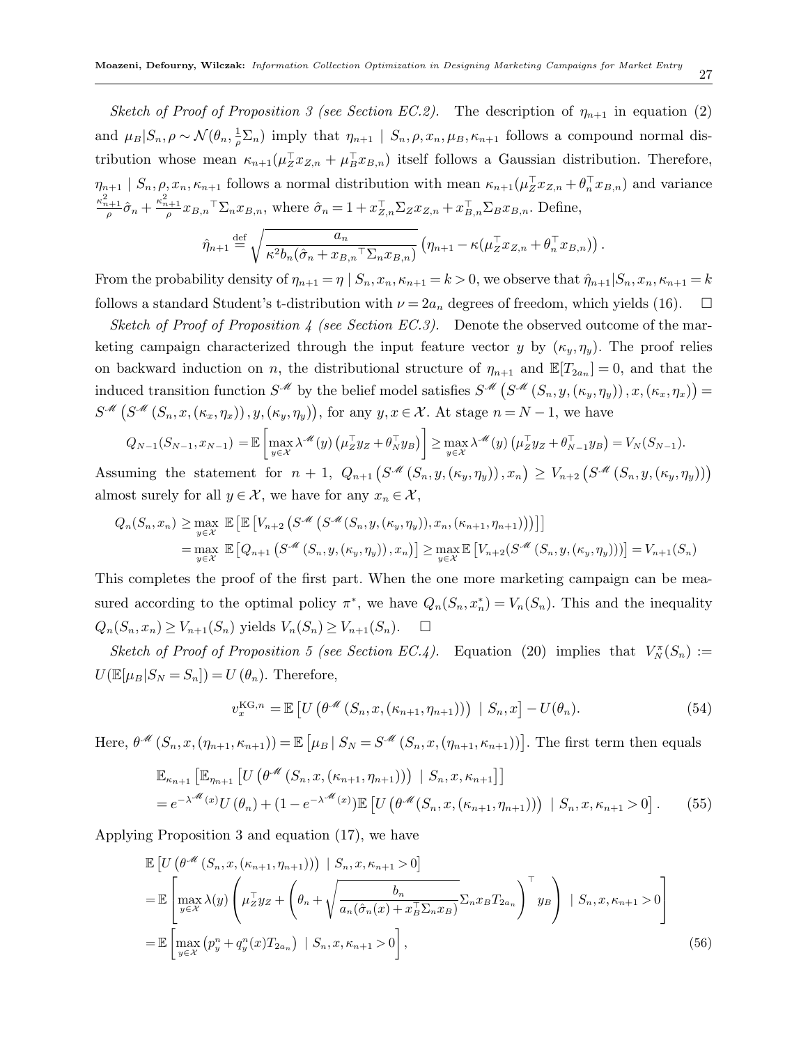*Sketch of Proof of Proposition 3 (see Section EC.2).* The description of $\eta_{n+1}$ in equation (2) and $\mu_B|S_n,\rho \sim \mathcal{N}(\theta_n, \frac{1}{\rho}\Sigma_n)$ imply that $\eta_{n+1} \mid S_n, \rho, x_n, \mu_B, \kappa_{n+1}$ follows a compound normal distribution whose mean $\kappa_{n+1}(\mu_Z^\top x_{Z,n} + \mu_B^\top x_{B,n})$ itself follows a Gaussian distribution. Therefore, $\eta_{n+1} \mid S_n, \rho, x_n, \kappa_{n+1}$ follows a normal distribution with mean $\kappa_{n+1}(\mu_Z^\top x_{Z,n} + \theta_n^\top x_{B,n})$ and variance $\frac{\kappa_{n+1}^2}{\rho}\hat{\sigma}_n + \frac{\kappa_{n+1}^2}{\rho} x_{B,n}{}^\top \Sigma_n x_{B,n}$, where $\hat{\sigma}_n = 1 + x_{Z,n}^\top \Sigma_Z x_{Z,n} + x_{B,n}^\top \Sigma_B x_{B,n}$. Define,

$$\hat{\eta}_{n+1} \stackrel{\text{def}}{=} \sqrt{\frac{a_n}{\kappa^2 b_n(\hat{\sigma}_n + x_{B,n}{}^\top \Sigma_n x_{B,n})}} \left(\eta_{n+1} - \kappa(\mu_Z^\top x_{Z,n} + \theta_n^\top x_{B,n})\right).$$

From the probability density of $\eta_{n+1} = \eta \mid S_n, x_n, \kappa_{n+1} = k > 0$, we observe that $\hat{\eta}_{n+1}|S_n, x_n, \kappa_{n+1} = k$ follows a standard Student's t-distribution with $\nu = 2a_n$ degrees of freedom, which yields (16). $\square$

*Sketch of Proof of Proposition 4 (see Section EC.3).* Denote the observed outcome of the marketing campaign characterized through the input feature vector $y$ by $(\kappa_y, \eta_y)$. The proof relies on backward induction on $n$, the distributional structure of $\eta_{n+1}$ and $\mathbb{E}[T_{2a_n}] = 0$, and that the induced transition function $S^{\mathscr{M}}$ by the belief model satisfies $S^{\mathscr{M}}\left(S^{\mathscr{M}}\left(S_n, y, (\kappa_y, \eta_y)\right), x, (\kappa_x, \eta_x)\right) = S^{\mathscr{M}}\left(S^{\mathscr{M}}\left(S_n, x, (\kappa_x, \eta_x)\right), y, (\kappa_y, \eta_y)\right)$, for any $y, x \in \mathcal{X}$. At stage $n = N-1$, we have

$$Q_{N-1}(S_{N-1}, x_{N-1}) = \mathbb{E}\left[\max_{y\in\mathcal{X}} \lambda^{\mathscr{M}}(y)\left(\mu_Z^\top y_Z + \theta_N^\top y_B\right)\right] \geq \max_{y\in\mathcal{X}} \lambda^{\mathscr{M}}(y)\left(\mu_Z^\top y_Z + \theta_{N-1}^\top y_B\right) = V_N(S_{N-1}).$$

Assuming the statement for $n+1$, $Q_{n+1}\left(S^{\mathscr{M}}\left(S_n, y, (\kappa_y, \eta_y)\right), x_n\right) \geq V_{n+2}\left(S^{\mathscr{M}}\left(S_n, y, (\kappa_y, \eta_y)\right)\right)$ almost surely for all $y \in \mathcal{X}$, we have for any $x_n \in \mathcal{X}$,

$$\begin{aligned}
Q_n(S_n, x_n) &\geq \max_{y\in\mathcal{X}} \mathbb{E}\left[\mathbb{E}\left[V_{n+2}\left(S^{\mathscr{M}}\left(S^{\mathscr{M}}(S_n, y, (\kappa_y, \eta_y)), x_n, (\kappa_{n+1}, \eta_{n+1})\right)\right)\right]\right] \\
&= \max_{y\in\mathcal{X}} \mathbb{E}\left[Q_{n+1}\left(S^{\mathscr{M}}\left(S_n, y, (\kappa_y, \eta_y)\right), x_n\right)\right] \geq \max_{y\in\mathcal{X}} \mathbb{E}\left[V_{n+2}(S^{\mathscr{M}}\left(S_n, y, (\kappa_y, \eta_y)\right))\right] = V_{n+1}(S_n)
\end{aligned}$$

This completes the proof of the first part. When the one more marketing campaign can be measured according to the optimal policy $\pi^*$, we have $Q_n(S_n, x_n^*) = V_n(S_n)$. This and the inequality $Q_n(S_n, x_n) \geq V_{n+1}(S_n)$ yields $V_n(S_n) \geq V_{n+1}(S_n)$. $\square$

*Sketch of Proof of Proposition 5 (see Section EC.4).* Equation (20) implies that $V_N^\pi(S_n) := U(\mathbb{E}[\mu_B|S_N = S_n]) = U(\theta_n)$. Therefore,

$$v_x^{\text{KG},n} = \mathbb{E}\left[U\left(\theta^{\mathscr{M}}\left(S_n, x, (\kappa_{n+1}, \eta_{n+1})\right)\right) \mid S_n, x\right] - U(\theta_n). \tag{54}$$

Here, $\theta^{\mathscr{M}}\left(S_n, x, (\eta_{n+1}, \kappa_{n+1})\right) = \mathbb{E}\left[\mu_B \mid S_N = S^{\mathscr{M}}\left(S_n, x, (\eta_{n+1}, \kappa_{n+1})\right)\right]$. The first term then equals

$$\begin{aligned}
&\mathbb{E}_{\kappa_{n+1}}\left[\mathbb{E}_{\eta_{n+1}}\left[U\left(\theta^{\mathscr{M}}\left(S_n, x, (\kappa_{n+1}, \eta_{n+1})\right)\right) \mid S_n, x, \kappa_{n+1}\right]\right] \\
&= e^{-\lambda^{\mathscr{M}}(x)} U\left(\theta_n\right) + (1 - e^{-\lambda^{\mathscr{M}}(x)}) \mathbb{E}\left[U\left(\theta^{\mathscr{M}}(S_n, x, (\kappa_{n+1}, \eta_{n+1}))\right) \mid S_n, x, \kappa_{n+1} > 0\right].
\end{aligned} \tag{55}$$

Applying Proposition 3 and equation (17), we have

$$\begin{aligned}
&\mathbb{E}\left[U\left(\theta^{\mathscr{M}}\left(S_n, x, (\kappa_{n+1}, \eta_{n+1})\right)\right) \mid S_n, x, \kappa_{n+1} > 0\right] \\
&= \mathbb{E}\left[\max_{y\in\mathcal{X}} \lambda(y)\left(\mu_Z^\top y_Z + \left(\theta_n + \sqrt{\frac{b_n}{a_n(\hat{\sigma}_n(x) + x_B^\top \Sigma_n x_B)}} \Sigma_n x_B T_{2a_n}\right)^\top y_B\right) \mid S_n, x, \kappa_{n+1} > 0\right] \\
&= \mathbb{E}\left[\max_{y\in\mathcal{X}} \left(p_y^n + q_y^n(x) T_{2a_n}\right) \mid S_n, x, \kappa_{n+1} > 0\right],
\end{aligned} \tag{56}$$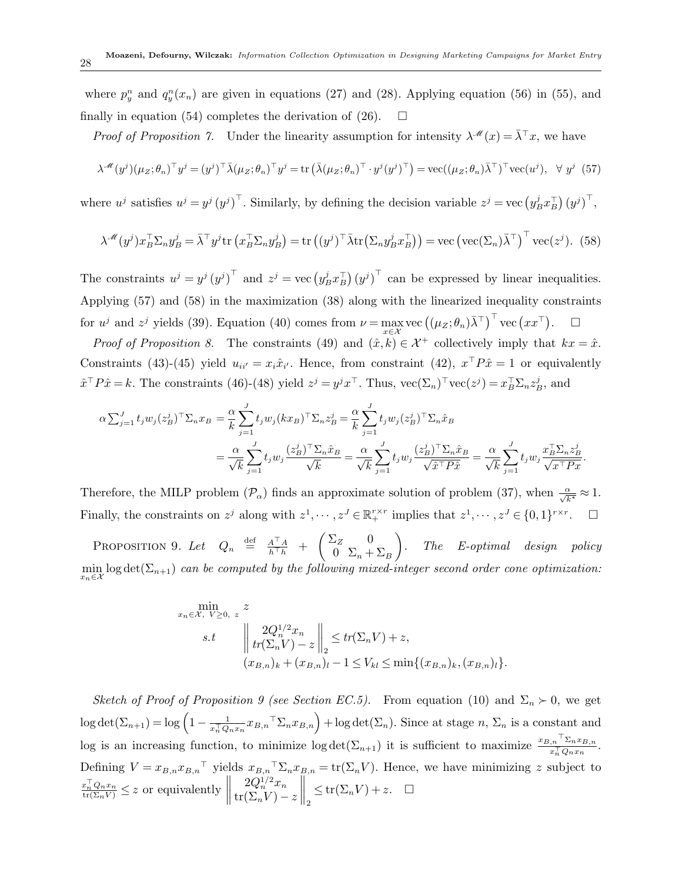where $p_y^n$ and $q_y^n(x_n)$ are given in equations (27) and (28). Applying equation (56) in (55), and finally in equation (54) completes the derivation of (26). $\square$

*Proof of Proposition 7.* Under the linearity assumption for intensity $\lambda^{\mathscr{M}}(x) = \bar{\lambda}^\top x$, we have

$$\lambda^{\mathscr{M}}(y^j)(\mu_Z;\theta_n)^\top y^j = (y^j)^\top \bar{\lambda}(\mu_Z;\theta_n)^\top y^j = \operatorname{tr}\left(\bar{\lambda}(\mu_Z;\theta_n)^\top \cdot y^j(y^j)^\top\right) = \operatorname{vec}((\mu_Z;\theta_n)\bar{\lambda}^\top)^\top \operatorname{vec}(u^j), \quad \forall\, y^j \quad (57)$$

where $u^j$ satisfies $u^j = y^j\left(y^j\right)^\top$. Similarly, by defining the decision variable $z^j = \operatorname{vec}\left(y_B^j x_B^\top\right)\left(y^j\right)^\top$,

$$\lambda^{\mathscr{M}}(y^j) x_B^\top \Sigma_n y_B^j = \bar{\lambda}^\top y^j \operatorname{tr}\left(x_B^\top \Sigma_n y_B^j\right) = \operatorname{tr}\left((y^j)^\top \bar{\lambda} \operatorname{tr}\left(\Sigma_n y_B^j x_B^\top\right)\right) = \operatorname{vec}\left(\operatorname{vec}(\Sigma_n)\bar{\lambda}^\top\right)^\top \operatorname{vec}(z^j). \quad (58)$$

The constraints $u^j = y^j\left(y^j\right)^\top$ and $z^j = \operatorname{vec}\left(y_B^j x_B^\top\right)\left(y^j\right)^\top$ can be expressed by linear inequalities. Applying (57) and (58) in the maximization (38) along with the linearized inequality constraints for $u^j$ and $z^j$ yields (39). Equation (40) comes from $\nu = \max_{x\in\mathcal{X}} \operatorname{vec}\left((\mu_Z;\theta_n)\bar{\lambda}^\top\right)^\top \operatorname{vec}\left(xx^\top\right)$. $\square$

*Proof of Proposition 8.* The constraints (49) and $(\hat{x},k) \in \mathcal{X}^+$ collectively imply that $kx = \hat{x}$. Constraints (43)-(45) yield $u_{ii'} = x_i \hat{x}_{i'}$. Hence, from constraint (42), $x^\top P \hat{x} = 1$ or equivalently $\hat{x}^\top P \hat{x} = k$. The constraints (46)-(48) yield $z^j = y^j x^\top$. Thus, $\operatorname{vec}(\Sigma_n)^\top \operatorname{vec}(z^j) = x_B^\top \Sigma_n z_B^j$, and

$$\begin{aligned}
\alpha \textstyle\sum_{j=1}^J t_j w_j (z_B^j)^\top \Sigma_n x_B &= \frac{\alpha}{k}\sum_{j=1}^J t_j w_j (k x_B)^\top \Sigma_n z_B^j = \frac{\alpha}{k}\sum_{j=1}^J t_j w_j (z_B^j)^\top \Sigma_n \hat{x}_B \\
&= \frac{\alpha}{\sqrt{k}}\sum_{j=1}^J t_j w_j \frac{(z_B^j)^\top \Sigma_n \hat{x}_B}{\sqrt{k}} = \frac{\alpha}{\sqrt{k}}\sum_{j=1}^J t_j w_j \frac{(z_B^j)^\top \Sigma_n \hat{x}_B}{\sqrt{\hat{x}^\top P \hat{x}}} = \frac{\alpha}{\sqrt{k}}\sum_{j=1}^J t_j w_j \frac{x_B^\top \Sigma_n z_B^j}{\sqrt{x^\top P x}}.
\end{aligned}$$

Therefore, the MILP problem $(\mathcal{P}_\alpha)$ finds an approximate solution of problem (37), when $\frac{\alpha}{\sqrt{k^*}} \approx 1$. Finally, the constraints on $z^j$ along with $z^1,\cdots,z^J \in \mathbb{R}_+^{r\times r}$ implies that $z^1,\cdots,z^J \in \{0,1\}^{r\times r}$. $\square$

PROPOSITION 9. *Let* $Q_n \stackrel{\text{def}}{=} \frac{A^\top A}{h^\top h} + \begin{pmatrix} \Sigma_Z & 0 \\ 0 & \Sigma_n + \Sigma_B \end{pmatrix}$. *The E-optimal design policy* $\min_{x_n\in\mathcal{X}} \log\det(\Sigma_{n+1})$ *can be computed by the following mixed-integer second order cone optimization:*

$$\begin{aligned}
\min_{x_n\in\mathcal{X},\ V\geq 0,\ z}\ & z \\
s.t \quad & \left\| \begin{matrix} 2Q_n^{1/2} x_n \\ tr(\Sigma_n V) - z \end{matrix} \right\|_2 \leq tr(\Sigma_n V) + z, \\
& (x_{B,n})_k + (x_{B,n})_l - 1 \leq V_{kl} \leq \min\{(x_{B,n})_k, (x_{B,n})_l\}.
\end{aligned}$$

*Sketch of Proof of Proposition 9 (see Section EC.5).* From equation (10) and $\Sigma_n \succ 0$, we get $\log\det(\Sigma_{n+1}) = \log\left(1 - \frac{1}{x_n^\top Q_n x_n} {x_{B,n}}^\top \Sigma_n x_{B,n}\right) + \log\det(\Sigma_n)$. Since at stage $n$, $\Sigma_n$ is a constant and log is an increasing function, to minimize $\log\det(\Sigma_{n+1})$ it is sufficient to maximize $\frac{{x_{B,n}}^\top \Sigma_n x_{B,n}}{x_n^\top Q_n x_n}$. Defining $V = x_{B,n}{x_{B,n}}^\top$ yields ${x_{B,n}}^\top \Sigma_n x_{B,n} = \operatorname{tr}(\Sigma_n V)$. Hence, we have minimizing $z$ subject to $\frac{x_n^\top Q_n x_n}{\operatorname{tr}(\Sigma_n V)} \leq z$ or equivalently $\left\| \begin{matrix} 2Q_n^{1/2} x_n \\ \operatorname{tr}(\Sigma_n V) - z \end{matrix} \right\|_2 \leq \operatorname{tr}(\Sigma_n V) + z$. $\square$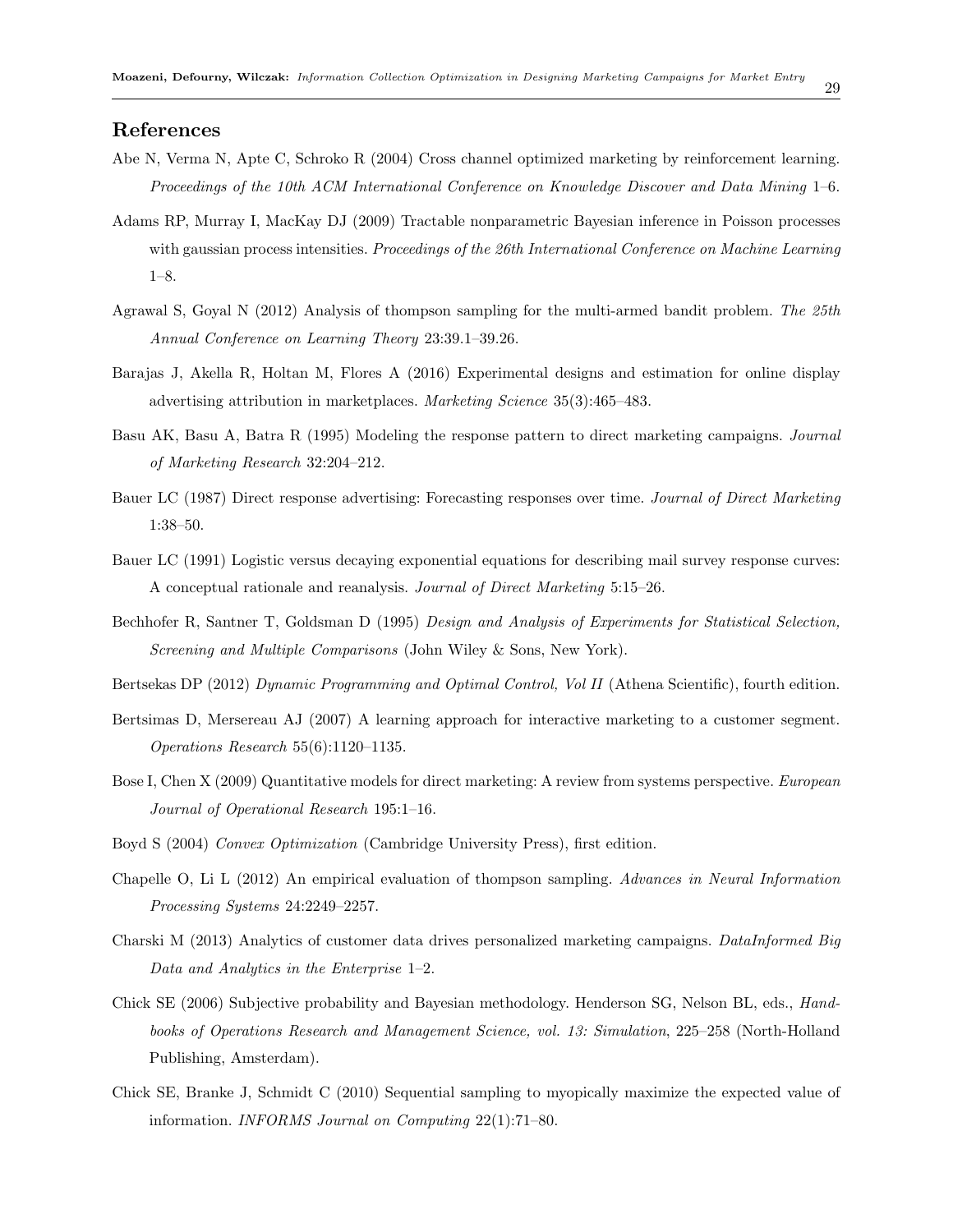## References

Abe N, Verma N, Apte C, Schroko R (2004) Cross channel optimized marketing by reinforcement learning. *Proceedings of the 10th ACM International Conference on Knowledge Discover and Data Mining* 1–6.

Adams RP, Murray I, MacKay DJ (2009) Tractable nonparametric Bayesian inference in Poisson processes with gaussian process intensities. *Proceedings of the 26th International Conference on Machine Learning* 1–8.

Agrawal S, Goyal N (2012) Analysis of thompson sampling for the multi-armed bandit problem. *The 25th Annual Conference on Learning Theory* 23:39.1–39.26.

Barajas J, Akella R, Holtan M, Flores A (2016) Experimental designs and estimation for online display advertising attribution in marketplaces. *Marketing Science* 35(3):465–483.

Basu AK, Basu A, Batra R (1995) Modeling the response pattern to direct marketing campaigns. *Journal of Marketing Research* 32:204–212.

Bauer LC (1987) Direct response advertising: Forecasting responses over time. *Journal of Direct Marketing* 1:38–50.

Bauer LC (1991) Logistic versus decaying exponential equations for describing mail survey response curves: A conceptual rationale and reanalysis. *Journal of Direct Marketing* 5:15–26.

Bechhofer R, Santner T, Goldsman D (1995) *Design and Analysis of Experiments for Statistical Selection, Screening and Multiple Comparisons* (John Wiley & Sons, New York).

Bertsekas DP (2012) *Dynamic Programming and Optimal Control, Vol II* (Athena Scientific), fourth edition.

Bertsimas D, Mersereau AJ (2007) A learning approach for interactive marketing to a customer segment. *Operations Research* 55(6):1120–1135.

Bose I, Chen X (2009) Quantitative models for direct marketing: A review from systems perspective. *European Journal of Operational Research* 195:1–16.

Boyd S (2004) *Convex Optimization* (Cambridge University Press), first edition.

Chapelle O, Li L (2012) An empirical evaluation of thompson sampling. *Advances in Neural Information Processing Systems* 24:2249–2257.

Charski M (2013) Analytics of customer data drives personalized marketing campaigns. *DataInformed Big Data and Analytics in the Enterprise* 1–2.

Chick SE (2006) Subjective probability and Bayesian methodology. Henderson SG, Nelson BL, eds., *Handbooks of Operations Research and Management Science, vol. 13: Simulation*, 225–258 (North-Holland Publishing, Amsterdam).

Chick SE, Branke J, Schmidt C (2010) Sequential sampling to myopically maximize the expected value of information. *INFORMS Journal on Computing* 22(1):71–80.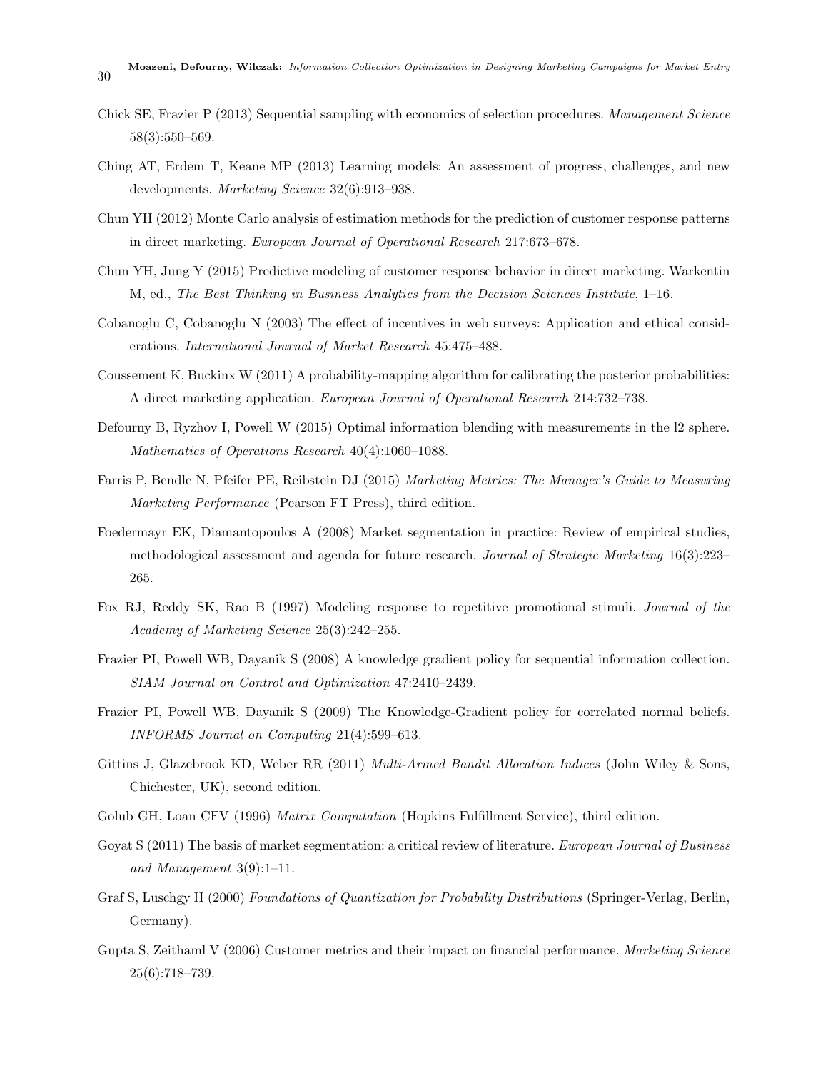Chick SE, Frazier P (2013) Sequential sampling with economics of selection procedures. *Management Science* 58(3):550–569.

Ching AT, Erdem T, Keane MP (2013) Learning models: An assessment of progress, challenges, and new developments. *Marketing Science* 32(6):913–938.

Chun YH (2012) Monte Carlo analysis of estimation methods for the prediction of customer response patterns in direct marketing. *European Journal of Operational Research* 217:673–678.

Chun YH, Jung Y (2015) Predictive modeling of customer response behavior in direct marketing. Warkentin M, ed., *The Best Thinking in Business Analytics from the Decision Sciences Institute*, 1–16.

Cobanoglu C, Cobanoglu N (2003) The effect of incentives in web surveys: Application and ethical considerations. *International Journal of Market Research* 45:475–488.

Coussement K, Buckinx W (2011) A probability-mapping algorithm for calibrating the posterior probabilities: A direct marketing application. *European Journal of Operational Research* 214:732–738.

Defourny B, Ryzhov I, Powell W (2015) Optimal information blending with measurements in the l2 sphere. *Mathematics of Operations Research* 40(4):1060–1088.

Farris P, Bendle N, Pfeifer PE, Reibstein DJ (2015) *Marketing Metrics: The Manager's Guide to Measuring Marketing Performance* (Pearson FT Press), third edition.

Foedermayr EK, Diamantopoulos A (2008) Market segmentation in practice: Review of empirical studies, methodological assessment and agenda for future research. *Journal of Strategic Marketing* 16(3):223–265.

Fox RJ, Reddy SK, Rao B (1997) Modeling response to repetitive promotional stimuli. *Journal of the Academy of Marketing Science* 25(3):242–255.

Frazier PI, Powell WB, Dayanik S (2008) A knowledge gradient policy for sequential information collection. *SIAM Journal on Control and Optimization* 47:2410–2439.

Frazier PI, Powell WB, Dayanik S (2009) The Knowledge-Gradient policy for correlated normal beliefs. *INFORMS Journal on Computing* 21(4):599–613.

Gittins J, Glazebrook KD, Weber RR (2011) *Multi-Armed Bandit Allocation Indices* (John Wiley & Sons, Chichester, UK), second edition.

Golub GH, Loan CFV (1996) *Matrix Computation* (Hopkins Fulfillment Service), third edition.

Goyat S (2011) The basis of market segmentation: a critical review of literature. *European Journal of Business and Management* 3(9):1–11.

Graf S, Luschgy H (2000) *Foundations of Quantization for Probability Distributions* (Springer-Verlag, Berlin, Germany).

Gupta S, Zeithaml V (2006) Customer metrics and their impact on financial performance. *Marketing Science* 25(6):718–739.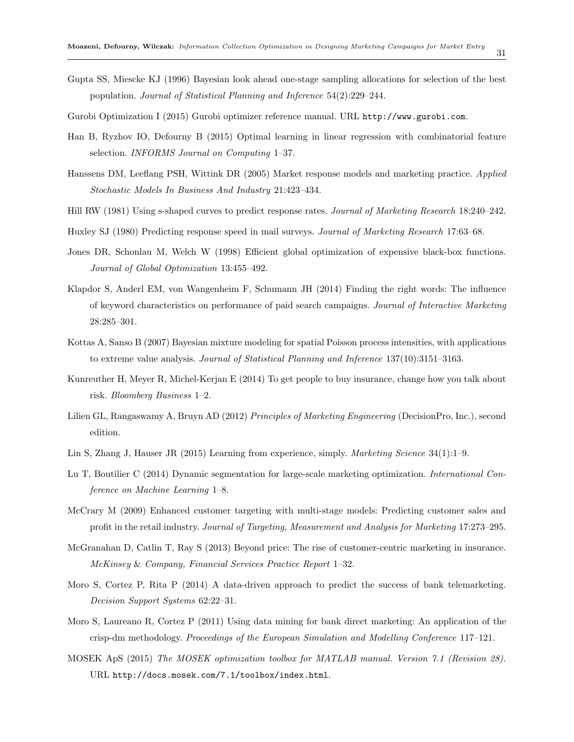Gupta SS, Miescke KJ (1996) Bayesian look ahead one-stage sampling allocations for selection of the best population. *Journal of Statistical Planning and Inference* 54(2):229–244.

Gurobi Optimization I (2015) Gurobi optimizer reference manual. URL http://www.gurobi.com.

Han B, Ryzhov IO, Defourny B (2015) Optimal learning in linear regression with combinatorial feature selection. *INFORMS Journal on Computing* 1–37.

Hanssens DM, Leeflang PSH, Wittink DR (2005) Market response models and marketing practice. *Applied Stochastic Models In Business And Industry* 21:423–434.

Hill RW (1981) Using s-shaped curves to predict response rates. *Journal of Marketing Research* 18:240–242.

Huxley SJ (1980) Predicting response speed in mail surveys. *Journal of Marketing Research* 17:63–68.

Jones DR, Schonlau M, Welch W (1998) Efficient global optimization of expensive black-box functions. *Journal of Global Optimization* 13:455–492.

Klapdor S, Anderl EM, von Wangenheim F, Schumann JH (2014) Finding the right words: The influence of keyword characteristics on performance of paid search campaigns. *Journal of Interactive Marketing* 28:285–301.

Kottas A, Sanso B (2007) Bayesian mixture modeling for spatial Poisson process intensities, with applications to extreme value analysis. *Journal of Statistical Planning and Inference* 137(10):3151–3163.

Kunreuther H, Meyer R, Michel-Kerjan E (2014) To get people to buy insurance, change how you talk about risk. *Bloomberg Business* 1–2.

Lilien GL, Rangaswamy A, Bruyn AD (2012) *Principles of Marketing Engineering* (DecisionPro, Inc.), second edition.

Lin S, Zhang J, Hauser JR (2015) Learning from experience, simply. *Marketing Science* 34(1):1–9.

Lu T, Boutilier C (2014) Dynamic segmentation for large-scale marketing optimization. *International Conference on Machine Learning* 1–8.

McCrary M (2009) Enhanced customer targeting with multi-stage models: Predicting customer sales and profit in the retail industry. *Journal of Targeting, Measurement and Analysis for Marketing* 17:273–295.

McGranahan D, Catlin T, Ray S (2013) Beyond price: The rise of customer-centric marketing in insurance. *McKinsey & Company, Financial Services Practice Report* 1–32.

Moro S, Cortez P, Rita P (2014) A data-driven approach to predict the success of bank telemarketing. *Decision Support Systems* 62:22–31.

Moro S, Laureano R, Cortez P (2011) Using data mining for bank direct marketing: An application of the crisp-dm methodology. *Proceedings of the European Simulation and Modelling Conference* 117–121.

MOSEK ApS (2015) *The MOSEK optimization toolbox for MATLAB manual. Version 7.1 (Revision 28).* URL http://docs.mosek.com/7.1/toolbox/index.html.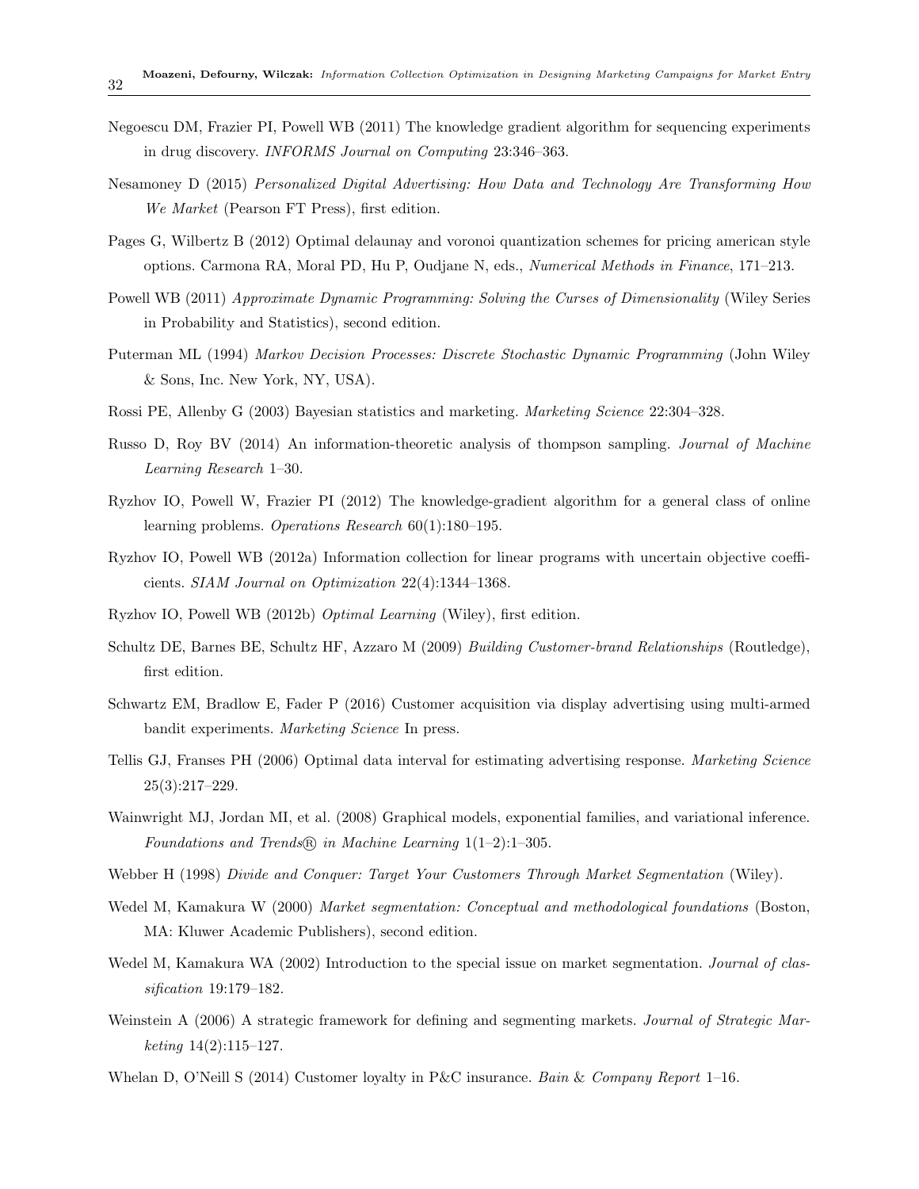Negoescu DM, Frazier PI, Powell WB (2011) The knowledge gradient algorithm for sequencing experiments in drug discovery. *INFORMS Journal on Computing* 23:346–363.

Nesamoney D (2015) *Personalized Digital Advertising: How Data and Technology Are Transforming How We Market* (Pearson FT Press), first edition.

Pages G, Wilbertz B (2012) Optimal delaunay and voronoi quantization schemes for pricing american style options. Carmona RA, Moral PD, Hu P, Oudjane N, eds., *Numerical Methods in Finance*, 171–213.

Powell WB (2011) *Approximate Dynamic Programming: Solving the Curses of Dimensionality* (Wiley Series in Probability and Statistics), second edition.

Puterman ML (1994) *Markov Decision Processes: Discrete Stochastic Dynamic Programming* (John Wiley & Sons, Inc. New York, NY, USA).

Rossi PE, Allenby G (2003) Bayesian statistics and marketing. *Marketing Science* 22:304–328.

Russo D, Roy BV (2014) An information-theoretic analysis of thompson sampling. *Journal of Machine Learning Research* 1–30.

Ryzhov IO, Powell W, Frazier PI (2012) The knowledge-gradient algorithm for a general class of online learning problems. *Operations Research* 60(1):180–195.

Ryzhov IO, Powell WB (2012a) Information collection for linear programs with uncertain objective coefficients. *SIAM Journal on Optimization* 22(4):1344–1368.

Ryzhov IO, Powell WB (2012b) *Optimal Learning* (Wiley), first edition.

Schultz DE, Barnes BE, Schultz HF, Azzaro M (2009) *Building Customer-brand Relationships* (Routledge), first edition.

Schwartz EM, Bradlow E, Fader P (2016) Customer acquisition via display advertising using multi-armed bandit experiments. *Marketing Science* In press.

Tellis GJ, Franses PH (2006) Optimal data interval for estimating advertising response. *Marketing Science* 25(3):217–229.

Wainwright MJ, Jordan MI, et al. (2008) Graphical models, exponential families, and variational inference. *Foundations and Trends® in Machine Learning* 1(1–2):1–305.

Webber H (1998) *Divide and Conquer: Target Your Customers Through Market Segmentation* (Wiley).

Wedel M, Kamakura W (2000) *Market segmentation: Conceptual and methodological foundations* (Boston, MA: Kluwer Academic Publishers), second edition.

Wedel M, Kamakura WA (2002) Introduction to the special issue on market segmentation. *Journal of classification* 19:179–182.

Weinstein A (2006) A strategic framework for defining and segmenting markets. *Journal of Strategic Marketing* 14(2):115–127.

Whelan D, O'Neill S (2014) Customer loyalty in P&C insurance. *Bain & Company Report* 1–16.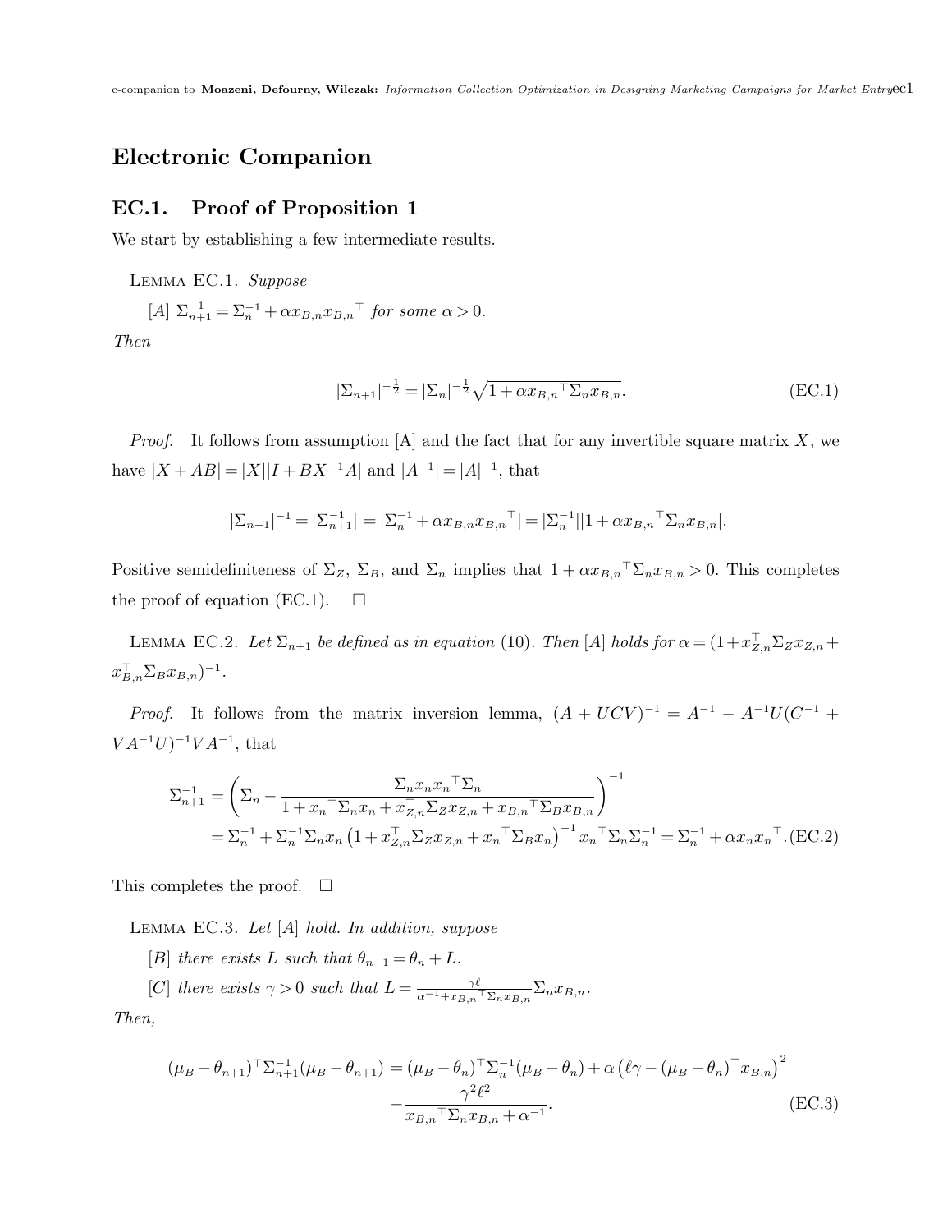# Electronic Companion

## EC.1. Proof of Proposition 1

We start by establishing a few intermediate results.

Lemma EC.1. *Suppose*

*[A]* $\Sigma_{n+1}^{-1} = \Sigma_n^{-1} + \alpha x_{B,n} x_{B,n}{}^\top$ *for some* $\alpha > 0$.

*Then*

$$|\Sigma_{n+1}|^{-\frac{1}{2}} = |\Sigma_n|^{-\frac{1}{2}} \sqrt{1 + \alpha x_{B,n}{}^\top \Sigma_n x_{B,n}}. \tag{EC.1}$$

*Proof.* It follows from assumption [A] and the fact that for any invertible square matrix $X$, we have $|X + AB| = |X||I + BX^{-1}A|$ and $|A^{-1}| = |A|^{-1}$, that

$$|\Sigma_{n+1}|^{-1} = |\Sigma_{n+1}^{-1}| = |\Sigma_n^{-1} + \alpha x_{B,n} x_{B,n}{}^\top| = |\Sigma_n^{-1}||1 + \alpha x_{B,n}{}^\top \Sigma_n x_{B,n}|.$$

Positive semidefiniteness of $\Sigma_Z$, $\Sigma_B$, and $\Sigma_n$ implies that $1 + \alpha x_{B,n}{}^\top \Sigma_n x_{B,n} > 0$. This completes the proof of equation (EC.1). $\square$

Lemma EC.2. *Let* $\Sigma_{n+1}$ *be defined as in equation* (10). *Then [A] holds for* $\alpha = (1 + x_{Z,n}^\top \Sigma_Z x_{Z,n} + x_{B,n}^\top \Sigma_B x_{B,n})^{-1}$.

*Proof.* It follows from the matrix inversion lemma, $(A + UCV)^{-1} = A^{-1} - A^{-1}U(C^{-1} + VA^{-1}U)^{-1}VA^{-1}$, that

$$\begin{aligned}
\Sigma_{n+1}^{-1} &= \left( \Sigma_n - \frac{\Sigma_n x_n x_n{}^\top \Sigma_n}{1 + x_n{}^\top \Sigma_n x_n + x_{Z,n}^\top \Sigma_Z x_{Z,n} + x_{B,n}{}^\top \Sigma_B x_{B,n}} \right)^{-1} \\
&= \Sigma_n^{-1} + \Sigma_n^{-1} \Sigma_n x_n \left(1 + x_{Z,n}^\top \Sigma_Z x_{Z,n} + x_n{}^\top \Sigma_B x_n\right)^{-1} x_n{}^\top \Sigma_n \Sigma_n^{-1} = \Sigma_n^{-1} + \alpha x_n x_n{}^\top. 
\end{aligned} \tag{EC.2}$$

This completes the proof. $\square$

Lemma EC.3. *Let [A] hold. In addition, suppose*

*[B] there exists* $L$ *such that* $\theta_{n+1} = \theta_n + L$.

*[C] there exists* $\gamma > 0$ *such that* $L = \frac{\gamma \ell}{\alpha^{-1} + x_{B,n}{}^\top \Sigma_n x_{B,n}} \Sigma_n x_{B,n}$.

*Then,*

$$\begin{aligned}
(\mu_B - \theta_{n+1})^\top \Sigma_{n+1}^{-1} (\mu_B - \theta_{n+1}) &= (\mu_B - \theta_n)^\top \Sigma_n^{-1} (\mu_B - \theta_n) + \alpha \left( \ell\gamma - (\mu_B - \theta_n)^\top x_{B,n} \right)^2 \\
&\quad - \frac{\gamma^2 \ell^2}{x_{B,n}{}^\top \Sigma_n x_{B,n} + \alpha^{-1}}.
\end{aligned} \tag{EC.3}$$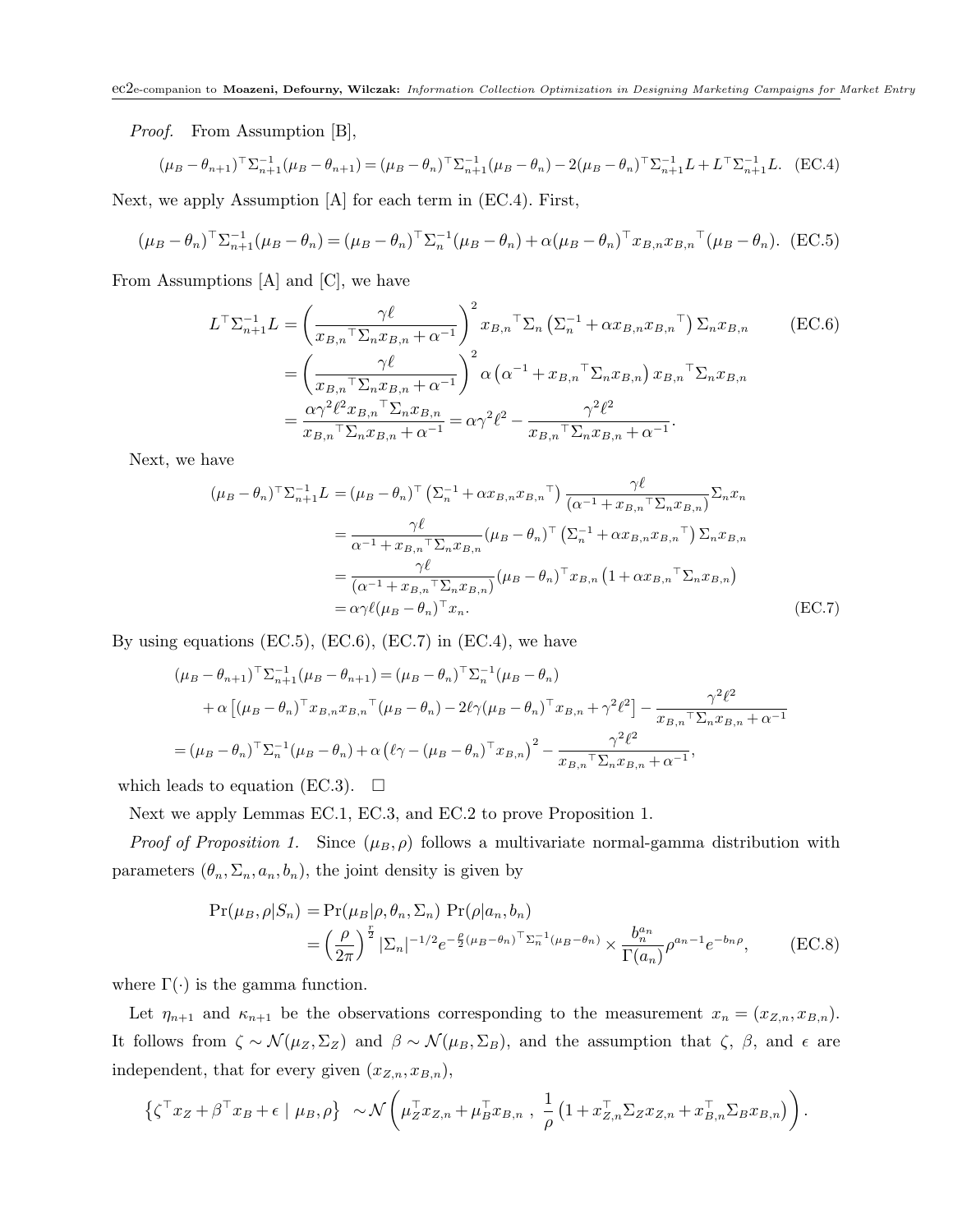*Proof.* From Assumption [B],

$$(\mu_B - \theta_{n+1})^\top \Sigma_{n+1}^{-1}(\mu_B - \theta_{n+1}) = (\mu_B - \theta_n)^\top \Sigma_{n+1}^{-1}(\mu_B - \theta_n) - 2(\mu_B - \theta_n)^\top \Sigma_{n+1}^{-1} L + L^\top \Sigma_{n+1}^{-1} L. \quad \text{(EC.4)}$$

Next, we apply Assumption [A] for each term in (EC.4). First,

$$(\mu_B - \theta_n)^\top \Sigma_{n+1}^{-1}(\mu_B - \theta_n) = (\mu_B - \theta_n)^\top \Sigma_n^{-1}(\mu_B - \theta_n) + \alpha(\mu_B - \theta_n)^\top x_{B,n} x_{B,n}{}^\top (\mu_B - \theta_n). \quad \text{(EC.5)}$$

From Assumptions [A] and [C], we have

$$\begin{aligned}
L^\top \Sigma_{n+1}^{-1} L &= \left(\frac{\gamma \ell}{x_{B,n}{}^\top \Sigma_n x_{B,n} + \alpha^{-1}}\right)^2 x_{B,n}{}^\top \Sigma_n \left(\Sigma_n^{-1} + \alpha x_{B,n} x_{B,n}{}^\top\right) \Sigma_n x_{B,n} \qquad \text{(EC.6)}\\
&= \left(\frac{\gamma \ell}{x_{B,n}{}^\top \Sigma_n x_{B,n} + \alpha^{-1}}\right)^2 \alpha \left(\alpha^{-1} + x_{B,n}{}^\top \Sigma_n x_{B,n}\right) x_{B,n}{}^\top \Sigma_n x_{B,n}\\
&= \frac{\alpha \gamma^2 \ell^2 x_{B,n}{}^\top \Sigma_n x_{B,n}}{x_{B,n}{}^\top \Sigma_n x_{B,n} + \alpha^{-1}} = \alpha \gamma^2 \ell^2 - \frac{\gamma^2 \ell^2}{x_{B,n}{}^\top \Sigma_n x_{B,n} + \alpha^{-1}}.
\end{aligned}$$

Next, we have

$$\begin{aligned}
(\mu_B - \theta_n)^\top \Sigma_{n+1}^{-1} L &= (\mu_B - \theta_n)^\top \left(\Sigma_n^{-1} + \alpha x_{B,n} x_{B,n}{}^\top\right) \frac{\gamma \ell}{(\alpha^{-1} + x_{B,n}{}^\top \Sigma_n x_{B,n})} \Sigma_n x_n\\
&= \frac{\gamma \ell}{\alpha^{-1} + x_{B,n}{}^\top \Sigma_n x_{B,n}} (\mu_B - \theta_n)^\top \left(\Sigma_n^{-1} + \alpha x_{B,n} x_{B,n}{}^\top\right) \Sigma_n x_{B,n}\\
&= \frac{\gamma \ell}{(\alpha^{-1} + x_{B,n}{}^\top \Sigma_n x_{B,n})} (\mu_B - \theta_n)^\top x_{B,n} \left(1 + \alpha x_{B,n}{}^\top \Sigma_n x_{B,n}\right)\\
&= \alpha \gamma \ell (\mu_B - \theta_n)^\top x_n. \qquad \text{(EC.7)}
\end{aligned}$$

By using equations (EC.5), (EC.6), (EC.7) in (EC.4), we have

$$\begin{aligned}
&(\mu_B - \theta_{n+1})^\top \Sigma_{n+1}^{-1}(\mu_B - \theta_{n+1}) = (\mu_B - \theta_n)^\top \Sigma_n^{-1}(\mu_B - \theta_n)\\
&\quad + \alpha \left[(\mu_B - \theta_n)^\top x_{B,n} x_{B,n}{}^\top (\mu_B - \theta_n) - 2\ell\gamma(\mu_B - \theta_n)^\top x_{B,n} + \gamma^2 \ell^2\right] - \frac{\gamma^2 \ell^2}{x_{B,n}{}^\top \Sigma_n x_{B,n} + \alpha^{-1}}\\
&= (\mu_B - \theta_n)^\top \Sigma_n^{-1}(\mu_B - \theta_n) + \alpha \left(\ell\gamma - (\mu_B - \theta_n)^\top x_{B,n}\right)^2 - \frac{\gamma^2 \ell^2}{x_{B,n}{}^\top \Sigma_n x_{B,n} + \alpha^{-1}},
\end{aligned}$$

which leads to equation (EC.3). $\square$

Next we apply Lemmas EC.1, EC.3, and EC.2 to prove Proposition 1.

*Proof of Proposition 1.* Since $(\mu_B, \rho)$ follows a multivariate normal-gamma distribution with parameters $(\theta_n, \Sigma_n, a_n, b_n)$, the joint density is given by

$$\begin{aligned}
\Pr(\mu_B, \rho | S_n) &= \Pr(\mu_B | \rho, \theta_n, \Sigma_n) \ \Pr(\rho | a_n, b_n)\\
&= \left(\frac{\rho}{2\pi}\right)^{\frac{r}{2}} |\Sigma_n|^{-1/2} e^{-\frac{\rho}{2}(\mu_B - \theta_n)^\top \Sigma_n^{-1}(\mu_B - \theta_n)} \times \frac{b_n^{a_n}}{\Gamma(a_n)} \rho^{a_n - 1} e^{-b_n \rho}, \qquad \text{(EC.8)}
\end{aligned}$$

where $\Gamma(\cdot)$ is the gamma function.

Let $\eta_{n+1}$ and $\kappa_{n+1}$ be the observations corresponding to the measurement $x_n = (x_{Z,n}, x_{B,n})$. It follows from $\zeta \sim \mathcal{N}(\mu_Z, \Sigma_Z)$ and $\beta \sim \mathcal{N}(\mu_B, \Sigma_B)$, and the assumption that $\zeta$, $\beta$, and $\epsilon$ are independent, that for every given $(x_{Z,n}, x_{B,n})$,

$$\left\{\zeta^\top x_Z + \beta^\top x_B + \epsilon \mid \mu_B, \rho\right\} \ \sim \mathcal{N}\left(\mu_Z^\top x_{Z,n} + \mu_B^\top x_{B,n}\ ,\ \frac{1}{\rho}\left(1 + x_{Z,n}^\top \Sigma_Z x_{Z,n} + x_{B,n}^\top \Sigma_B x_{B,n}\right)\right).$$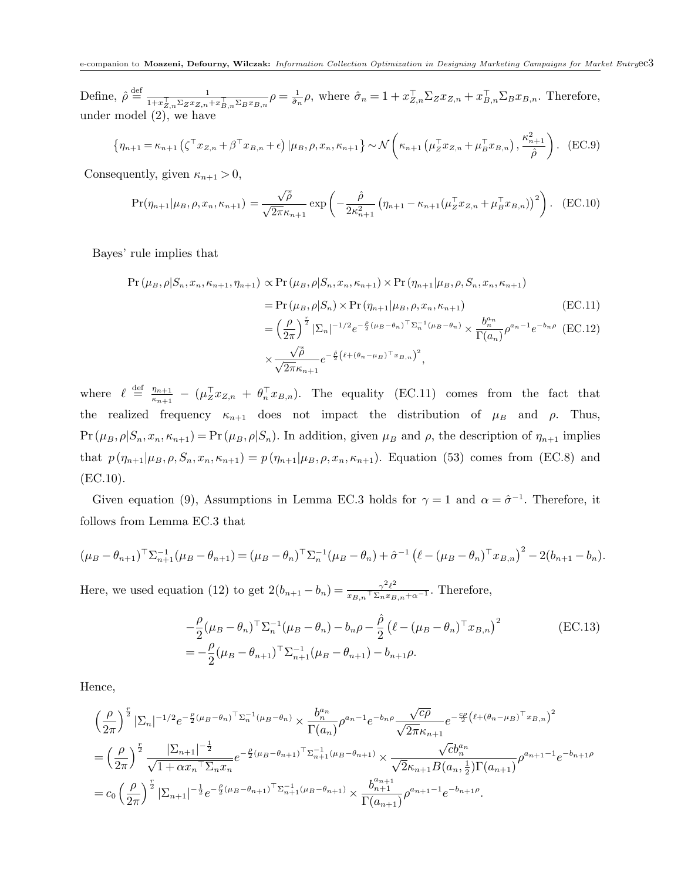Define, $\hat{\rho} \stackrel{\text{def}}{=} \frac{1}{1+x_{Z,n}^\top \Sigma_Z x_{Z,n} + x_{B,n}^\top \Sigma_B x_{B,n}} \rho = \frac{1}{\hat{\sigma}_n}\rho$, where $\hat{\sigma}_n = 1 + x_{Z,n}^\top \Sigma_Z x_{Z,n} + x_{B,n}^\top \Sigma_B x_{B,n}$. Therefore, under model (2), we have

$$\left\{\eta_{n+1} = \kappa_{n+1}\left(\zeta^\top x_{Z,n} + \beta^\top x_{B,n} + \epsilon\right) | \mu_B, \rho, x_n, \kappa_{n+1}\right\} \sim \mathcal{N}\left(\kappa_{n+1}\left(\mu_Z^\top x_{Z,n} + \mu_B^\top x_{B,n}\right), \frac{\kappa_{n+1}^2}{\hat{\rho}}\right). \quad \text{(EC.9)}$$

Consequently, given $\kappa_{n+1} > 0$,

$$\Pr(\eta_{n+1}|\mu_B, \rho, x_n, \kappa_{n+1}) = \frac{\sqrt{\hat{\rho}}}{\sqrt{2\pi}\kappa_{n+1}} \exp\left(-\frac{\hat{\rho}}{2\kappa_{n+1}^2}\left(\eta_{n+1} - \kappa_{n+1}(\mu_Z^\top x_{Z,n} + \mu_B^\top x_{B,n})\right)^2\right). \quad \text{(EC.10)}$$

Bayes' rule implies that

$$\begin{aligned}
\Pr\left(\mu_B, \rho | S_n, x_n, \kappa_{n+1}, \eta_{n+1}\right) &\propto \Pr\left(\mu_B, \rho | S_n, x_n, \kappa_{n+1}\right) \times \Pr\left(\eta_{n+1} | \mu_B, \rho, S_n, x_n, \kappa_{n+1}\right) \\
&= \Pr\left(\mu_B, \rho | S_n\right) \times \Pr\left(\eta_{n+1} | \mu_B, \rho, x_n, \kappa_{n+1}\right) \qquad \text{(EC.11)} \\
&= \left(\frac{\rho}{2\pi}\right)^{\frac{r}{2}} |\Sigma_n|^{-1/2} e^{-\frac{\rho}{2}(\mu_B - \theta_n)^\top \Sigma_n^{-1}(\mu_B - \theta_n)} \times \frac{b_n^{a_n}}{\Gamma(a_n)} \rho^{a_n - 1} e^{-b_n \rho} \qquad \text{(EC.12)} \\
&\quad \times \frac{\sqrt{\hat{\rho}}}{\sqrt{2\pi}\kappa_{n+1}} e^{-\frac{\hat{\rho}}{2}\left(\ell + (\theta_n - \mu_B)^\top x_{B,n}\right)^2},
\end{aligned}$$

where $\ell \stackrel{\text{def}}{=} \frac{\eta_{n+1}}{\kappa_{n+1}} - (\mu_Z^\top x_{Z,n} + \theta_n^\top x_{B,n})$. The equality (EC.11) comes from the fact that the realized frequency $\kappa_{n+1}$ does not impact the distribution of $\mu_B$ and $\rho$. Thus, $\Pr\left(\mu_B, \rho | S_n, x_n, \kappa_{n+1}\right) = \Pr\left(\mu_B, \rho | S_n\right)$. In addition, given $\mu_B$ and $\rho$, the description of $\eta_{n+1}$ implies that $p\left(\eta_{n+1} | \mu_B, \rho, S_n, x_n, \kappa_{n+1}\right) = p\left(\eta_{n+1} | \mu_B, \rho, x_n, \kappa_{n+1}\right)$. Equation (53) comes from (EC.8) and (EC.10).

Given equation (9), Assumptions in Lemma EC.3 holds for $\gamma = 1$ and $\alpha = \hat{\sigma}^{-1}$. Therefore, it follows from Lemma EC.3 that

$$(\mu_B - \theta_{n+1})^\top \Sigma_{n+1}^{-1}(\mu_B - \theta_{n+1}) = (\mu_B - \theta_n)^\top \Sigma_n^{-1}(\mu_B - \theta_n) + \hat{\sigma}^{-1}\left(\ell - (\mu_B - \theta_n)^\top x_{B,n}\right)^2 - 2(b_{n+1} - b_n).$$

Here, we used equation (12) to get $2(b_{n+1} - b_n) = \frac{\gamma^2 \ell^2}{x_{B,n}{}^\top \Sigma_n x_{B,n} + \alpha^{-1}}$. Therefore,

$$\begin{aligned}
&-\frac{\rho}{2}(\mu_B - \theta_n)^\top \Sigma_n^{-1}(\mu_B - \theta_n) - b_n \rho - \frac{\hat{\rho}}{2}\left(\ell - (\mu_B - \theta_n)^\top x_{B,n}\right)^2 \qquad \text{(EC.13)} \\
&= -\frac{\rho}{2}(\mu_B - \theta_{n+1})^\top \Sigma_{n+1}^{-1}(\mu_B - \theta_{n+1}) - b_{n+1}\rho.
\end{aligned}$$

Hence,

$$\begin{aligned}
&\left(\frac{\rho}{2\pi}\right)^{\frac{r}{2}} |\Sigma_n|^{-1/2} e^{-\frac{\rho}{2}(\mu_B - \theta_n)^\top \Sigma_n^{-1}(\mu_B - \theta_n)} \times \frac{b_n^{a_n}}{\Gamma(a_n)} \rho^{a_n - 1} e^{-b_n \rho} \frac{\sqrt{c\rho}}{\sqrt{2\pi}\kappa_{n+1}} e^{-\frac{c\rho}{2}\left(\ell + (\theta_n - \mu_B)^\top x_{B,n}\right)^2} \\
&= \left(\frac{\rho}{2\pi}\right)^{\frac{r}{2}} \frac{|\Sigma_{n+1}|^{-\frac{1}{2}}}{\sqrt{1 + \alpha x_n{}^\top \Sigma_n x_n}} e^{-\frac{\rho}{2}(\mu_B - \theta_{n+1})^\top \Sigma_{n+1}^{-1}(\mu_B - \theta_{n+1})} \times \frac{\sqrt{c} b_n^{a_n}}{\sqrt{2}\kappa_{n+1} B(a_n, \frac{1}{2}) \Gamma(a_{n+1})} \rho^{a_{n+1} - 1} e^{-b_{n+1}\rho} \\
&= c_0 \left(\frac{\rho}{2\pi}\right)^{\frac{r}{2}} |\Sigma_{n+1}|^{-\frac{1}{2}} e^{-\frac{\rho}{2}(\mu_B - \theta_{n+1})^\top \Sigma_{n+1}^{-1}(\mu_B - \theta_{n+1})} \times \frac{b_{n+1}^{a_{n+1}}}{\Gamma(a_{n+1})} \rho^{a_{n+1} - 1} e^{-b_{n+1}\rho}.
\end{aligned}$$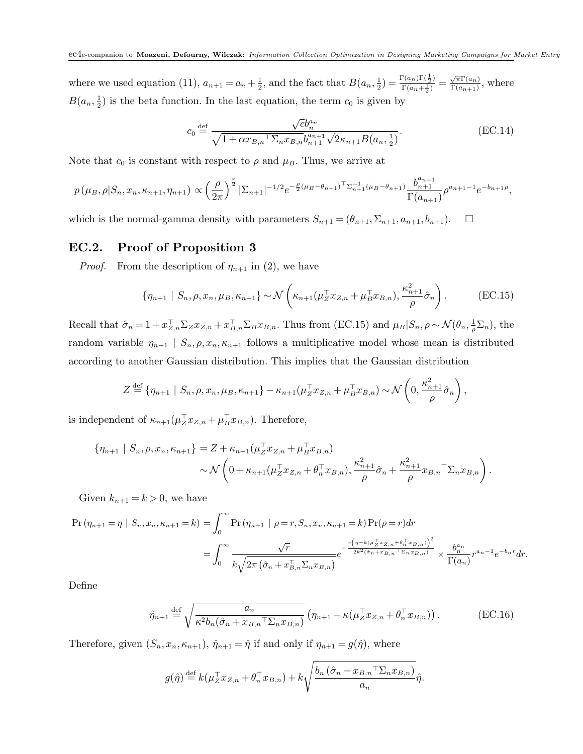where we used equation (11), $a_{n+1} = a_n + \frac{1}{2}$, and the fact that $B(a_n, \frac{1}{2}) = \frac{\Gamma(a_n)\Gamma(\frac{1}{2})}{\Gamma(a_n+\frac{1}{2})} = \frac{\sqrt{\pi}\Gamma(a_n)}{\Gamma(a_{n+1})}$, where $B(a_n, \frac{1}{2})$ is the beta function. In the last equation, the term $c_0$ is given by

$$c_0 \stackrel{\text{def}}{=} \frac{\sqrt{c} b_n^{a_n}}{\sqrt{1+\alpha x_{B,n}{}^\top \Sigma_n x_{B,n}} b_{n+1}^{a_{n+1}} \sqrt{2} \kappa_{n+1} B(a_n, \frac{1}{2})}. \tag{EC.14}$$

Note that $c_0$ is constant with respect to $\rho$ and $\mu_B$. Thus, we arrive at

$$p(\mu_B, \rho | S_n, x_n, \kappa_{n+1}, \eta_{n+1}) \propto \left(\frac{\rho}{2\pi}\right)^{\frac{r}{2}} |\Sigma_{n+1}|^{-1/2} e^{-\frac{\rho}{2}(\mu_B - \theta_{n+1})^\top \Sigma_{n+1}^{-1}(\mu_B - \theta_{n+1})} \frac{b_{n+1}^{a_{n+1}}}{\Gamma(a_{n+1})} \rho^{a_{n+1}-1} e^{-b_{n+1}\rho},$$

which is the normal-gamma density with parameters $S_{n+1} = (\theta_{n+1}, \Sigma_{n+1}, a_{n+1}, b_{n+1})$. $\square$

## EC.2. Proof of Proposition 3

*Proof.* From the description of $\eta_{n+1}$ in (2), we have

$$\{\eta_{n+1} \mid S_n, \rho, x_n, \mu_B, \kappa_{n+1}\} \sim \mathcal{N}\left(\kappa_{n+1}(\mu_Z^\top x_{Z,n} + \mu_B^\top x_{B,n}), \frac{\kappa_{n+1}^2}{\rho}\hat{\sigma}_n\right). \tag{EC.15}$$

Recall that $\hat{\sigma}_n = 1 + x_{Z,n}^\top \Sigma_Z x_{Z,n} + x_{B,n}^\top \Sigma_B x_{B,n}$. Thus from (EC.15) and $\mu_B | S_n, \rho \sim \mathcal{N}(\theta_n, \frac{1}{\rho}\Sigma_n)$, the random variable $\eta_{n+1} \mid S_n, \rho, x_n, \kappa_{n+1}$ follows a multiplicative model whose mean is distributed according to another Gaussian distribution. This implies that the Gaussian distribution

$$Z \stackrel{\text{def}}{=} \{\eta_{n+1} \mid S_n, \rho, x_n, \mu_B, \kappa_{n+1}\} - \kappa_{n+1}(\mu_Z^\top x_{Z,n} + \mu_B^\top x_{B,n}) \sim \mathcal{N}\left(0, \frac{\kappa_{n+1}^2}{\rho}\hat{\sigma}_n\right),$$

is independent of $\kappa_{n+1}(\mu_Z^\top x_{Z,n} + \mu_B^\top x_{B,n})$. Therefore,

$$\begin{aligned}\{\eta_{n+1} \mid S_n, \rho, x_n, \kappa_{n+1}\} &= Z + \kappa_{n+1}(\mu_Z^\top x_{Z,n} + \mu_B^\top x_{B,n}) \\ &\sim \mathcal{N}\left(0 + \kappa_{n+1}(\mu_Z^\top x_{Z,n} + \theta_n^\top x_{B,n}), \frac{\kappa_{n+1}^2}{\rho}\hat{\sigma}_n + \frac{\kappa_{n+1}^2}{\rho} x_{B,n}{}^\top \Sigma_n x_{B,n}\right).\end{aligned}$$

Given $k_{n+1} = k > 0$, we have

$$\begin{aligned}\Pr(\eta_{n+1} = \eta \mid S_n, x_n, \kappa_{n+1} = k) &= \int_0^\infty \Pr(\eta_{n+1} \mid \rho = r, S_n, x_n, \kappa_{n+1} = k) \Pr(\rho = r) dr \\ &= \int_0^\infty \frac{\sqrt{r}}{k\sqrt{2\pi\left(\hat{\sigma}_n + x_{B,n}^\top \Sigma_n x_{B,n}\right)}} e^{-\frac{r\left(\eta - k(\mu_Z^\top x_{Z,n} + \theta_n^\top x_{B,n})\right)^2}{2k^2(\hat{\sigma}_n + x_{B,n}{}^\top \Sigma_n x_{B,n})}} \times \frac{b_n^{a_n}}{\Gamma(a_n)} r^{a_n - 1} e^{-b_n r} dr.\end{aligned}$$

Define

$$\hat{\eta}_{n+1} \stackrel{\text{def}}{=} \sqrt{\frac{a_n}{\kappa^2 b_n(\hat{\sigma}_n + x_{B,n}{}^\top \Sigma_n x_{B,n})}} \left(\eta_{n+1} - \kappa(\mu_Z^\top x_{Z,n} + \theta_n^\top x_{B,n})\right). \tag{EC.16}$$

Therefore, given $(S_n, x_n, \kappa_{n+1})$, $\hat{\eta}_{n+1} = \hat{\eta}$ if and only if $\eta_{n+1} = g(\hat{\eta})$, where

$$g(\hat{\eta}) \stackrel{\text{def}}{=} k(\mu_Z^\top x_{Z,n} + \theta_n^\top x_{B,n}) + k\sqrt{\frac{b_n\left(\hat{\sigma}_n + x_{B,n}{}^\top \Sigma_n x_{B,n}\right)}{a_n}} \hat{\eta}.$$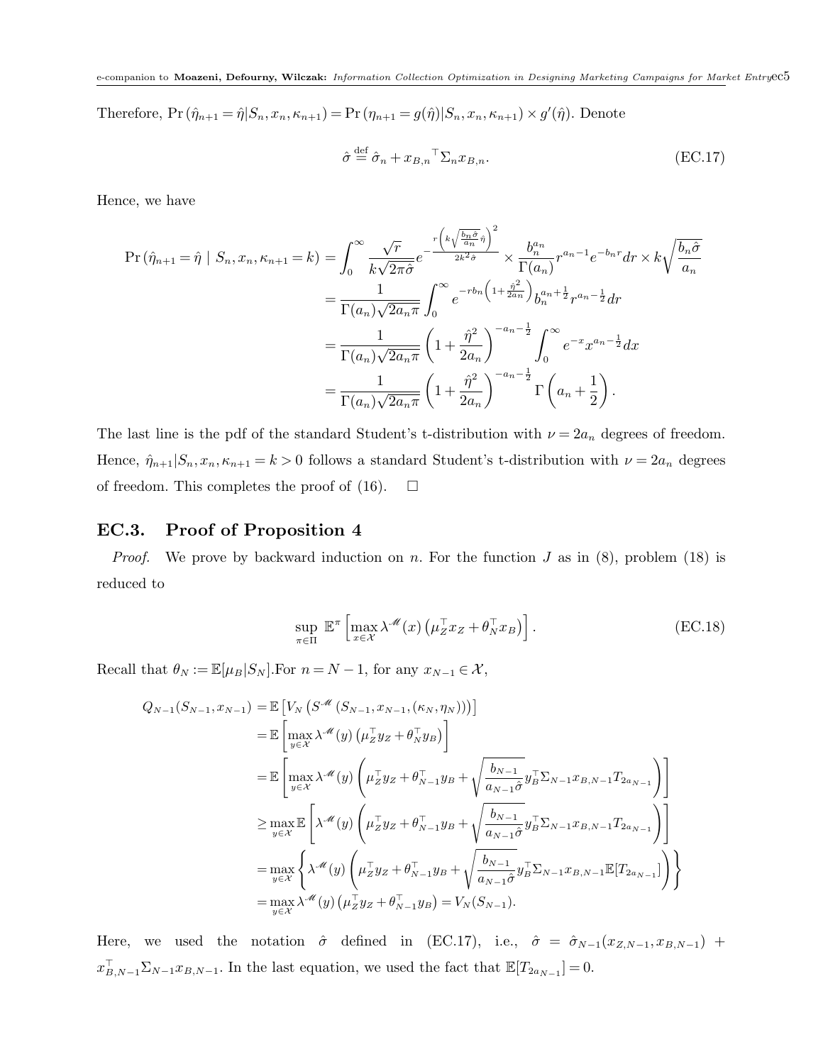Therefore, $\Pr(\hat{\eta}_{n+1} = \hat{\eta} | S_n, x_n, \kappa_{n+1}) = \Pr(\eta_{n+1} = g(\hat{\eta}) | S_n, x_n, \kappa_{n+1}) \times g'(\hat{\eta})$. Denote

$$\hat{\sigma} \stackrel{\text{def}}{=} \hat{\sigma}_n + {x_{B,n}}^\top \Sigma_n x_{B,n}. \tag{EC.17}$$

Hence, we have

$$\begin{aligned}
\Pr(\hat{\eta}_{n+1} = \hat{\eta} \mid S_n, x_n, \kappa_{n+1} = k) &= \int_0^\infty \frac{\sqrt{r}}{k\sqrt{2\pi\hat{\sigma}}} e^{-\frac{r\left(k\sqrt{\frac{b_n\hat{\sigma}}{a_n}}\hat{\eta}\right)^2}{2k^2\hat{\sigma}}} \times \frac{b_n^{a_n}}{\Gamma(a_n)} r^{a_n-1} e^{-b_n r} dr \times k\sqrt{\frac{b_n\hat{\sigma}}{a_n}} \\
&= \frac{1}{\Gamma(a_n)\sqrt{2a_n\pi}} \int_0^\infty e^{-rb_n\left(1+\frac{\hat{\eta}^2}{2a_n}\right)} b_n^{a_n+\frac{1}{2}} r^{a_n-\frac{1}{2}} dr \\
&= \frac{1}{\Gamma(a_n)\sqrt{2a_n\pi}} \left(1+\frac{\hat{\eta}^2}{2a_n}\right)^{-a_n-\frac{1}{2}} \int_0^\infty e^{-x} x^{a_n-\frac{1}{2}} dx \\
&= \frac{1}{\Gamma(a_n)\sqrt{2a_n\pi}} \left(1+\frac{\hat{\eta}^2}{2a_n}\right)^{-a_n-\frac{1}{2}} \Gamma\left(a_n+\frac{1}{2}\right).
\end{aligned}$$

The last line is the pdf of the standard Student's t-distribution with $\nu = 2a_n$ degrees of freedom. Hence, $\hat{\eta}_{n+1} | S_n, x_n, \kappa_{n+1} = k > 0$ follows a standard Student's t-distribution with $\nu = 2a_n$ degrees of freedom. This completes the proof of (16). $\square$

## EC.3. Proof of Proposition 4

*Proof.* We prove by backward induction on $n$. For the function $J$ as in (8), problem (18) is reduced to

$$\sup_{\pi\in\Pi} \mathbb{E}^\pi\left[\max_{x\in\mathcal{X}} \lambda^{\mathscr{M}}(x)\left(\mu_Z^\top x_Z + \theta_N^\top x_B\right)\right]. \tag{EC.18}$$

Recall that $\theta_N := \mathbb{E}[\mu_B | S_N]$.For $n = N-1$, for any $x_{N-1} \in \mathcal{X}$,

$$\begin{aligned}
Q_{N-1}(S_{N-1}, x_{N-1}) &= \mathbb{E}\left[V_N\left(S^{\mathscr{M}}\left(S_{N-1}, x_{N-1}, (\kappa_N, \eta_N)\right)\right)\right] \\
&= \mathbb{E}\left[\max_{y\in\mathcal{X}} \lambda^{\mathscr{M}}(y)\left(\mu_Z^\top y_Z + \theta_N^\top y_B\right)\right] \\
&= \mathbb{E}\left[\max_{y\in\mathcal{X}} \lambda^{\mathscr{M}}(y)\left(\mu_Z^\top y_Z + \theta_{N-1}^\top y_B + \sqrt{\frac{b_{N-1}}{a_{N-1}\hat{\sigma}}} y_B^\top \Sigma_{N-1} x_{B,N-1} T_{2a_{N-1}}\right)\right] \\
&\geq \max_{y\in\mathcal{X}} \mathbb{E}\left[\lambda^{\mathscr{M}}(y)\left(\mu_Z^\top y_Z + \theta_{N-1}^\top y_B + \sqrt{\frac{b_{N-1}}{a_{N-1}\hat{\sigma}}} y_B^\top \Sigma_{N-1} x_{B,N-1} T_{2a_{N-1}}\right)\right] \\
&= \max_{y\in\mathcal{X}} \left\{\lambda^{\mathscr{M}}(y)\left(\mu_Z^\top y_Z + \theta_{N-1}^\top y_B + \sqrt{\frac{b_{N-1}}{a_{N-1}\hat{\sigma}}} y_B^\top \Sigma_{N-1} x_{B,N-1} \mathbb{E}[T_{2a_{N-1}}]\right)\right\} \\
&= \max_{y\in\mathcal{X}} \lambda^{\mathscr{M}}(y)\left(\mu_Z^\top y_Z + \theta_{N-1}^\top y_B\right) = V_N(S_{N-1}).
\end{aligned}$$

Here, we used the notation $\hat{\sigma}$ defined in (EC.17), i.e., $\hat{\sigma} = \hat{\sigma}_{N-1}(x_{Z,N-1}, x_{B,N-1}) + x_{B,N-1}^\top \Sigma_{N-1} x_{B,N-1}$. In the last equation, we used the fact that $\mathbb{E}[T_{2a_{N-1}}] = 0$.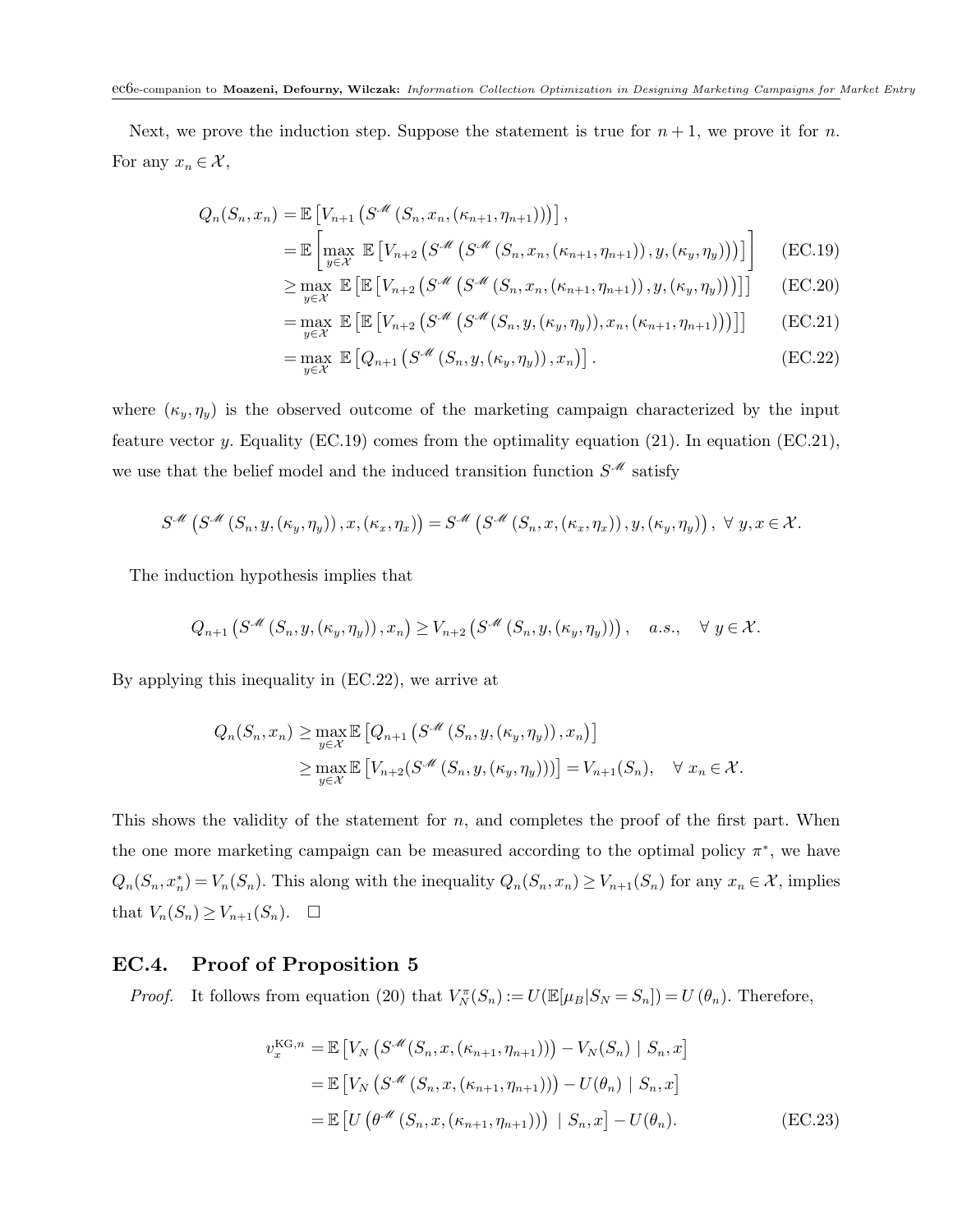Next, we prove the induction step. Suppose the statement is true for $n+1$, we prove it for $n$. For any $x_n \in \mathcal{X}$,

$$
\begin{aligned}
Q_n(S_n, x_n) &= \mathbb{E}\left[V_{n+1}\left(S^{\mathscr{M}}\left(S_n, x_n, (\kappa_{n+1}, \eta_{n+1})\right)\right)\right], \\
&= \mathbb{E}\left[\max_{y \in \mathcal{X}} \mathbb{E}\left[V_{n+2}\left(S^{\mathscr{M}}\left(S^{\mathscr{M}}\left(S_n, x_n, (\kappa_{n+1}, \eta_{n+1})\right), y, (\kappa_y, \eta_y)\right)\right)\right]\right] \qquad \text{(EC.19)} \\
&\geq \max_{y \in \mathcal{X}} \mathbb{E}\left[\mathbb{E}\left[V_{n+2}\left(S^{\mathscr{M}}\left(S^{\mathscr{M}}\left(S_n, x_n, (\kappa_{n+1}, \eta_{n+1})\right), y, (\kappa_y, \eta_y)\right)\right)\right]\right] \qquad \text{(EC.20)} \\
&= \max_{y \in \mathcal{X}} \mathbb{E}\left[\mathbb{E}\left[V_{n+2}\left(S^{\mathscr{M}}\left(S^{\mathscr{M}}(S_n, y, (\kappa_y, \eta_y)), x_n, (\kappa_{n+1}, \eta_{n+1})\right)\right)\right]\right] \qquad \text{(EC.21)} \\
&= \max_{y \in \mathcal{X}} \mathbb{E}\left[Q_{n+1}\left(S^{\mathscr{M}}\left(S_n, y, (\kappa_y, \eta_y)\right), x_n\right)\right]. \qquad \text{(EC.22)}
\end{aligned}
$$

where $(\kappa_y, \eta_y)$ is the observed outcome of the marketing campaign characterized by the input feature vector $y$. Equality (EC.19) comes from the optimality equation (21). In equation (EC.21), we use that the belief model and the induced transition function $S^{\mathscr{M}}$ satisfy

$$
S^{\mathscr{M}}\left(S^{\mathscr{M}}\left(S_n, y, (\kappa_y, \eta_y)\right), x, (\kappa_x, \eta_x)\right) = S^{\mathscr{M}}\left(S^{\mathscr{M}}\left(S_n, x, (\kappa_x, \eta_x)\right), y, (\kappa_y, \eta_y)\right), \ \forall\, y, x \in \mathcal{X}.
$$

The induction hypothesis implies that

$$
Q_{n+1}\left(S^{\mathscr{M}}\left(S_n, y, (\kappa_y, \eta_y)\right), x_n\right) \geq V_{n+2}\left(S^{\mathscr{M}}\left(S_n, y, (\kappa_y, \eta_y)\right)\right), \quad a.s., \quad \forall\, y \in \mathcal{X}.
$$

By applying this inequality in (EC.22), we arrive at

$$
\begin{aligned}
Q_n(S_n, x_n) &\geq \max_{y \in \mathcal{X}} \mathbb{E}\left[Q_{n+1}\left(S^{\mathscr{M}}\left(S_n, y, (\kappa_y, \eta_y)\right), x_n\right)\right] \\
&\geq \max_{y \in \mathcal{X}} \mathbb{E}\left[V_{n+2}(S^{\mathscr{M}}\left(S_n, y, (\kappa_y, \eta_y)\right))\right] = V_{n+1}(S_n), \quad \forall\, x_n \in \mathcal{X}.
\end{aligned}
$$

This shows the validity of the statement for $n$, and completes the proof of the first part. When the one more marketing campaign can be measured according to the optimal policy $\pi^*$, we have $Q_n(S_n, x_n^*) = V_n(S_n)$. This along with the inequality $Q_n(S_n, x_n) \geq V_{n+1}(S_n)$ for any $x_n \in \mathcal{X}$, implies that $V_n(S_n) \geq V_{n+1}(S_n)$. $\square$

## EC.4. Proof of Proposition 5

*Proof.* It follows from equation (20) that $V_N^{\pi}(S_n) := U(\mathbb{E}[\mu_B | S_N = S_n]) = U(\theta_n)$. Therefore,

$$
\begin{aligned}
v_x^{\mathrm{KG}, n} &= \mathbb{E}\left[V_N\left(S^{\mathscr{M}}(S_n, x, (\kappa_{n+1}, \eta_{n+1}))\right) - V_N(S_n) \mid S_n, x\right] \\
&= \mathbb{E}\left[V_N\left(S^{\mathscr{M}}(S_n, x, (\kappa_{n+1}, \eta_{n+1}))\right) - U(\theta_n) \mid S_n, x\right] \\
&= \mathbb{E}\left[U\left(\theta^{\mathscr{M}}\left(S_n, x, (\kappa_{n+1}, \eta_{n+1})\right)\right) \mid S_n, x\right] - U(\theta_n). \qquad \text{(EC.23)}
\end{aligned}
$$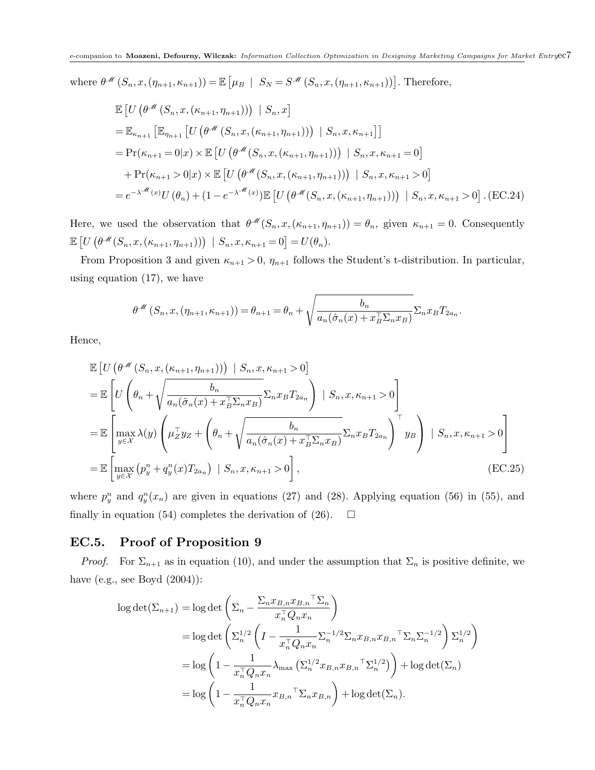where $\theta^{\mathscr{M}}(S_n, x, (\eta_{n+1}, \kappa_{n+1})) = \mathbb{E}\left[\mu_B \mid S_N = S^{\mathscr{M}}(S_n, x, (\eta_{n+1}, \kappa_{n+1}))\right]$. Therefore,

$$
\begin{aligned}
&\mathbb{E}\left[U\left(\theta^{\mathscr{M}}(S_n, x, (\kappa_{n+1}, \eta_{n+1}))\right) \mid S_n, x\right] \\
&= \mathbb{E}_{\kappa_{n+1}}\left[\mathbb{E}_{\eta_{n+1}}\left[U\left(\theta^{\mathscr{M}}(S_n, x, (\kappa_{n+1}, \eta_{n+1}))\right) \mid S_n, x, \kappa_{n+1}\right]\right] \\
&= \Pr(\kappa_{n+1} = 0|x) \times \mathbb{E}\left[U\left(\theta^{\mathscr{M}}(S_n, x, (\kappa_{n+1}, \eta_{n+1}))\right) \mid S_n, x, \kappa_{n+1} = 0\right] \\
&\quad + \Pr(\kappa_{n+1} > 0|x) \times \mathbb{E}\left[U\left(\theta^{\mathscr{M}}(S_n, x, (\kappa_{n+1}, \eta_{n+1}))\right) \mid S_n, x, \kappa_{n+1} > 0\right] \\
&= e^{-\lambda^{\mathscr{M}}(x)} U(\theta_n) + (1 - e^{-\lambda^{\mathscr{M}}(x)}) \mathbb{E}\left[U\left(\theta^{\mathscr{M}}(S_n, x, (\kappa_{n+1}, \eta_{n+1}))\right) \mid S_n, x, \kappa_{n+1} > 0\right]. \quad \text{(EC.24)}
\end{aligned}
$$

Here, we used the observation that $\theta^{\mathscr{M}}(S_n, x, (\kappa_{n+1}, \eta_{n+1})) = \theta_n$, given $\kappa_{n+1} = 0$. Consequently $\mathbb{E}\left[U\left(\theta^{\mathscr{M}}(S_n, x, (\kappa_{n+1}, \eta_{n+1}))\right) \mid S_n, x, \kappa_{n+1} = 0\right] = U(\theta_n)$.

From Proposition 3 and given $\kappa_{n+1} > 0$, $\eta_{n+1}$ follows the Student's t-distribution. In particular, using equation (17), we have

$$
\theta^{\mathscr{M}}(S_n, x, (\eta_{n+1}, \kappa_{n+1})) = \theta_{n+1} = \theta_n + \sqrt{\frac{b_n}{a_n(\hat{\sigma}_n(x) + x_B^\top \Sigma_n x_B)}} \Sigma_n x_B T_{2a_n}.
$$

Hence,

$$
\begin{aligned}
&\mathbb{E}\left[U\left(\theta^{\mathscr{M}}(S_n, x, (\kappa_{n+1}, \eta_{n+1}))\right) \mid S_n, x, \kappa_{n+1} > 0\right] \\
&= \mathbb{E}\left[U\left(\theta_n + \sqrt{\frac{b_n}{a_n(\hat{\sigma}_n(x) + x_B^\top \Sigma_n x_B)}} \Sigma_n x_B T_{2a_n}\right) \mid S_n, x, \kappa_{n+1} > 0\right] \\
&= \mathbb{E}\left[\max_{y \in \mathcal{X}} \lambda(y) \left(\mu_Z^\top y_Z + \left(\theta_n + \sqrt{\frac{b_n}{a_n(\hat{\sigma}_n(x) + x_B^\top \Sigma_n x_B)}} \Sigma_n x_B T_{2a_n}\right)^\top y_B\right) \mid S_n, x, \kappa_{n+1} > 0\right] \\
&= \mathbb{E}\left[\max_{y \in \mathcal{X}} \left(p_y^n + q_y^n(x) T_{2a_n}\right) \mid S_n, x, \kappa_{n+1} > 0\right], \quad \text{(EC.25)}
\end{aligned}
$$

where $p_y^n$ and $q_y^n(x_n)$ are given in equations (27) and (28). Applying equation (56) in (55), and finally in equation (54) completes the derivation of (26). $\square$

## EC.5. Proof of Proposition 9

*Proof.* For $\Sigma_{n+1}$ as in equation (10), and under the assumption that $\Sigma_n$ is positive definite, we have (e.g., see Boyd (2004)):

$$
\begin{aligned}
\log\det(\Sigma_{n+1}) &= \log\det\left(\Sigma_n - \frac{\Sigma_n x_{B,n} x_{B,n}{}^\top \Sigma_n}{x_n^\top Q_n x_n}\right) \\
&= \log\det\left(\Sigma_n^{1/2}\left(I - \frac{1}{x_n^\top Q_n x_n} \Sigma_n^{-1/2} \Sigma_n x_{B,n} x_{B,n}{}^\top \Sigma_n \Sigma_n^{-1/2}\right) \Sigma_n^{1/2}\right) \\
&= \log\left(1 - \frac{1}{x_n^\top Q_n x_n} \lambda_{\max}\left(\Sigma_n^{1/2} x_{B,n} x_{B,n}{}^\top \Sigma_n^{1/2}\right)\right) + \log\det(\Sigma_n) \\
&= \log\left(1 - \frac{1}{x_n^\top Q_n x_n} x_{B,n}{}^\top \Sigma_n x_{B,n}\right) + \log\det(\Sigma_n).
\end{aligned}
$$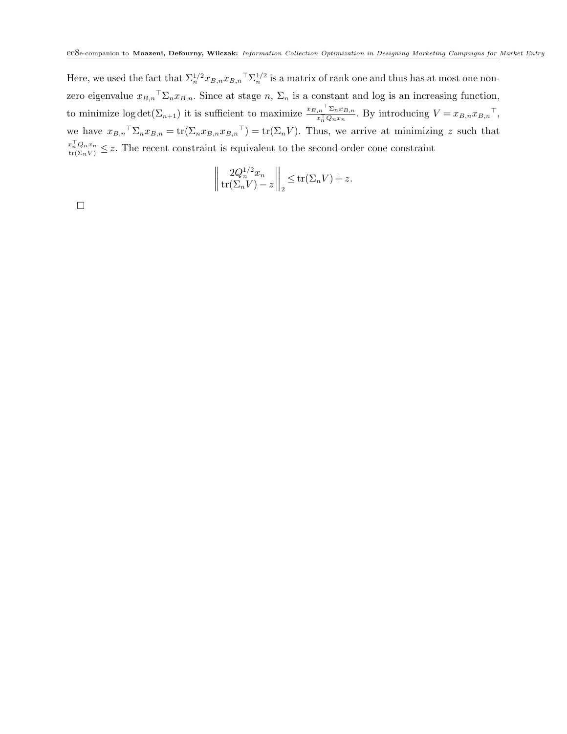Here, we used the fact that $\Sigma_n^{1/2} x_{B,n} {x_{B,n}}^\top \Sigma_n^{1/2}$ is a matrix of rank one and thus has at most one non-zero eigenvalue ${x_{B,n}}^\top \Sigma_n x_{B,n}$. Since at stage $n$, $\Sigma_n$ is a constant and log is an increasing function, to minimize $\log\det(\Sigma_{n+1})$ it is sufficient to maximize $\frac{{x_{B,n}}^\top \Sigma_n x_{B,n}}{x_n^\top Q_n x_n}$. By introducing $V = x_{B,n} {x_{B,n}}^\top$, we have ${x_{B,n}}^\top \Sigma_n x_{B,n} = \mathrm{tr}(\Sigma_n x_{B,n} {x_{B,n}}^\top) = \mathrm{tr}(\Sigma_n V)$. Thus, we arrive at minimizing $z$ such that $\frac{x_n^\top Q_n x_n}{\mathrm{tr}(\Sigma_n V)} \leq z$. The recent constraint is equivalent to the second-order cone constraint

$$\left\| \begin{matrix} 2Q_n^{1/2} x_n \\ \mathrm{tr}(\Sigma_n V) - z \end{matrix} \right\|_2 \leq \mathrm{tr}(\Sigma_n V) + z.$$

□